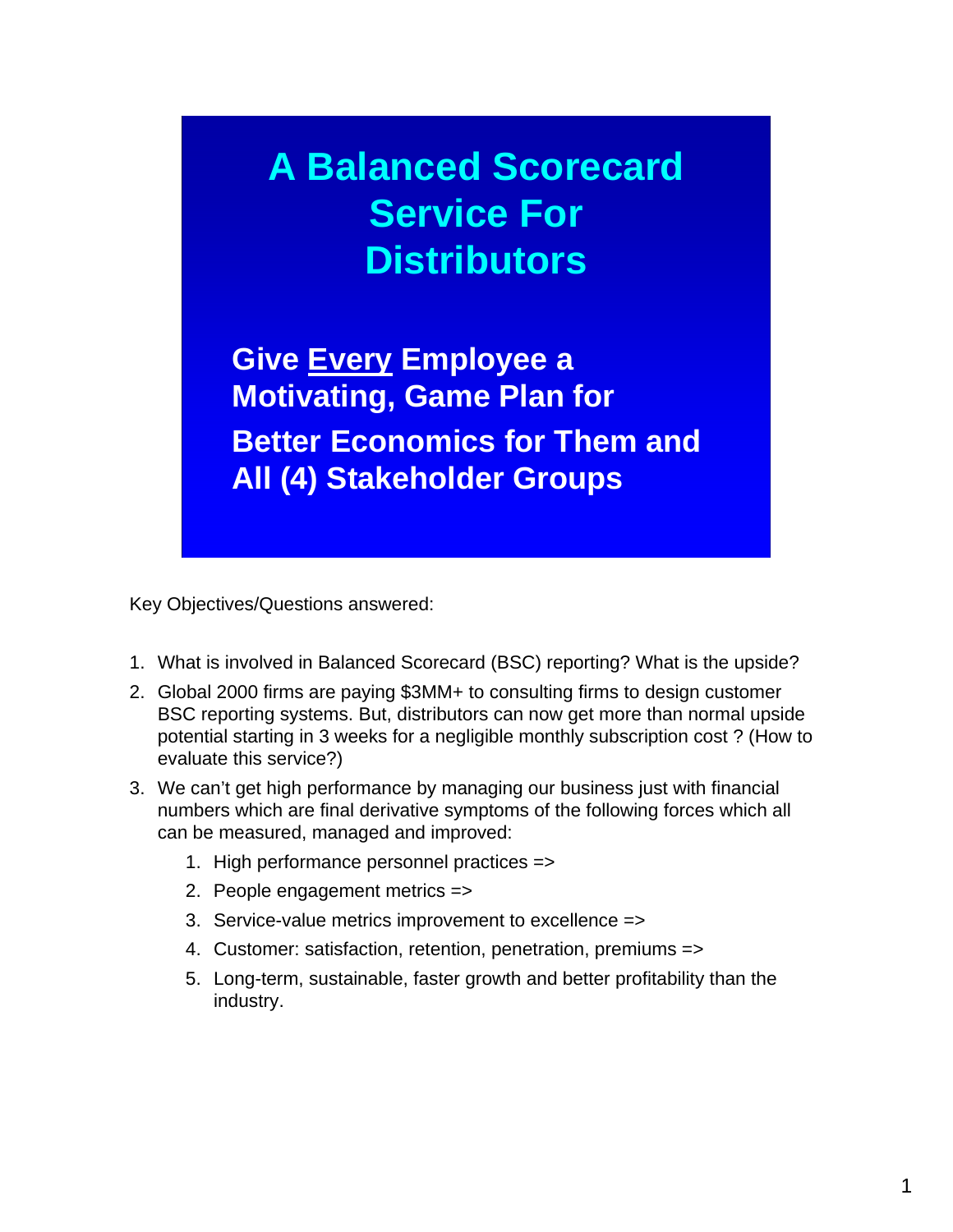# A Balanced Scorecard Service For Distributors

**Give Every Employee a Motivating, Game Plan for**

**Better Economics for Them and All (4) Stakeholder Groups**

Key Objectives/Questions answered:

1. What is involved in Balanced Scorecard (BSC) reporting? What is the upside?
2. Global 2000 firms are paying $3MM+ to consulting firms to design customer BSC reporting systems. But, distributors can now get more than normal upside potential starting in 3 weeks for a negligible monthly subscription cost ? (How to evaluate this service?)
3. We can't get high performance by managing our business just with financial numbers which are final derivative symptoms of the following forces which all can be measured, managed and improved:
   1. High performance personnel practices =>
   2. People engagement metrics =>
   3. Service-value metrics improvement to excellence =>
   4. Customer: satisfaction, retention, penetration, premiums =>
   5. Long-term, sustainable, faster growth and better profitability than the industry.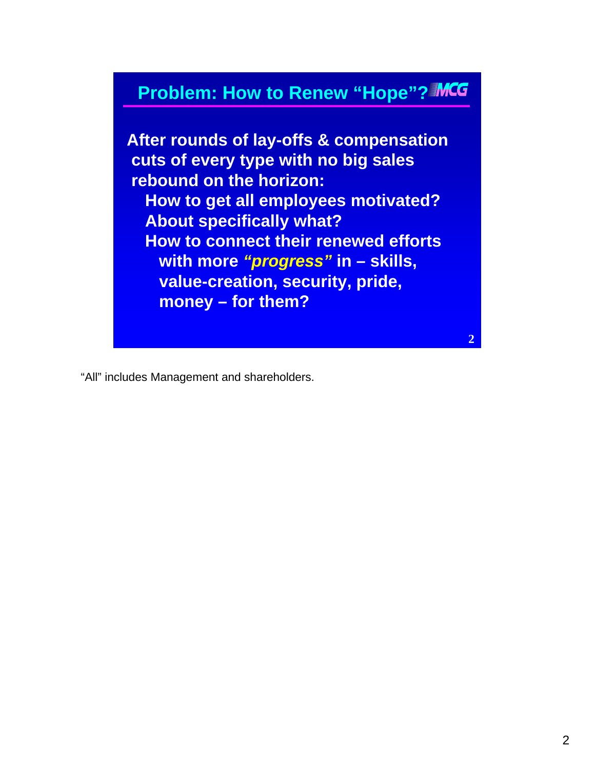## Problem: How to Renew "Hope"?

**After rounds of lay-offs & compensation cuts of every type with no big sales rebound on the horizon:**

- **How to get all employees motivated?**
- **About specifically what?**
- **How to connect their renewed efforts with more *"progress"* in – skills, value-creation, security, pride, money – for them?**

"All" includes Management and shareholders.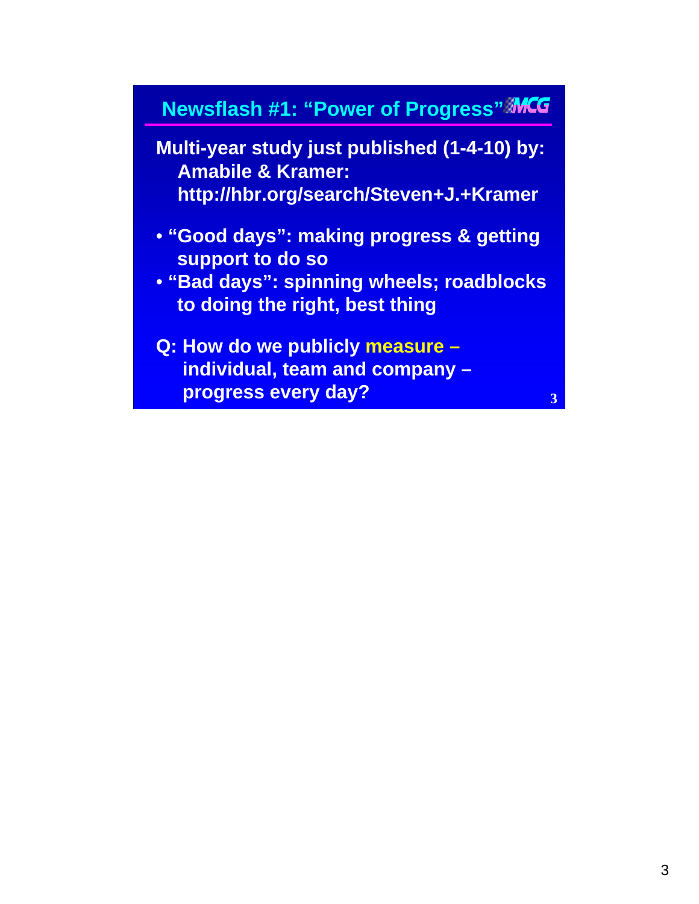## Newsflash #1: "Power of Progress"

**Multi-year study just published (1-4-10) by: Amabile & Kramer: http://hbr.org/search/Steven+J.+Kramer**

- **"Good days": making progress & getting support to do so**
- **"Bad days": spinning wheels; roadblocks to doing the right, best thing**

**Q: How do we publicly measure – individual, team and company – progress every day?**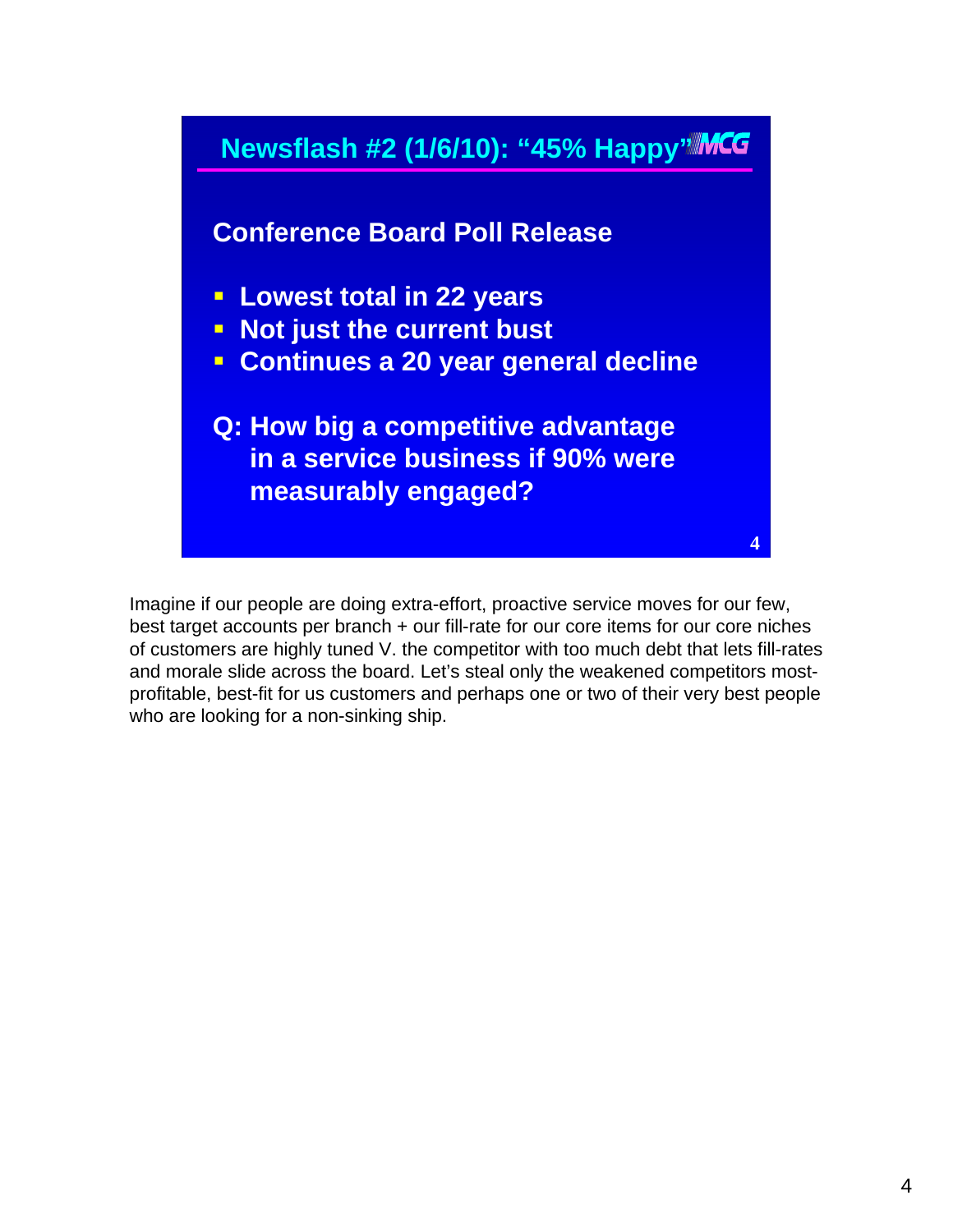## Newsflash #2 (1/6/10): "45% Happy"

**Conference Board Poll Release**

- **Lowest total in 22 years**
- **Not just the current bust**
- **Continues a 20 year general decline**

**Q: How big a competitive advantage in a service business if 90% were measurably engaged?**

Imagine if our people are doing extra-effort, proactive service moves for our few, best target accounts per branch + our fill-rate for our core items for our core niches of customers are highly tuned V. the competitor with too much debt that lets fill-rates and morale slide across the board. Let's steal only the weakened competitors most-profitable, best-fit for us customers and perhaps one or two of their very best people who are looking for a non-sinking ship.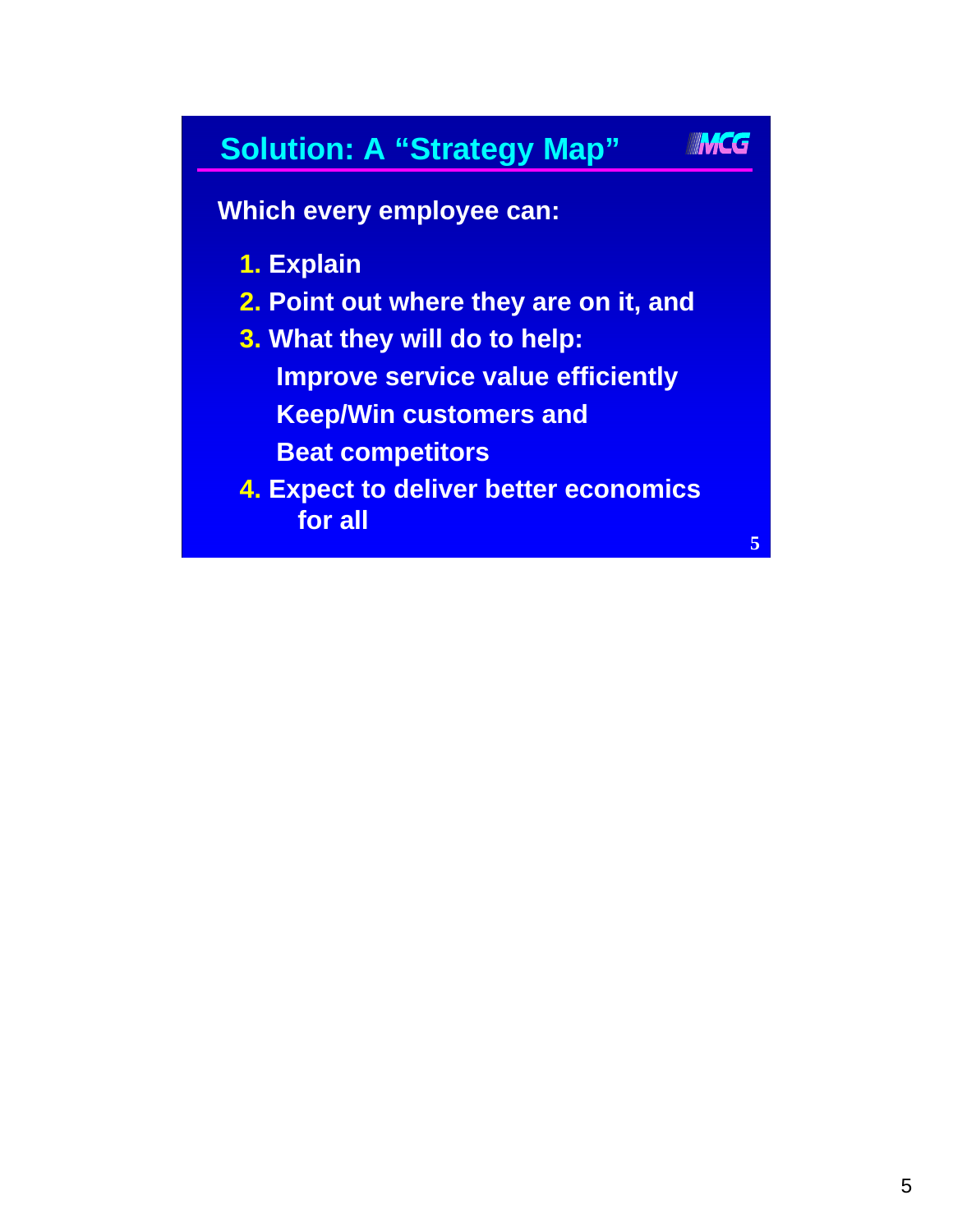## Solution: A "Strategy Map"

MCG

**Which every employee can:**

1. **Explain**
2. **Point out where they are on it, and**
3. **What they will do to help:**
   **Improve service value efficiently**
   **Keep/Win customers and**
   **Beat competitors**
4. **Expect to deliver better economics for all**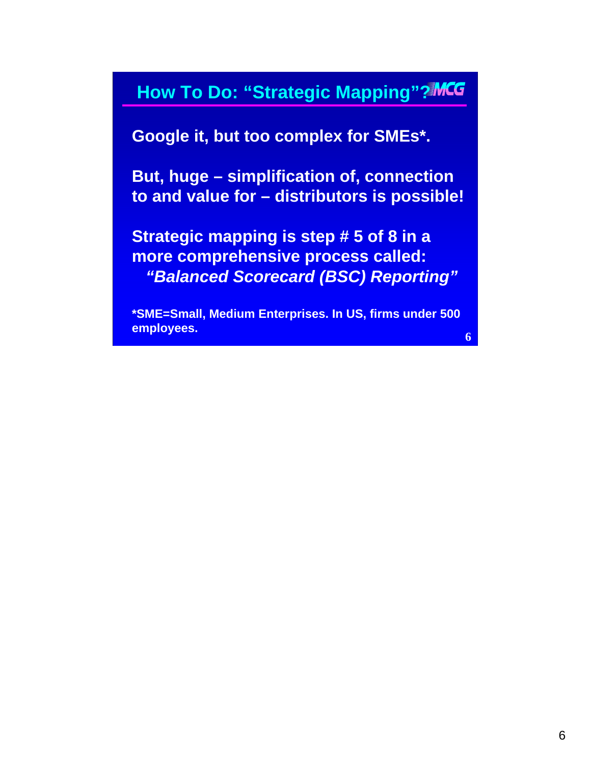## How To Do: "Strategic Mapping"?

**Google it, but too complex for SMEs*.**

**But, huge – simplification of, connection to and value for – distributors is possible!**

**Strategic mapping is step # 5 of 8 in a more comprehensive process called:**
***"Balanced Scorecard (BSC) Reporting"***

***SME=Small, Medium Enterprises. In US, firms under 500 employees.**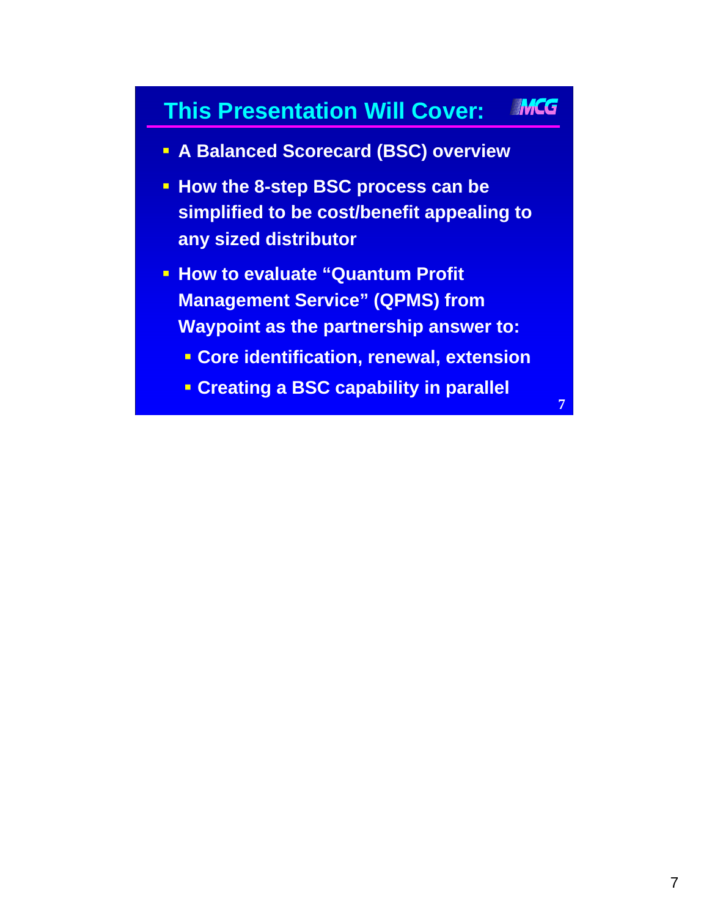## This Presentation Will Cover:

- A Balanced Scorecard (BSC) overview
- How the 8-step BSC process can be simplified to be cost/benefit appealing to any sized distributor
- How to evaluate "Quantum Profit Management Service" (QPMS) from Waypoint as the partnership answer to:
  - Core identification, renewal, extension
  - Creating a BSC capability in parallel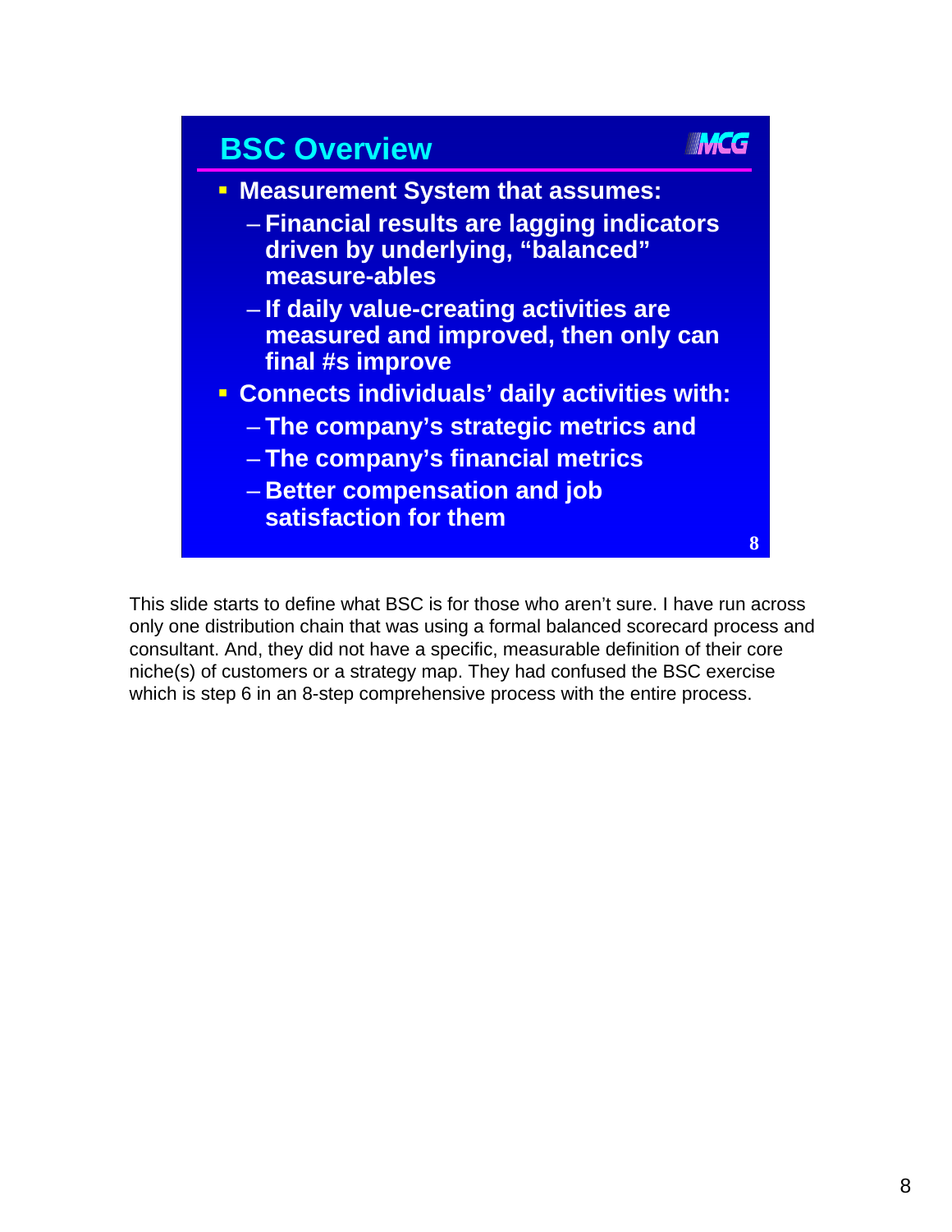## BSC Overview

- **Measurement System that assumes:**
  - **Financial results are lagging indicators driven by underlying, "balanced" measure-ables**
  - **If daily value-creating activities are measured and improved, then only can final #s improve**
- **Connects individuals' daily activities with:**
  - **The company's strategic metrics and**
  - **The company's financial metrics**
  - **Better compensation and job satisfaction for them**

This slide starts to define what BSC is for those who aren't sure. I have run across only one distribution chain that was using a formal balanced scorecard process and consultant. And, they did not have a specific, measurable definition of their core niche(s) of customers or a strategy map. They had confused the BSC exercise which is step 6 in an 8-step comprehensive process with the entire process.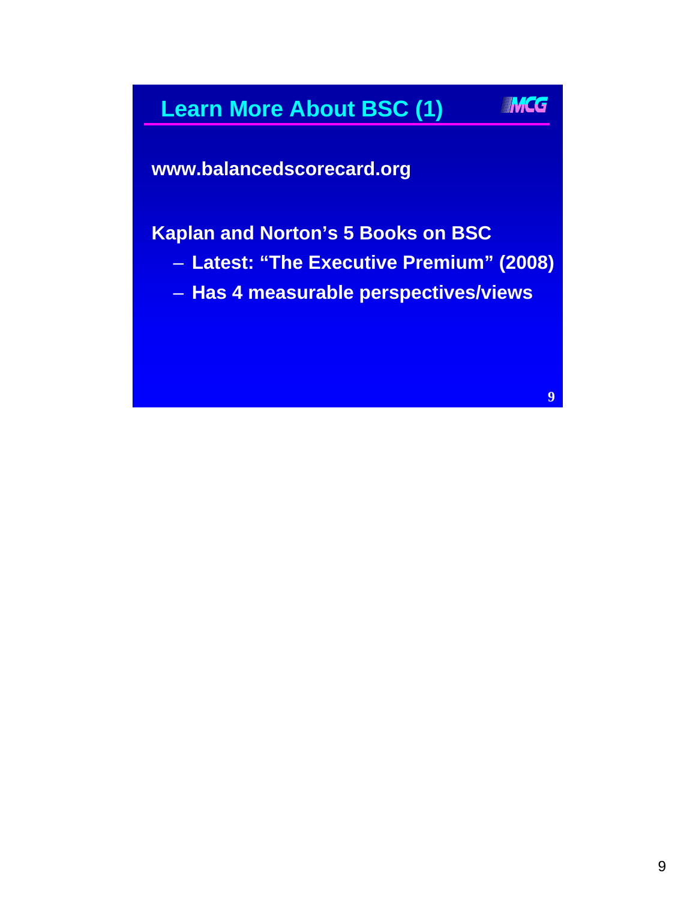## Learn More About BSC (1)

**www.balancedscorecard.org**

**Kaplan and Norton's 5 Books on BSC**

- **Latest: "The Executive Premium" (2008)**
- **Has 4 measurable perspectives/views**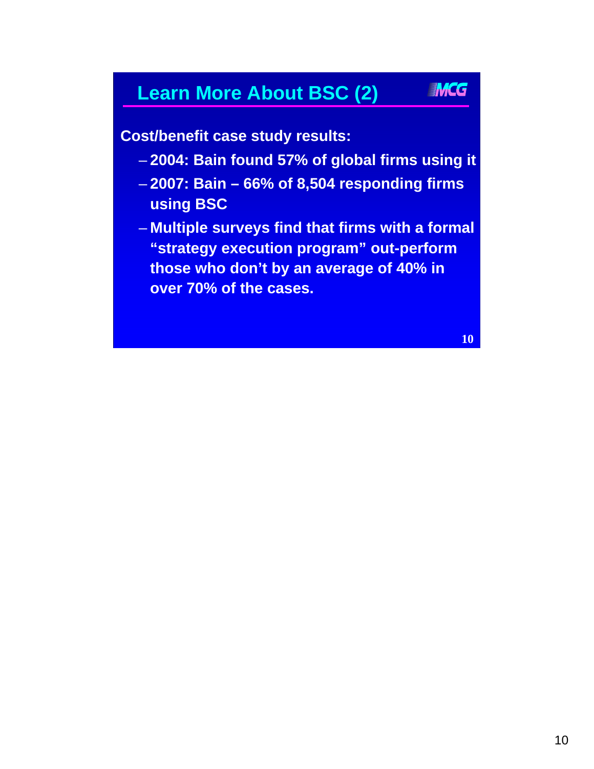## Learn More About BSC (2)

**Cost/benefit case study results:**

- **2004: Bain found 57% of global firms using it**
- **2007: Bain – 66% of 8,504 responding firms using BSC**
- **Multiple surveys find that firms with a formal "strategy execution program" out-perform those who don't by an average of 40% in over 70% of the cases.**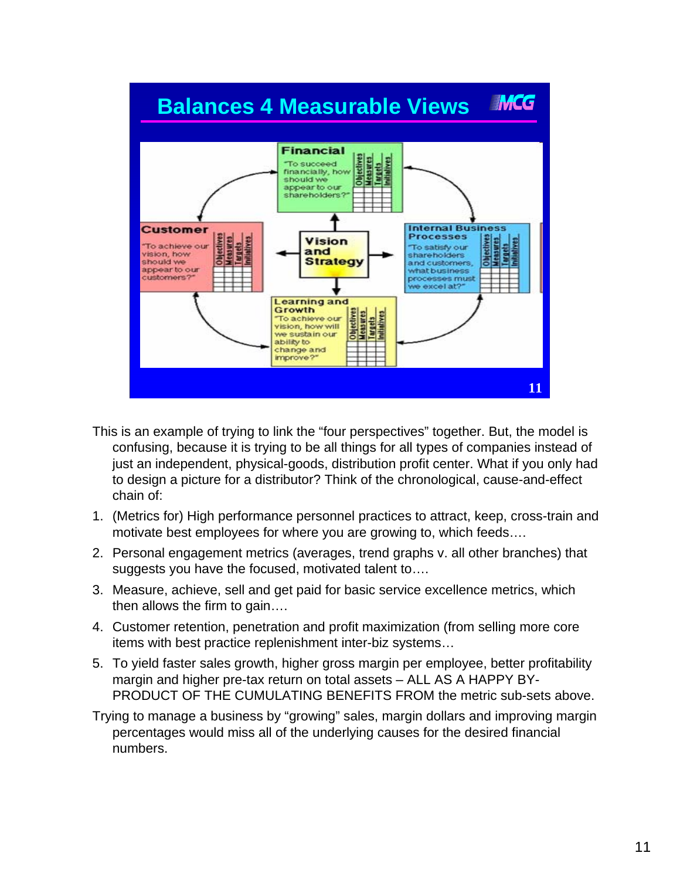## Balances 4 Measurable Views

**Financial**
"To succeed financially, how should we appear to our shareholders?"

**Customer**
"To achieve our vision, how should we appear to our customers?"

**Vision and Strategy**

**Internal Business Processes**
"To satisfy our shareholders and customers, what business processes must we excel at?"

**Learning and Growth**
"To achieve our vision, how will we sustain our ability to change and improve?"

| Objectives | Measures | Targets | Initiatives |
|---|---|---|---|
| | | | |

This is an example of trying to link the "four perspectives" together. But, the model is confusing, because it is trying to be all things for all types of companies instead of just an independent, physical-goods, distribution profit center. What if you only had to design a picture for a distributor? Think of the chronological, cause-and-effect chain of:

1. (Metrics for) High performance personnel practices to attract, keep, cross-train and motivate best employees for where you are growing to, which feeds….
2. Personal engagement metrics (averages, trend graphs v. all other branches) that suggests you have the focused, motivated talent to….
3. Measure, achieve, sell and get paid for basic service excellence metrics, which then allows the firm to gain….
4. Customer retention, penetration and profit maximization (from selling more core items with best practice replenishment inter-biz systems…
5. To yield faster sales growth, higher gross margin per employee, better profitability margin and higher pre-tax return on total assets – ALL AS A HAPPY BY-PRODUCT OF THE CUMULATING BENEFITS FROM the metric sub-sets above.

Trying to manage a business by "growing" sales, margin dollars and improving margin percentages would miss all of the underlying causes for the desired financial numbers.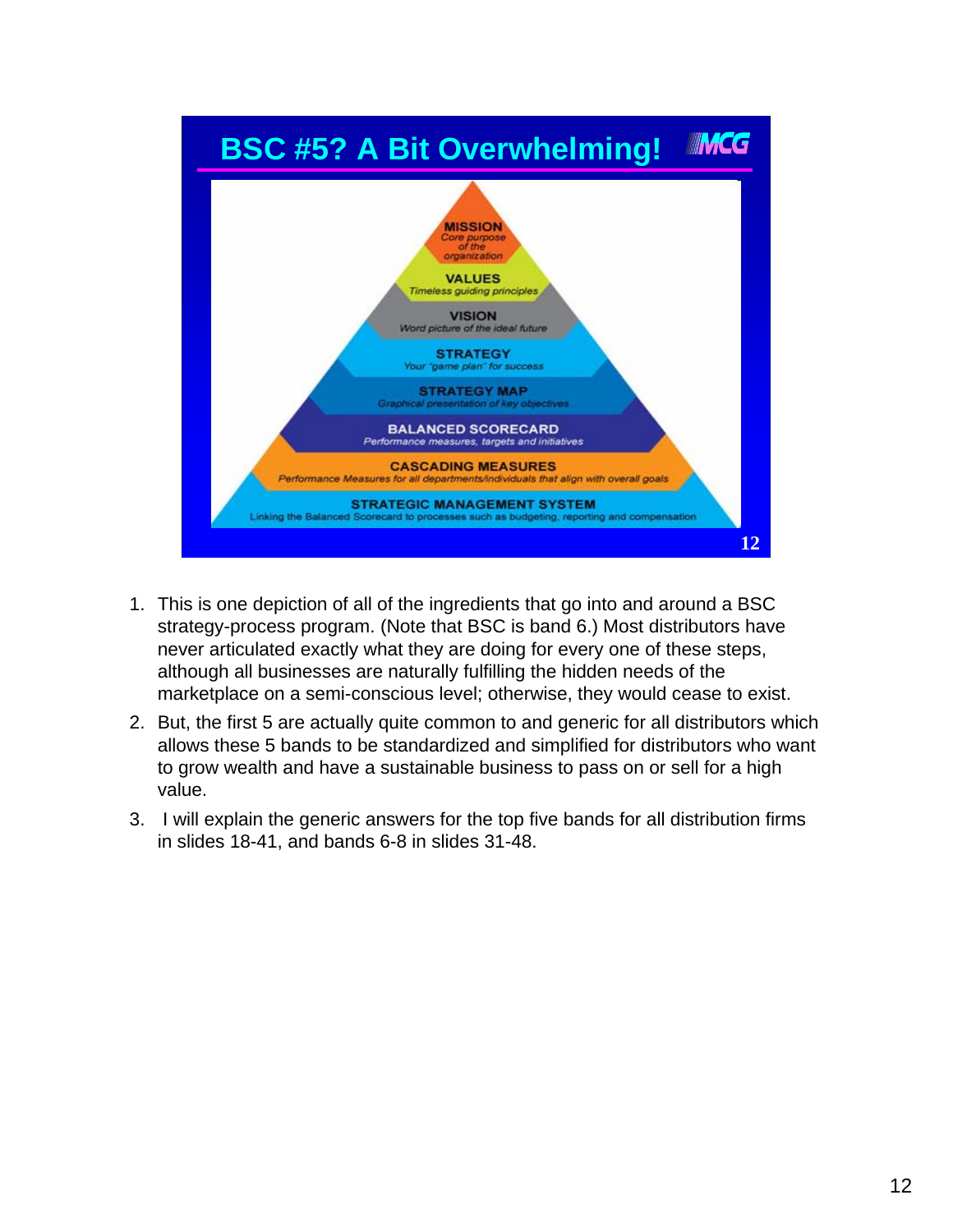## BSC #5? A Bit Overwhelming!

- **MISSION** — *Core purpose of the organization*
- **VALUES** — *Timeless guiding principles*
- **VISION** — *Word picture of the ideal future*
- **STRATEGY** — *Your "game plan" for success*
- **STRATEGY MAP** — *Graphical presentation of key objectives*
- **BALANCED SCORECARD** — *Performance measures, targets and initiatives*
- **CASCADING MEASURES** — *Performance Measures for all departments/individuals that align with overall goals*
- **STRATEGIC MANAGEMENT SYSTEM** — Linking the Balanced Scorecard to processes such as budgeting, reporting and compensation

1. This is one depiction of all of the ingredients that go into and around a BSC strategy-process program. (Note that BSC is band 6.) Most distributors have never articulated exactly what they are doing for every one of these steps, although all businesses are naturally fulfilling the hidden needs of the marketplace on a semi-conscious level; otherwise, they would cease to exist.
2. But, the first 5 are actually quite common to and generic for all distributors which allows these 5 bands to be standardized and simplified for distributors who want to grow wealth and have a sustainable business to pass on or sell for a high value.
3. I will explain the generic answers for the top five bands for all distribution firms in slides 18-41, and bands 6-8 in slides 31-48.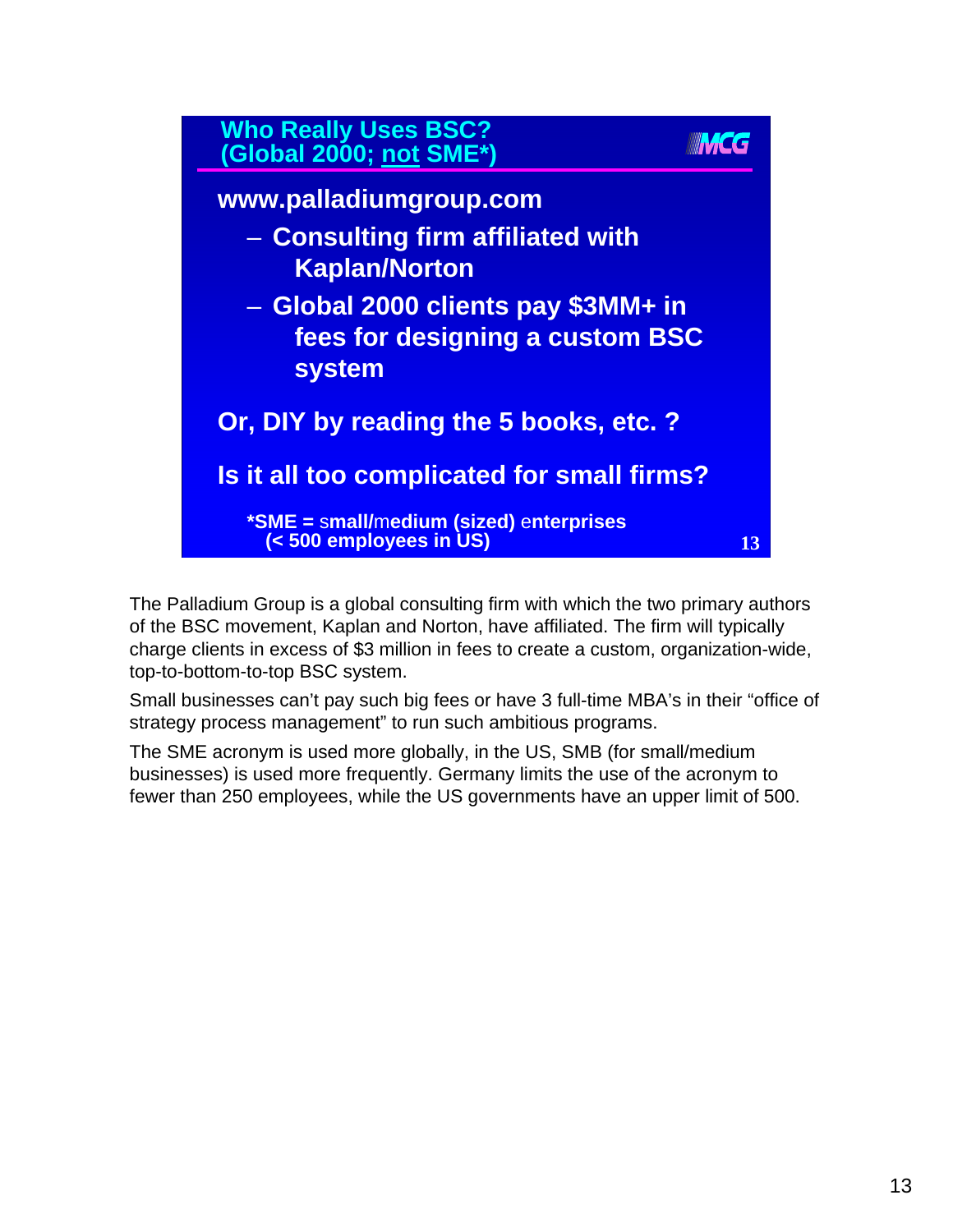## Who Really Uses BSC? (Global 2000; not SME*)

**www.palladiumgroup.com**

- **Consulting firm affiliated with Kaplan/Norton**
- **Global 2000 clients pay $3MM+ in fees for designing a custom BSC system**

**Or, DIY by reading the 5 books, etc. ?**

**Is it all too complicated for small firms?**

**\*SME = small/medium (sized) enterprises (< 500 employees in US)**

The Palladium Group is a global consulting firm with which the two primary authors of the BSC movement, Kaplan and Norton, have affiliated. The firm will typically charge clients in excess of $3 million in fees to create a custom, organization-wide, top-to-bottom-to-top BSC system.

Small businesses can't pay such big fees or have 3 full-time MBA's in their "office of strategy process management" to run such ambitious programs.

The SME acronym is used more globally, in the US, SMB (for small/medium businesses) is used more frequently. Germany limits the use of the acronym to fewer than 250 employees, while the US governments have an upper limit of 500.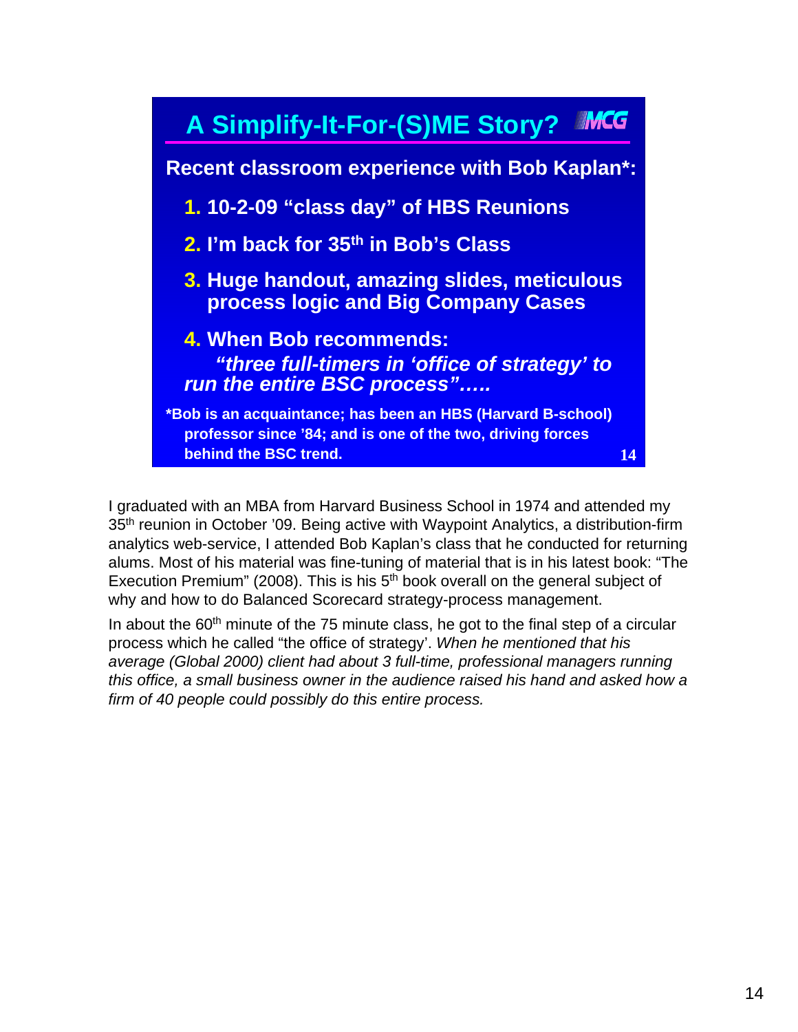## A Simplify-It-For-(S)ME Story?

**Recent classroom experience with Bob Kaplan*:**

1. **10-2-09 "class day" of HBS Reunions**
2. **I'm back for 35th in Bob's Class**
3. **Huge handout, amazing slides, meticulous process logic and Big Company Cases**
4. **When Bob recommends:** ***"three full-timers in 'office of strategy' to run the entire BSC process"…..***

**\*Bob is an acquaintance; has been an HBS (Harvard B-school) professor since '84; and is one of the two, driving forces behind the BSC trend.**

I graduated with an MBA from Harvard Business School in 1974 and attended my 35th reunion in October '09. Being active with Waypoint Analytics, a distribution-firm analytics web-service, I attended Bob Kaplan's class that he conducted for returning alums. Most of his material was fine-tuning of material that is in his latest book: "The Execution Premium" (2008). This is his 5th book overall on the general subject of why and how to do Balanced Scorecard strategy-process management.

In about the 60th minute of the 75 minute class, he got to the final step of a circular process which he called "the office of strategy'. *When he mentioned that his average (Global 2000) client had about 3 full-time, professional managers running this office, a small business owner in the audience raised his hand and asked how a firm of 40 people could possibly do this entire process.*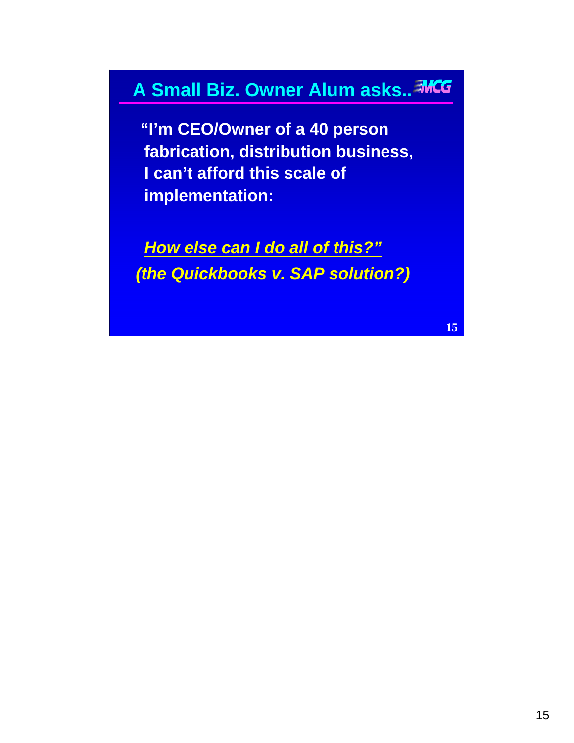## A Small Biz. Owner Alum asks..

**"I'm CEO/Owner of a 40 person fabrication, distribution business, I can't afford this scale of implementation:**

***How else can I do all of this?"***

***(the Quickbooks v. SAP solution?)***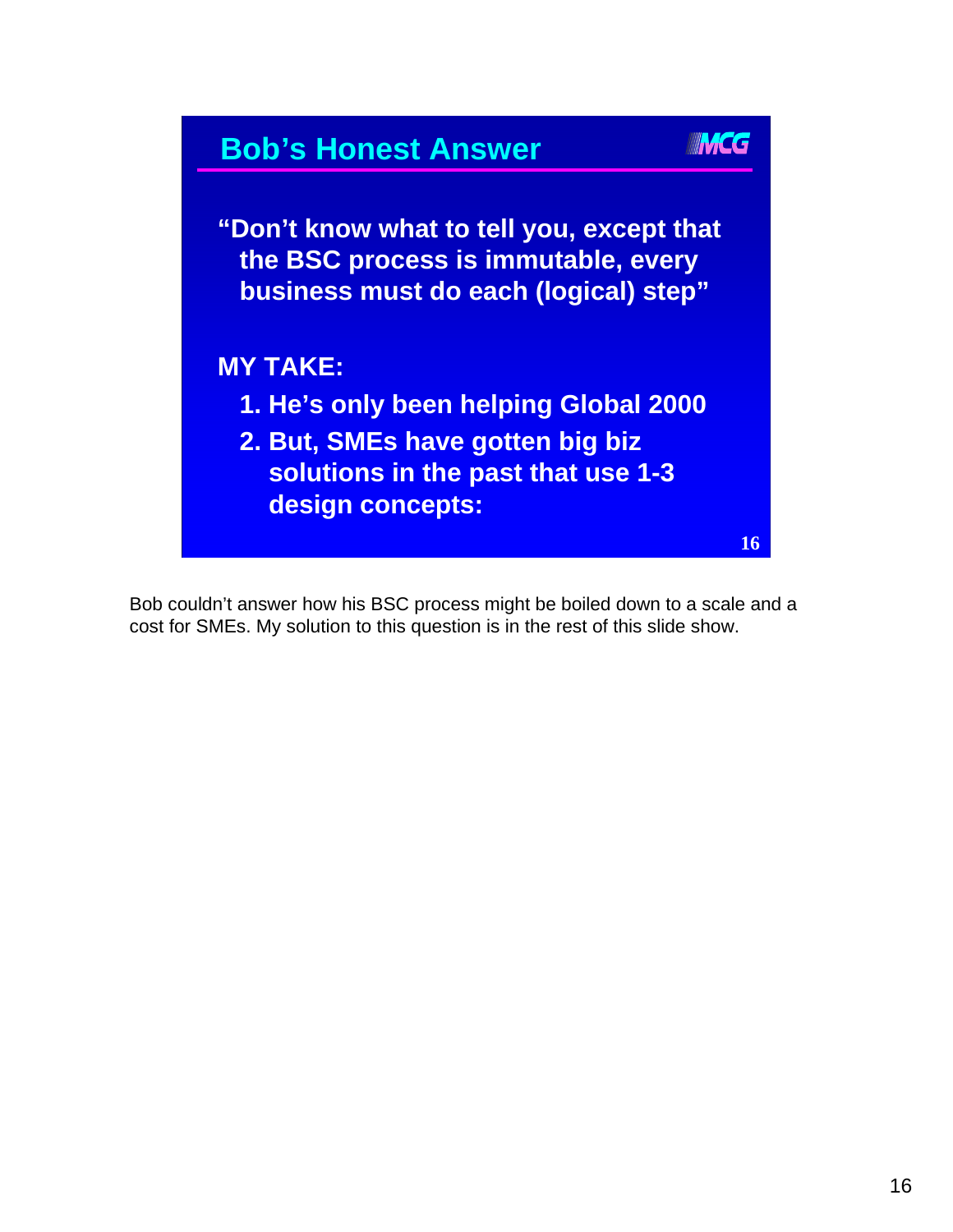## Bob's Honest Answer

"Don't know what to tell you, except that the BSC process is immutable, every business must do each (logical) step"

**MY TAKE:**

1. He's only been helping Global 2000
2. But, SMEs have gotten big biz solutions in the past that use 1-3 design concepts:

Bob couldn't answer how his BSC process might be boiled down to a scale and a cost for SMEs. My solution to this question is in the rest of this slide show.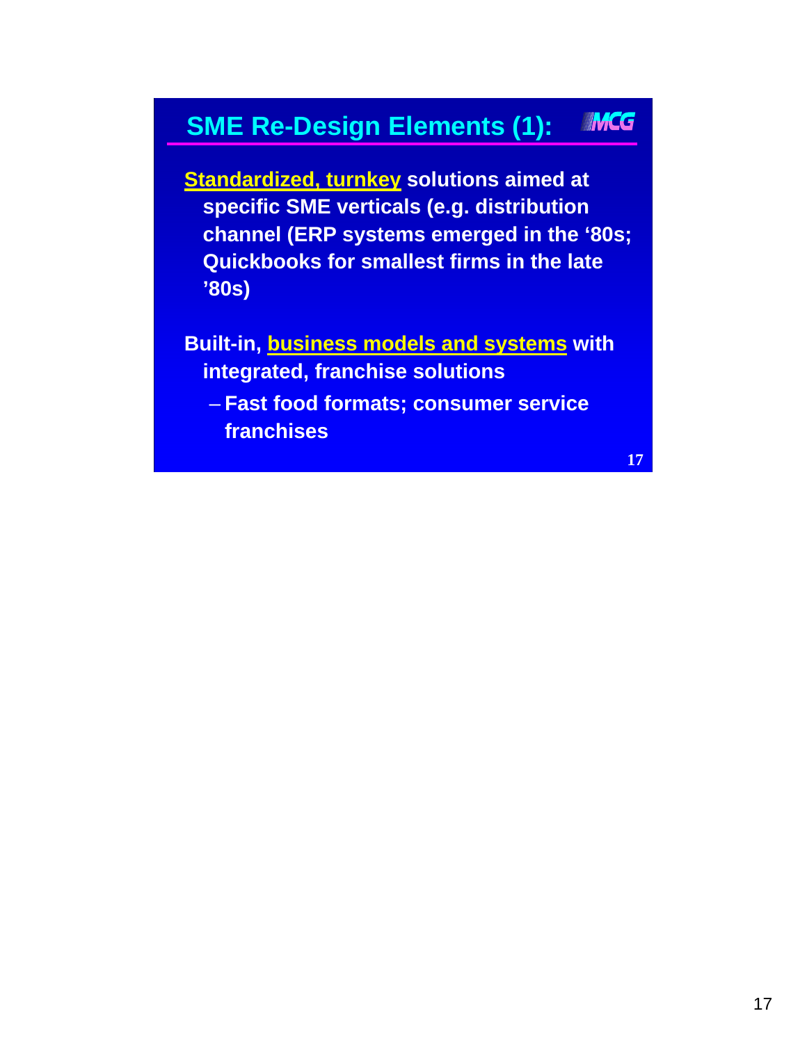## SME Re-Design Elements (1):

**Standardized, turnkey solutions aimed at specific SME verticals (e.g. distribution channel (ERP systems emerged in the '80s; Quickbooks for smallest firms in the late '80s)**

**Built-in, business models and systems with integrated, franchise solutions**

- **Fast food formats; consumer service franchises**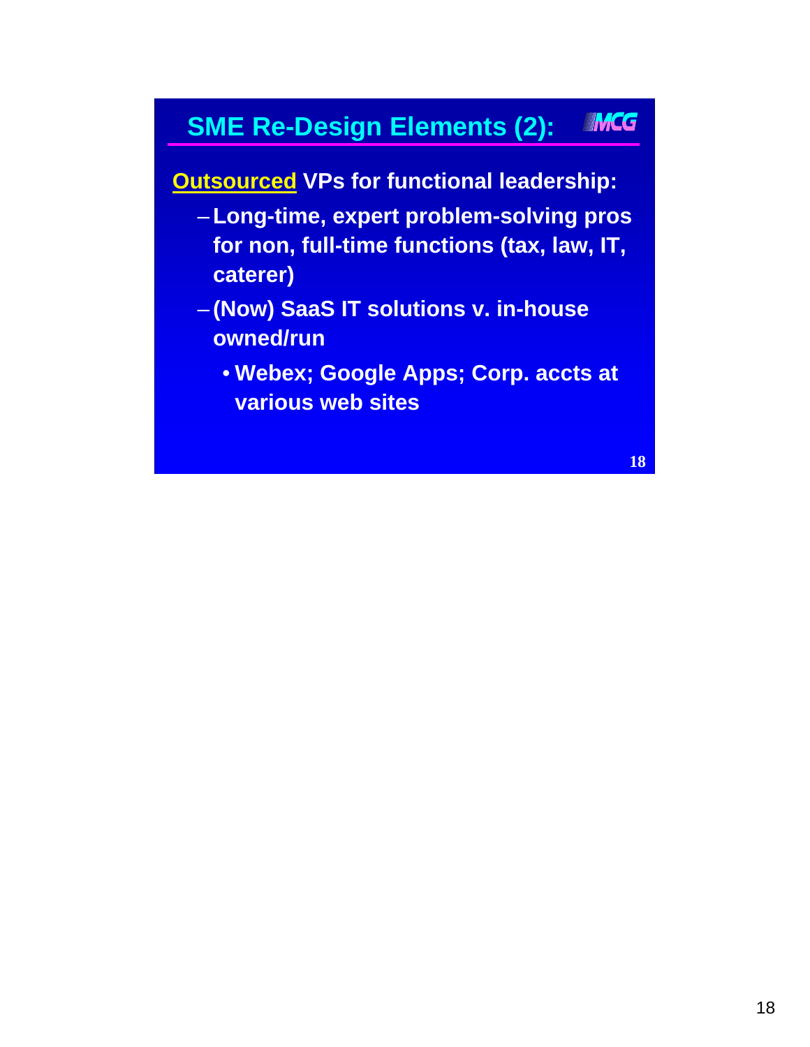## SME Re-Design Elements (2):

**Outsourced VPs for functional leadership:**

- Long-time, expert problem-solving pros for non, full-time functions (tax, law, IT, caterer)
- (Now) SaaS IT solutions v. in-house owned/run
  - Webex; Google Apps; Corp. accts at various web sites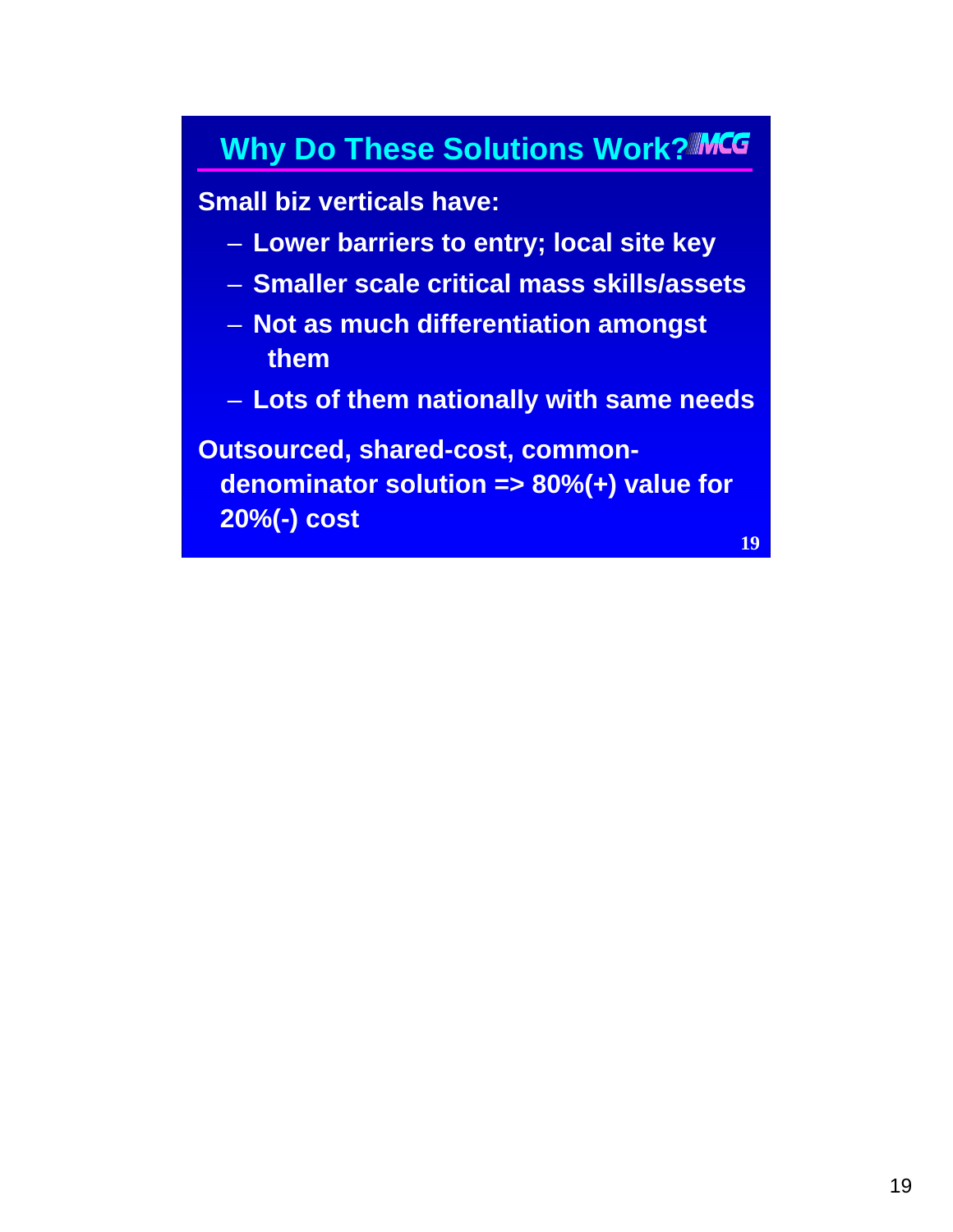## Why Do These Solutions Work?

Small biz verticals have:

- Lower barriers to entry; local site key
- Smaller scale critical mass skills/assets
- Not as much differentiation amongst them
- Lots of them nationally with same needs

Outsourced, shared-cost, common-denominator solution => 80%(+) value for 20%(-) cost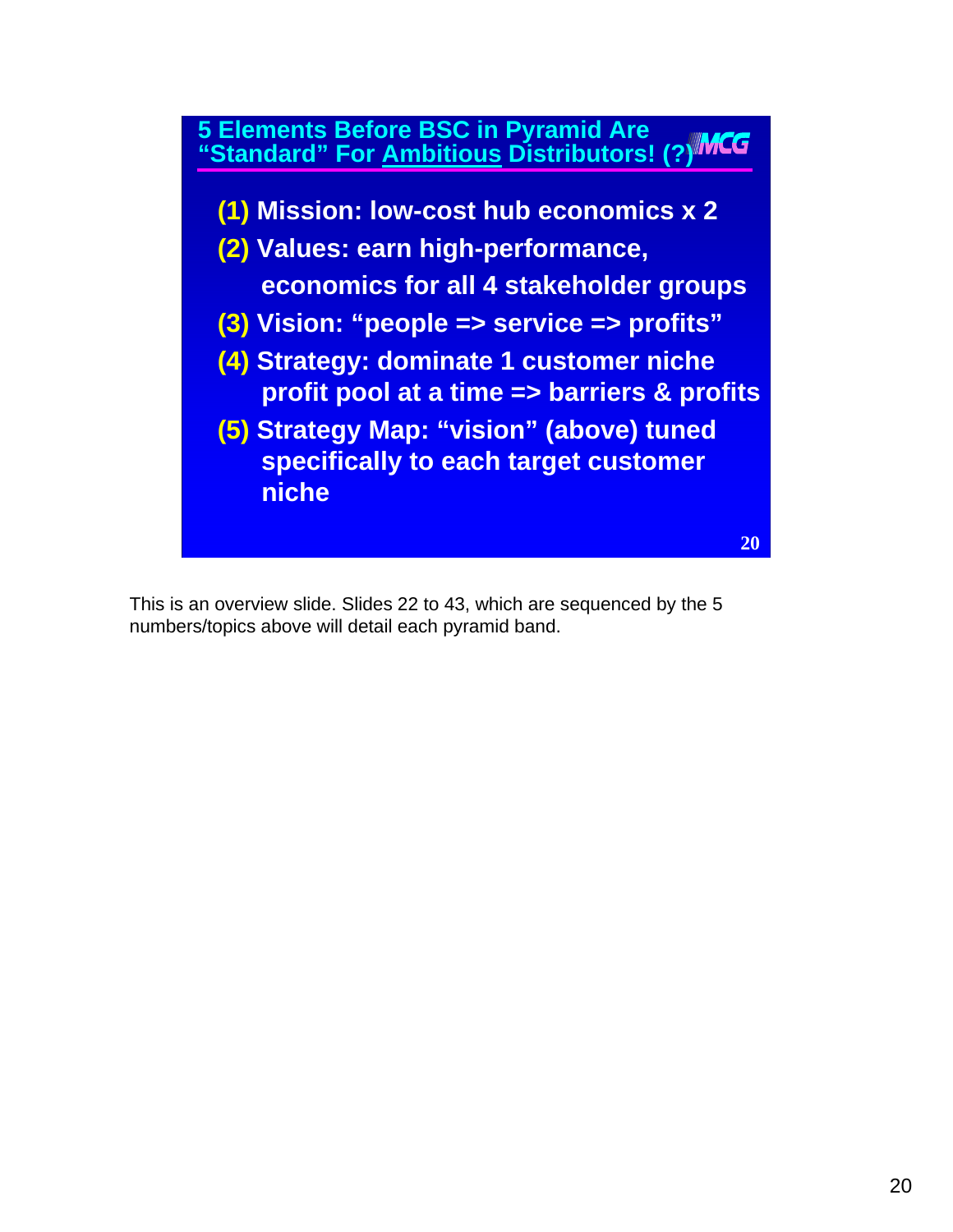## 5 Elements Before BSC in Pyramid Are "Standard" For Ambitious Distributors! (?)

**(1) Mission: low-cost hub economics x 2**

**(2) Values: earn high-performance, economics for all 4 stakeholder groups**

**(3) Vision: "people => service => profits"**

**(4) Strategy: dominate 1 customer niche profit pool at a time => barriers & profits**

**(5) Strategy Map: "vision" (above) tuned specifically to each target customer niche**

This is an overview slide. Slides 22 to 43, which are sequenced by the 5 numbers/topics above will detail each pyramid band.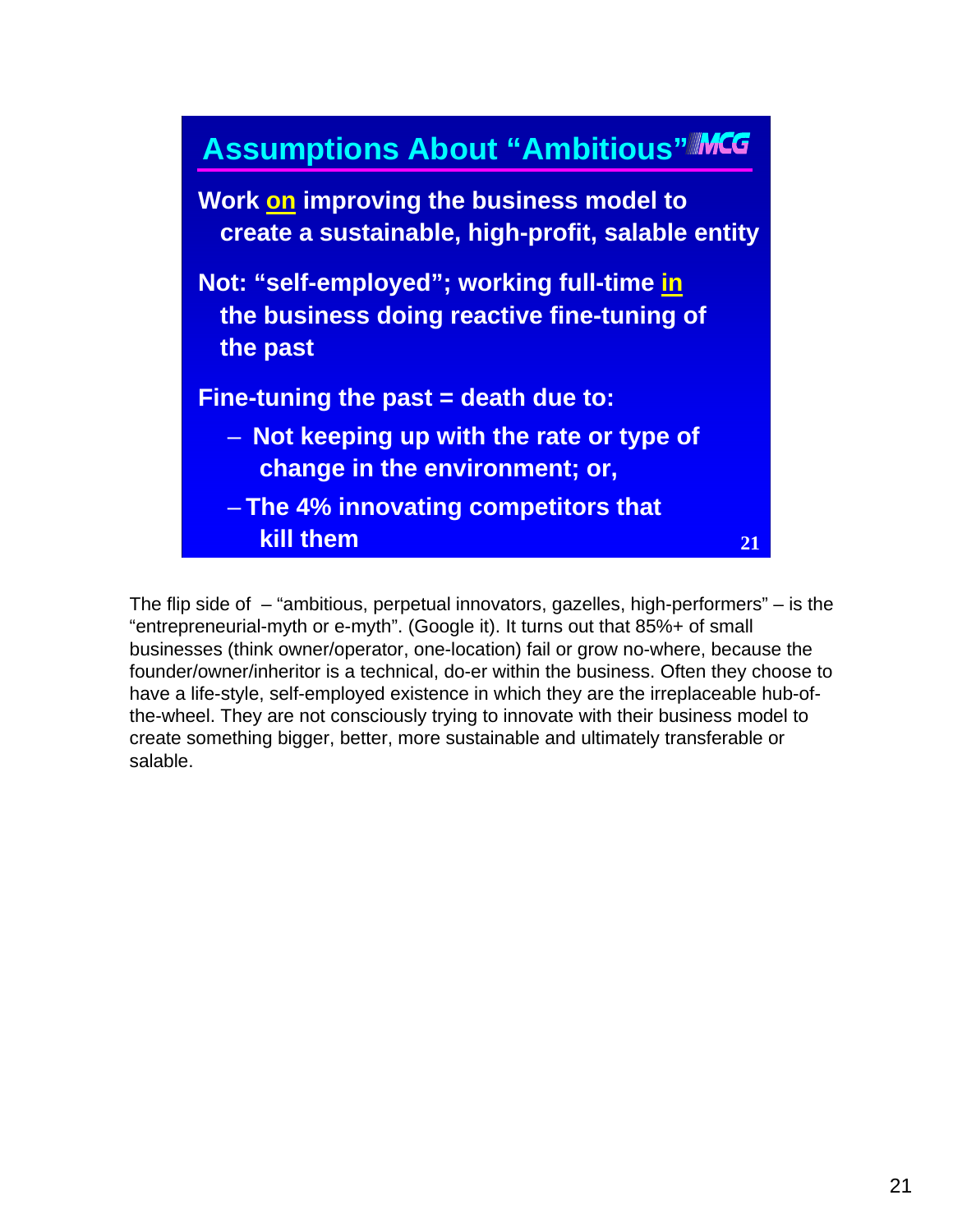## Assumptions About "Ambitious"

**Work on improving the business model to create a sustainable, high-profit, salable entity**

**Not: "self-employed"; working full-time in the business doing reactive fine-tuning of the past**

**Fine-tuning the past = death due to:**

- **Not keeping up with the rate or type of change in the environment; or,**
- **The 4% innovating competitors that kill them**

The flip side of – "ambitious, perpetual innovators, gazelles, high-performers" – is the "entrepreneurial-myth or e-myth". (Google it). It turns out that 85%+ of small businesses (think owner/operator, one-location) fail or grow no-where, because the founder/owner/inheritor is a technical, do-er within the business. Often they choose to have a life-style, self-employed existence in which they are the irreplaceable hub-of-the-wheel. They are not consciously trying to innovate with their business model to create something bigger, better, more sustainable and ultimately transferable or salable.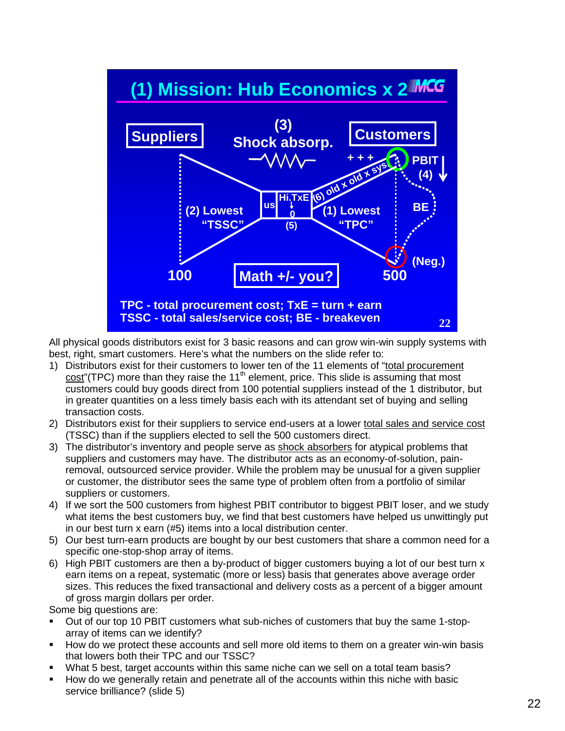## (1) Mission: Hub Economics x 2

Suppliers | (3) Shock absorp. | Customers

(2) Lowest "TSSC" | us | Hi.TxE → 0 (5) | (6) old x old x sys | (1) Lowest "TPC" | + + + | PBIT (4) | BE | (Neg.)

100 | Math +/- you? | 500

TPC - total procurement cost; TxE = turn + earn
TSSC - total sales/service cost; BE - breakeven

All physical goods distributors exist for 3 basic reasons and can grow win-win supply systems with best, right, smart customers. Here's what the numbers on the slide refer to:

1) Distributors exist for their customers to lower ten of the 11 elements of "total procurement cost"(TPC) more than they raise the 11th element, price. This slide is assuming that most customers could buy goods direct from 100 potential suppliers instead of the 1 distributor, but in greater quantities on a less timely basis each with its attendant set of buying and selling transaction costs.
2) Distributors exist for their suppliers to service end-users at a lower total sales and service cost (TSSC) than if the suppliers elected to sell the 500 customers direct.
3) The distributor's inventory and people serve as shock absorbers for atypical problems that suppliers and customers may have. The distributor acts as an economy-of-solution, pain-removal, outsourced service provider. While the problem may be unusual for a given supplier or customer, the distributor sees the same type of problem often from a portfolio of similar suppliers or customers.
4) If we sort the 500 customers from highest PBIT contributor to biggest PBIT loser, and we study what items the best customers buy, we find that best customers have helped us unwittingly put in our best turn x earn (#5) items into a local distribution center.
5) Our best turn-earn products are bought by our best customers that share a common need for a specific one-stop-shop array of items.
6) High PBIT customers are then a by-product of bigger customers buying a lot of our best turn x earn items on a repeat, systematic (more or less) basis that generates above average order sizes. This reduces the fixed transactional and delivery costs as a percent of a bigger amount of gross margin dollars per order.

Some big questions are:

- Out of our top 10 PBIT customers what sub-niches of customers that buy the same 1-stop-array of items can we identify?
- How do we protect these accounts and sell more old items to them on a greater win-win basis that lowers both their TPC and our TSSC?
- What 5 best, target accounts within this same niche can we sell on a total team basis?
- How do we generally retain and penetrate all of the accounts within this niche with basic service brilliance? (slide 5)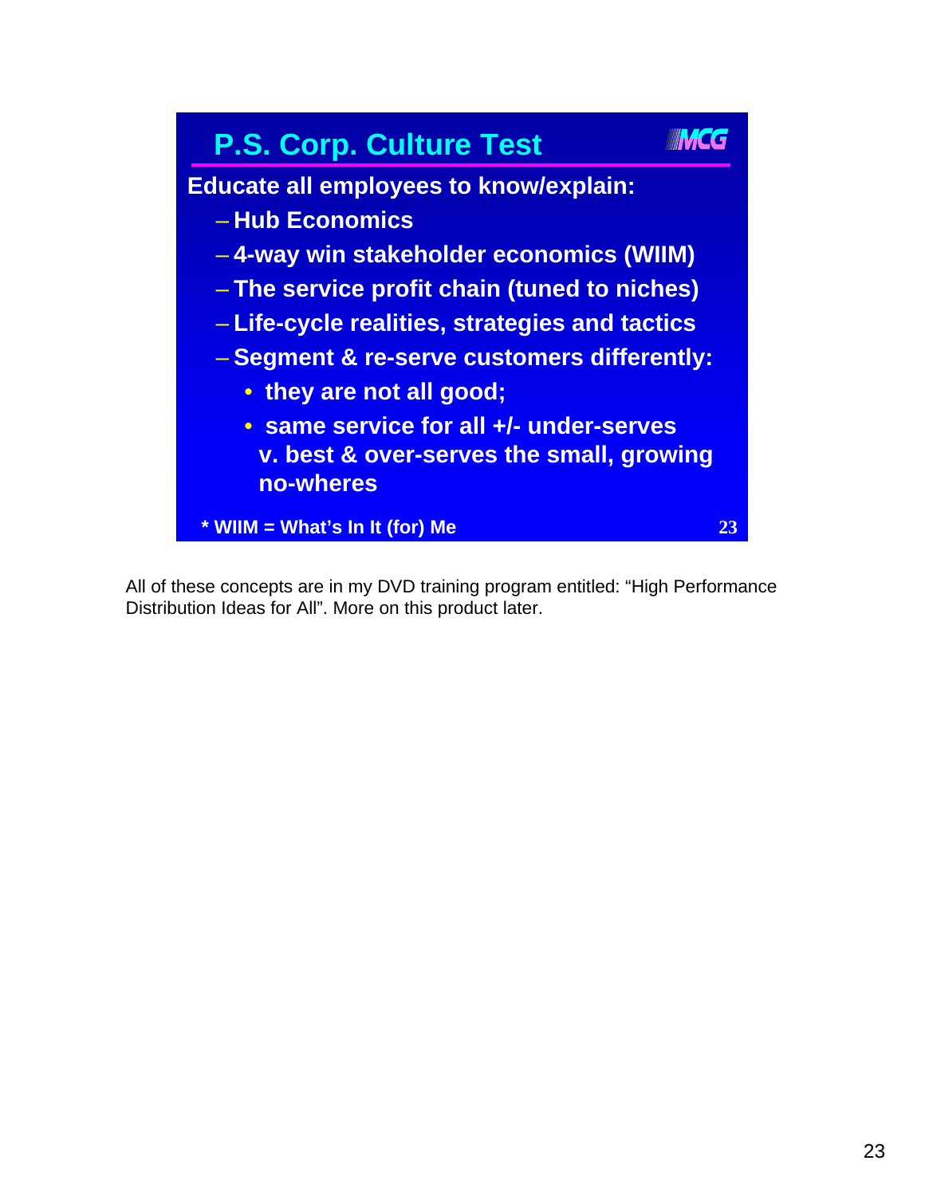## P.S. Corp. Culture Test

**Educate all employees to know/explain:**

- Hub Economics
- 4-way win stakeholder economics (WIIM)
- The service profit chain (tuned to niches)
- Life-cycle realities, strategies and tactics
- Segment & re-serve customers differently:
  - they are not all good;
  - same service for all +/- under-serves v. best & over-serves the small, growing no-wheres

* WIIM = What's In It (for) Me

All of these concepts are in my DVD training program entitled: "High Performance Distribution Ideas for All". More on this product later.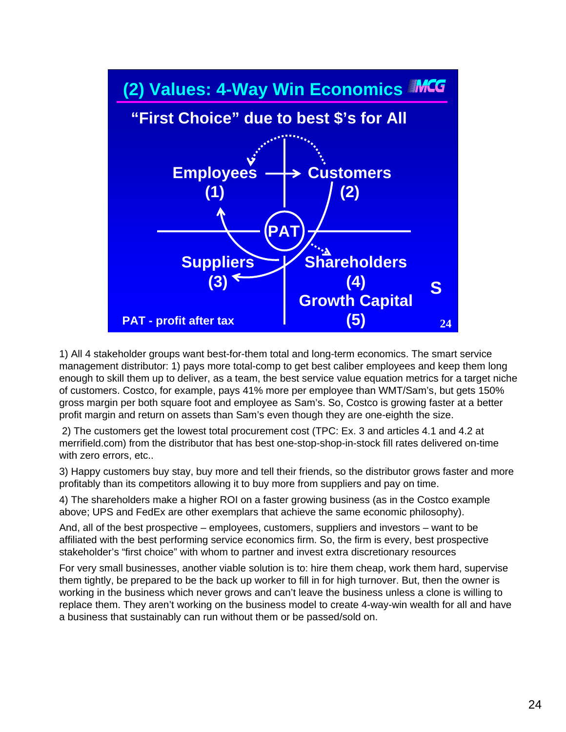## (2) Values: 4-Way Win Economics

**"First Choice" due to best $'s for All**

Employees (1) → Customers (2)

PAT

Suppliers (3)

Shareholders (4)

Growth Capital (5)

S

PAT - profit after tax

1) All 4 stakeholder groups want best-for-them total and long-term economics. The smart service management distributor: 1) pays more total-comp to get best caliber employees and keep them long enough to skill them up to deliver, as a team, the best service value equation metrics for a target niche of customers. Costco, for example, pays 41% more per employee than WMT/Sam's, but gets 150% gross margin per both square foot and employee as Sam's. So, Costco is growing faster at a better profit margin and return on assets than Sam's even though they are one-eighth the size.

2) The customers get the lowest total procurement cost (TPC: Ex. 3 and articles 4.1 and 4.2 at merrifield.com) from the distributor that has best one-stop-shop-in-stock fill rates delivered on-time with zero errors, etc..

3) Happy customers buy stay, buy more and tell their friends, so the distributor grows faster and more profitably than its competitors allowing it to buy more from suppliers and pay on time.

4) The shareholders make a higher ROI on a faster growing business (as in the Costco example above; UPS and FedEx are other exemplars that achieve the same economic philosophy).

And, all of the best prospective – employees, customers, suppliers and investors – want to be affiliated with the best performing service economics firm. So, the firm is every, best prospective stakeholder's "first choice" with whom to partner and invest extra discretionary resources

For very small businesses, another viable solution is to: hire them cheap, work them hard, supervise them tightly, be prepared to be the back up worker to fill in for high turnover. But, then the owner is working in the business which never grows and can't leave the business unless a clone is willing to replace them. They aren't working on the business model to create 4-way-win wealth for all and have a business that sustainably can run without them or be passed/sold on.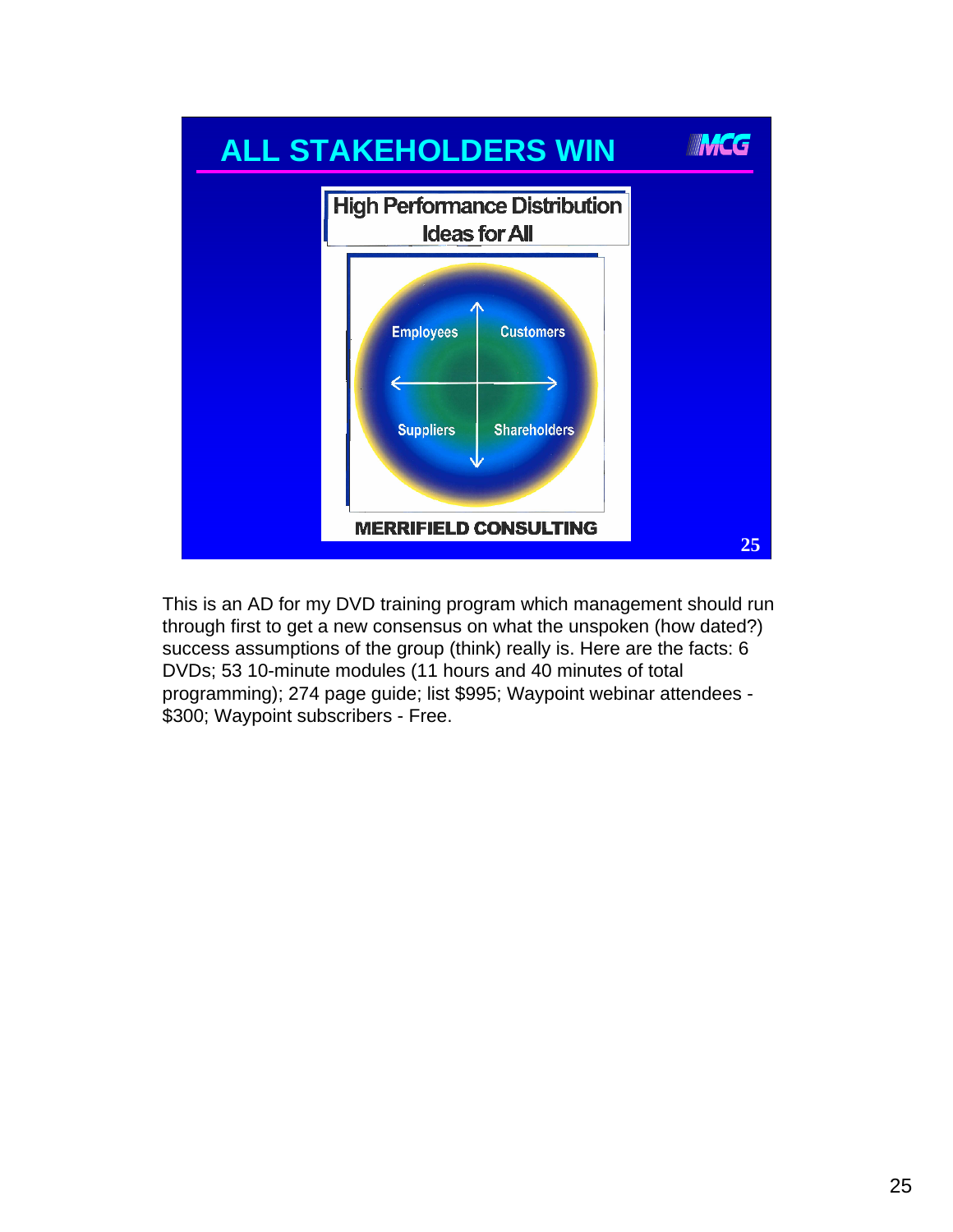## ALL STAKEHOLDERS WIN

**High Performance Distribution Ideas for All**

Employees | Customers | Suppliers | Shareholders

**MERRIFIELD CONSULTING**

This is an AD for my DVD training program which management should run through first to get a new consensus on what the unspoken (how dated?) success assumptions of the group (think) really is. Here are the facts: 6 DVDs; 53 10-minute modules (11 hours and 40 minutes of total programming); 274 page guide; list $995; Waypoint webinar attendees - $300; Waypoint subscribers - Free.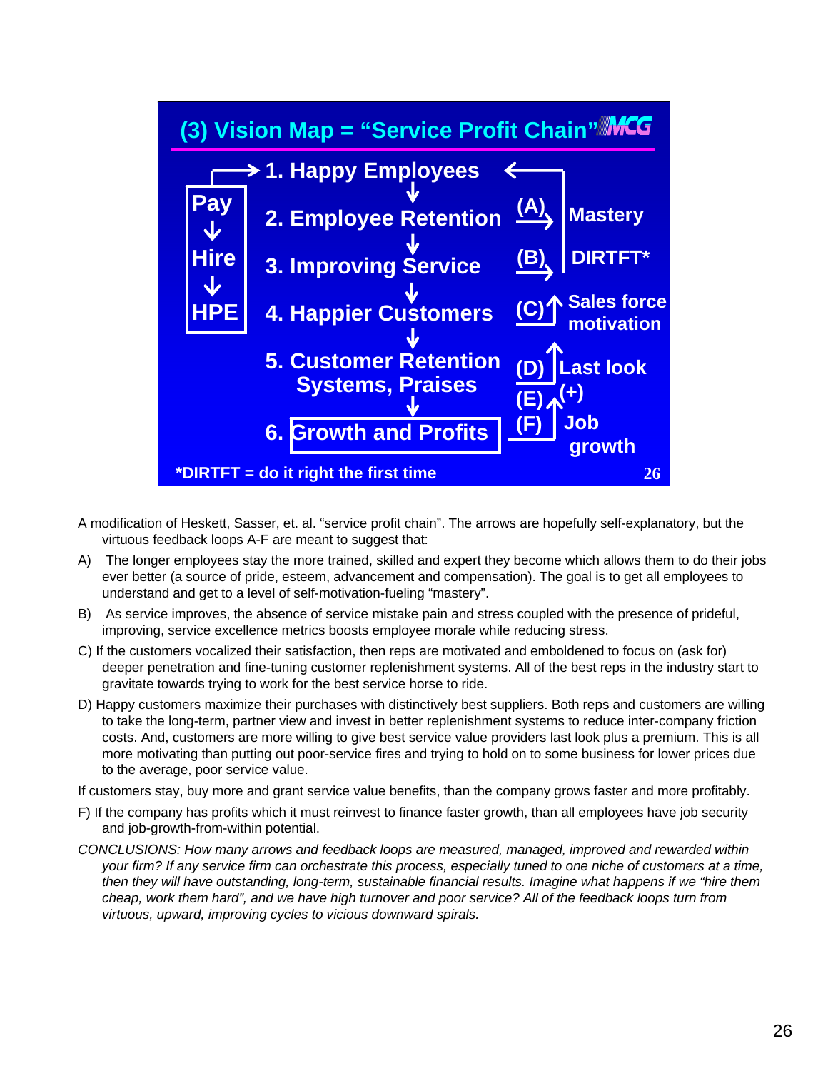## (3) Vision Map = "Service Profit Chain"

- Pay → Hire → HPE
- 1. Happy Employees
- 2. Employee Retention — (A) Mastery
- 3. Improving Service — (B) DIRTFT*
- 4. Happier Customers — (C) Sales force motivation
- 5. Customer Retention Systems, Praises — (D) Last look; (E) (+)
- 6. Growth and Profits — (F) Job growth

*DIRTFT = do it right the first time

A modification of Heskett, Sasser, et. al. "service profit chain". The arrows are hopefully self-explanatory, but the virtuous feedback loops A-F are meant to suggest that:

A) The longer employees stay the more trained, skilled and expert they become which allows them to do their jobs ever better (a source of pride, esteem, advancement and compensation). The goal is to get all employees to understand and get to a level of self-motivation-fueling "mastery".

B) As service improves, the absence of service mistake pain and stress coupled with the presence of prideful, improving, service excellence metrics boosts employee morale while reducing stress.

C) If the customers vocalized their satisfaction, then reps are motivated and emboldened to focus on (ask for) deeper penetration and fine-tuning customer replenishment systems. All of the best reps in the industry start to gravitate towards trying to work for the best service horse to ride.

D) Happy customers maximize their purchases with distinctively best suppliers. Both reps and customers are willing to take the long-term, partner view and invest in better replenishment systems to reduce inter-company friction costs. And, customers are more willing to give best service value providers last look plus a premium. This is all more motivating than putting out poor-service fires and trying to hold on to some business for lower prices due to the average, poor service value.

If customers stay, buy more and grant service value benefits, than the company grows faster and more profitably.

F) If the company has profits which it must reinvest to finance faster growth, than all employees have job security and job-growth-from-within potential.

*CONCLUSIONS: How many arrows and feedback loops are measured, managed, improved and rewarded within your firm? If any service firm can orchestrate this process, especially tuned to one niche of customers at a time, then they will have outstanding, long-term, sustainable financial results. Imagine what happens if we "hire them cheap, work them hard", and we have high turnover and poor service? All of the feedback loops turn from virtuous, upward, improving cycles to vicious downward spirals.*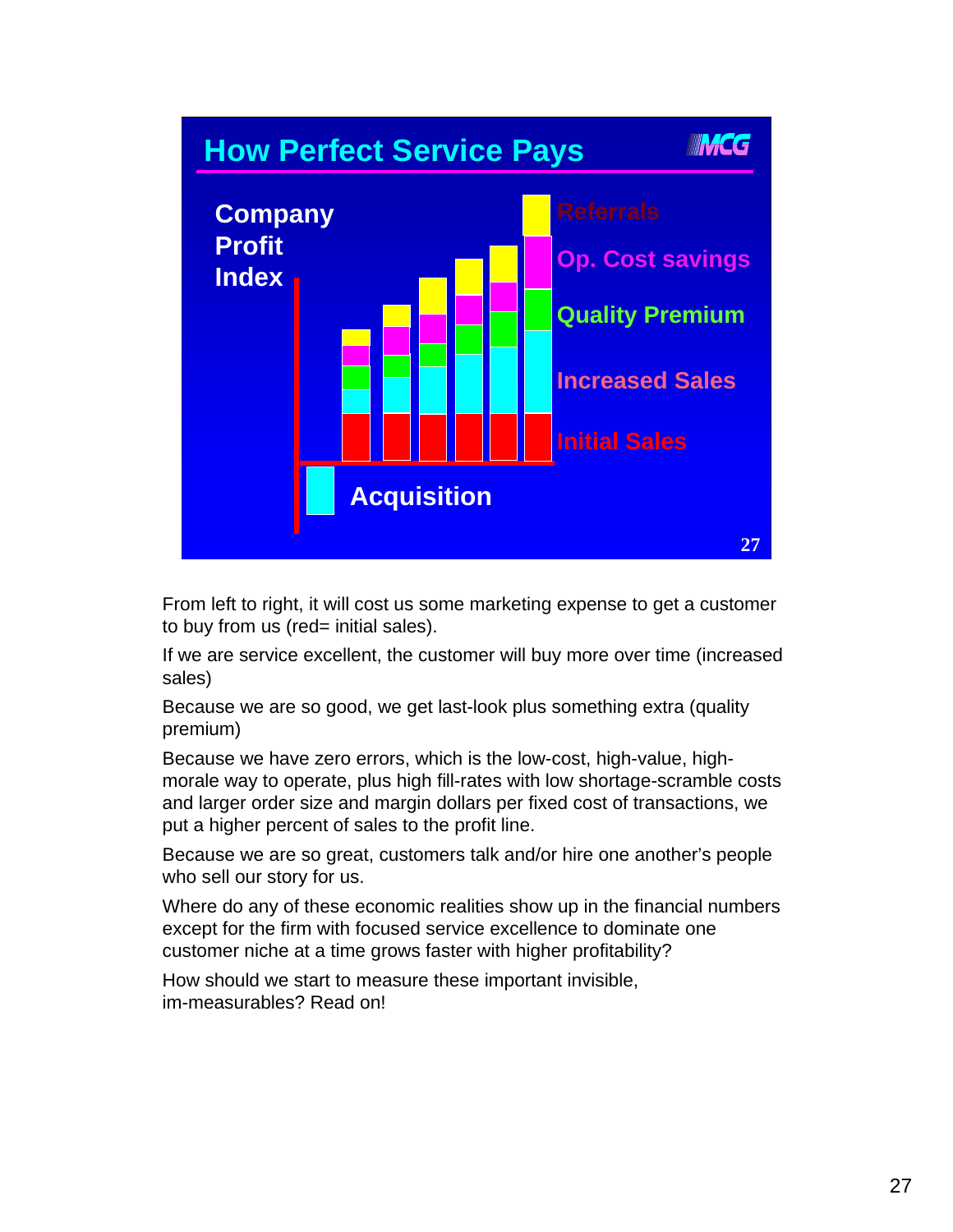## How Perfect Service Pays

Company Profit Index

Referrals

Op. Cost savings

Quality Premium

Increased Sales

Initial Sales

Acquisition

From left to right, it will cost us some marketing expense to get a customer to buy from us (red= initial sales).

If we are service excellent, the customer will buy more over time (increased sales)

Because we are so good, we get last-look plus something extra (quality premium)

Because we have zero errors, which is the low-cost, high-value, high-morale way to operate, plus high fill-rates with low shortage-scramble costs and larger order size and margin dollars per fixed cost of transactions, we put a higher percent of sales to the profit line.

Because we are so great, customers talk and/or hire one another's people who sell our story for us.

Where do any of these economic realities show up in the financial numbers except for the firm with focused service excellence to dominate one customer niche at a time grows faster with higher profitability?

How should we start to measure these important invisible, im-measurables? Read on!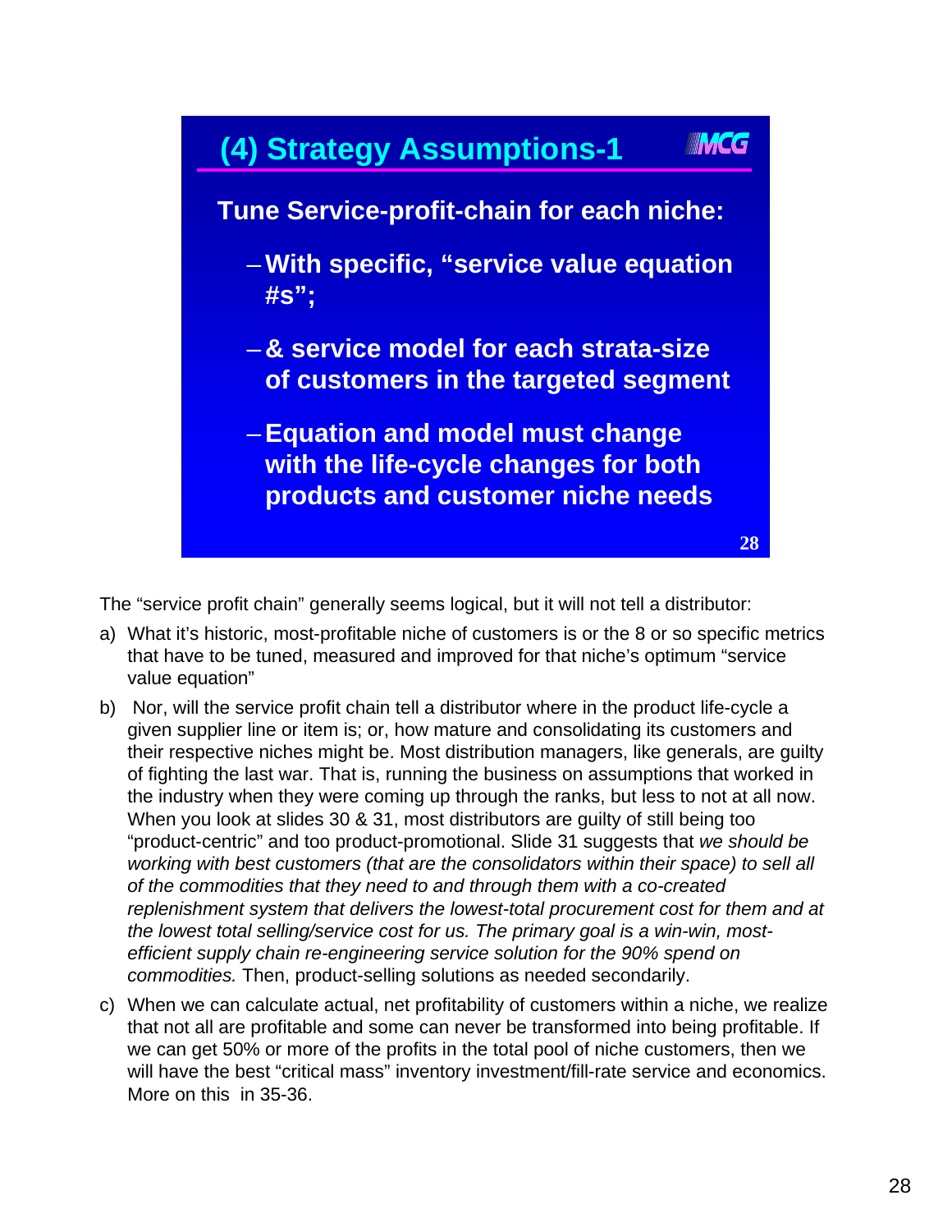## (4) Strategy Assumptions-1

**Tune Service-profit-chain for each niche:**

- **With specific, "service value equation #s";**
- **& service model for each strata-size of customers in the targeted segment**
- **Equation and model must change with the life-cycle changes for both products and customer niche needs**

The "service profit chain" generally seems logical, but it will not tell a distributor:

a) What it's historic, most-profitable niche of customers is or the 8 or so specific metrics that have to be tuned, measured and improved for that niche's optimum "service value equation"

b) Nor, will the service profit chain tell a distributor where in the product life-cycle a given supplier line or item is; or, how mature and consolidating its customers and their respective niches might be. Most distribution managers, like generals, are guilty of fighting the last war. That is, running the business on assumptions that worked in the industry when they were coming up through the ranks, but less to not at all now. When you look at slides 30 & 31, most distributors are guilty of still being too "product-centric" and too product-promotional. Slide 31 suggests that *we should be working with best customers (that are the consolidators within their space) to sell all of the commodities that they need to and through them with a co-created replenishment system that delivers the lowest-total procurement cost for them and at the lowest total selling/service cost for us. The primary goal is a win-win, most-efficient supply chain re-engineering service solution for the 90% spend on commodities.* Then, product-selling solutions as needed secondarily.

c) When we can calculate actual, net profitability of customers within a niche, we realize that not all are profitable and some can never be transformed into being profitable. If we can get 50% or more of the profits in the total pool of niche customers, then we will have the best "critical mass" inventory investment/fill-rate service and economics. More on this in 35-36.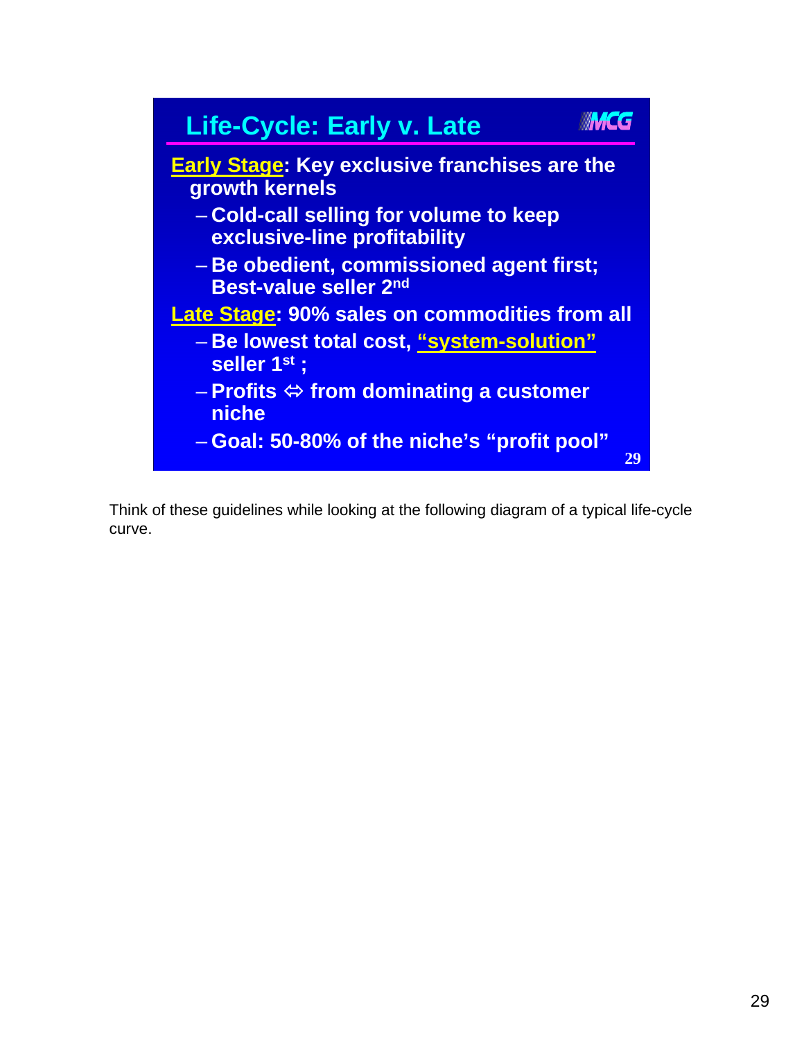## Life-Cycle: Early v. Late

**Early Stage: Key exclusive franchises are the growth kernels**

- **Cold-call selling for volume to keep exclusive-line profitability**
- **Be obedient, commissioned agent first; Best-value seller 2nd**

**Late Stage: 90% sales on commodities from all**

- **Be lowest total cost, "system-solution" seller 1st ;**
- **Profits ⇔ from dominating a customer niche**
- **Goal: 50-80% of the niche's "profit pool"**

Think of these guidelines while looking at the following diagram of a typical life-cycle curve.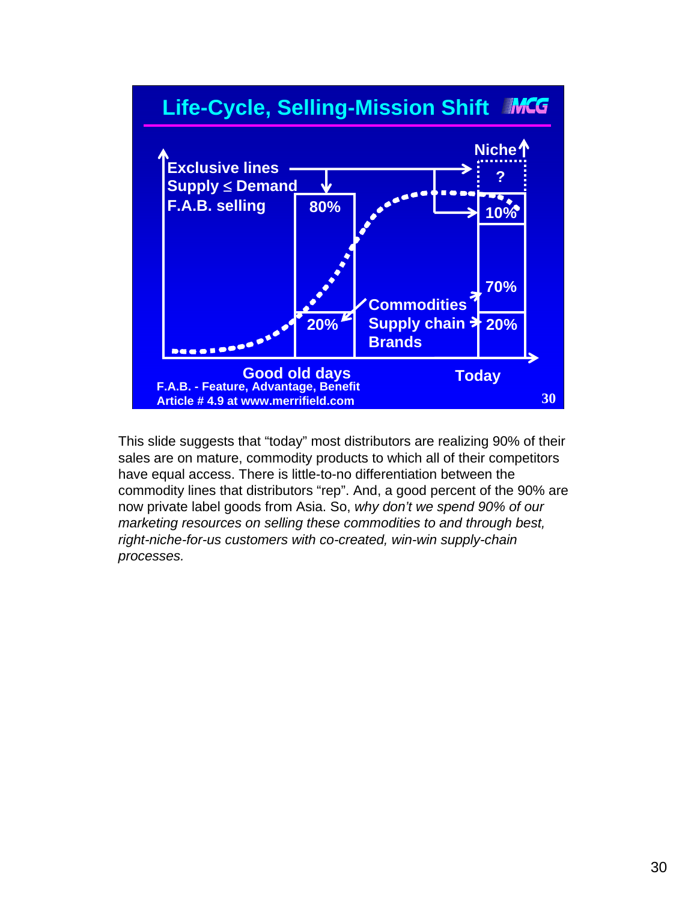## Life-Cycle, Selling-Mission Shift

Exclusive lines
Supply ≤ Demand
F.A.B. selling

80%

20%

Commodities
Supply chain
Brands

Niche

?

10%

70%

20%

Good old days

Today

F.A.B. - Feature, Advantage, Benefit
Article # 4.9 at www.merrifield.com

This slide suggests that "today" most distributors are realizing 90% of their sales are on mature, commodity products to which all of their competitors have equal access. There is little-to-no differentiation between the commodity lines that distributors "rep". And, a good percent of the 90% are now private label goods from Asia. So, *why don't we spend 90% of our marketing resources on selling these commodities to and through best, right-niche-for-us customers with co-created, win-win supply-chain processes.*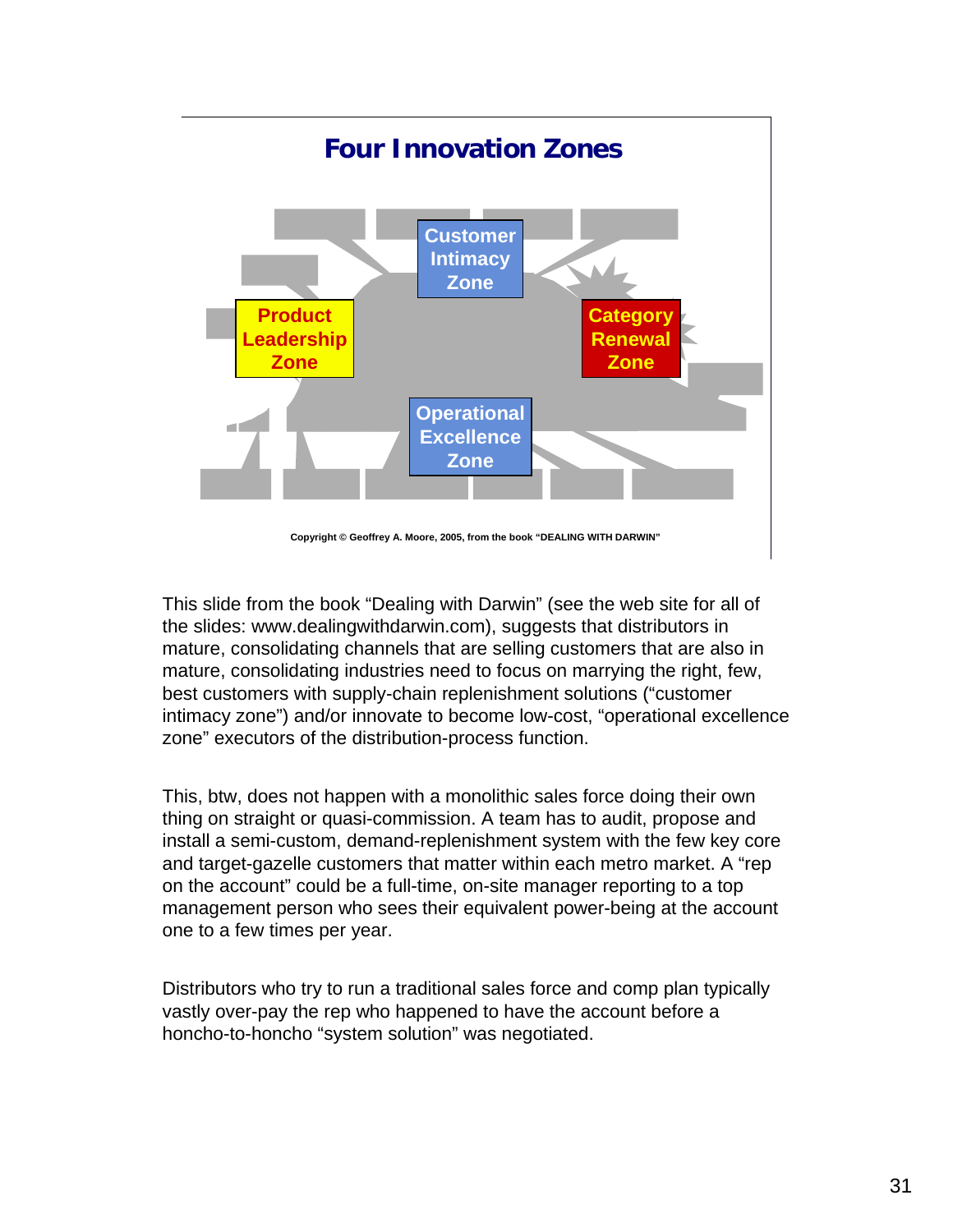## Four Innovation Zones

Customer Intimacy Zone

Product Leadership Zone

Category Renewal Zone

Operational Excellence Zone

Copyright © Geoffrey A. Moore, 2005, from the book "DEALING WITH DARWIN"

This slide from the book "Dealing with Darwin" (see the web site for all of the slides: www.dealingwithdarwin.com), suggests that distributors in mature, consolidating channels that are selling customers that are also in mature, consolidating industries need to focus on marrying the right, few, best customers with supply-chain replenishment solutions ("customer intimacy zone") and/or innovate to become low-cost, "operational excellence zone" executors of the distribution-process function.

This, btw, does not happen with a monolithic sales force doing their own thing on straight or quasi-commission. A team has to audit, propose and install a semi-custom, demand-replenishment system with the few key core and target-gazelle customers that matter within each metro market. A "rep on the account" could be a full-time, on-site manager reporting to a top management person who sees their equivalent power-being at the account one to a few times per year.

Distributors who try to run a traditional sales force and comp plan typically vastly over-pay the rep who happened to have the account before a honcho-to-honcho "system solution" was negotiated.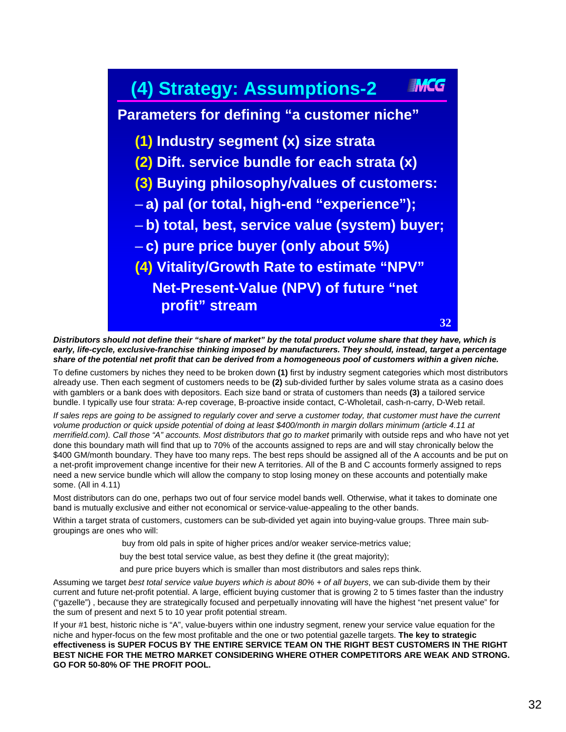## (4) Strategy: Assumptions-2

**Parameters for defining "a customer niche"**

- **(1) Industry segment (x) size strata**
- **(2) Dift. service bundle for each strata (x)**
- **(3) Buying philosophy/values of customers:**
  - **a) pal (or total, high-end "experience");**
  - **b) total, best, service value (system) buyer;**
  - **c) pure price buyer (only about 5%)**
- **(4) Vitality/Growth Rate to estimate "NPV"**

  **Net-Present-Value (NPV) of future "net profit" stream**

***Distributors should not define their "share of market" by the total product volume share that they have, which is early, life-cycle, exclusive-franchise thinking imposed by manufacturers. They should, instead, target a percentage share of the potential net profit that can be derived from a homogeneous pool of customers within a given niche.***

To define customers by niches they need to be broken down **(1)** first by industry segment categories which most distributors already use. Then each segment of customers needs to be **(2)** sub-divided further by sales volume strata as a casino does with gamblers or a bank does with depositors. Each size band or strata of customers than needs **(3)** a tailored service bundle. I typically use four strata: A-rep coverage, B-proactive inside contact, C-Wholetail, cash-n-carry, D-Web retail.

*If sales reps are going to be assigned to regularly cover and serve a customer today, that customer must have the current volume production or quick upside potential of doing at least $400/month in margin dollars minimum (article 4.11 at merrifield.com). Call those "A" accounts. Most distributors that go to market* primarily with outside reps and who have not yet done this boundary math will find that up to 70% of the accounts assigned to reps are and will stay chronically below the $400 GM/month boundary. They have too many reps. The best reps should be assigned all of the A accounts and be put on a net-profit improvement change incentive for their new A territories. All of the B and C accounts formerly assigned to reps need a new service bundle which will allow the company to stop losing money on these accounts and potentially make some. (All in 4.11)

Most distributors can do one, perhaps two out of four service model bands well. Otherwise, what it takes to dominate one band is mutually exclusive and either not economical or service-value-appealing to the other bands.

Within a target strata of customers, customers can be sub-divided yet again into buying-value groups. Three main sub-groupings are ones who will:

buy from old pals in spite of higher prices and/or weaker service-metrics value;

buy the best total service value, as best they define it (the great majority);

and pure price buyers which is smaller than most distributors and sales reps think.

Assuming we target *best total service value buyers which is about 80% + of all buyers*, we can sub-divide them by their current and future net-profit potential. A large, efficient buying customer that is growing 2 to 5 times faster than the industry ("gazelle") , because they are strategically focused and perpetually innovating will have the highest "net present value" for the sum of present and next 5 to 10 year profit potential stream.

If your #1 best, historic niche is "A", value-buyers within one industry segment, renew your service value equation for the niche and hyper-focus on the few most profitable and the one or two potential gazelle targets. **The key to strategic effectiveness is SUPER FOCUS BY THE ENTIRE SERVICE TEAM ON THE RIGHT BEST CUSTOMERS IN THE RIGHT BEST NICHE FOR THE METRO MARKET CONSIDERING WHERE OTHER COMPETITORS ARE WEAK AND STRONG. GO FOR 50-80% OF THE PROFIT POOL.**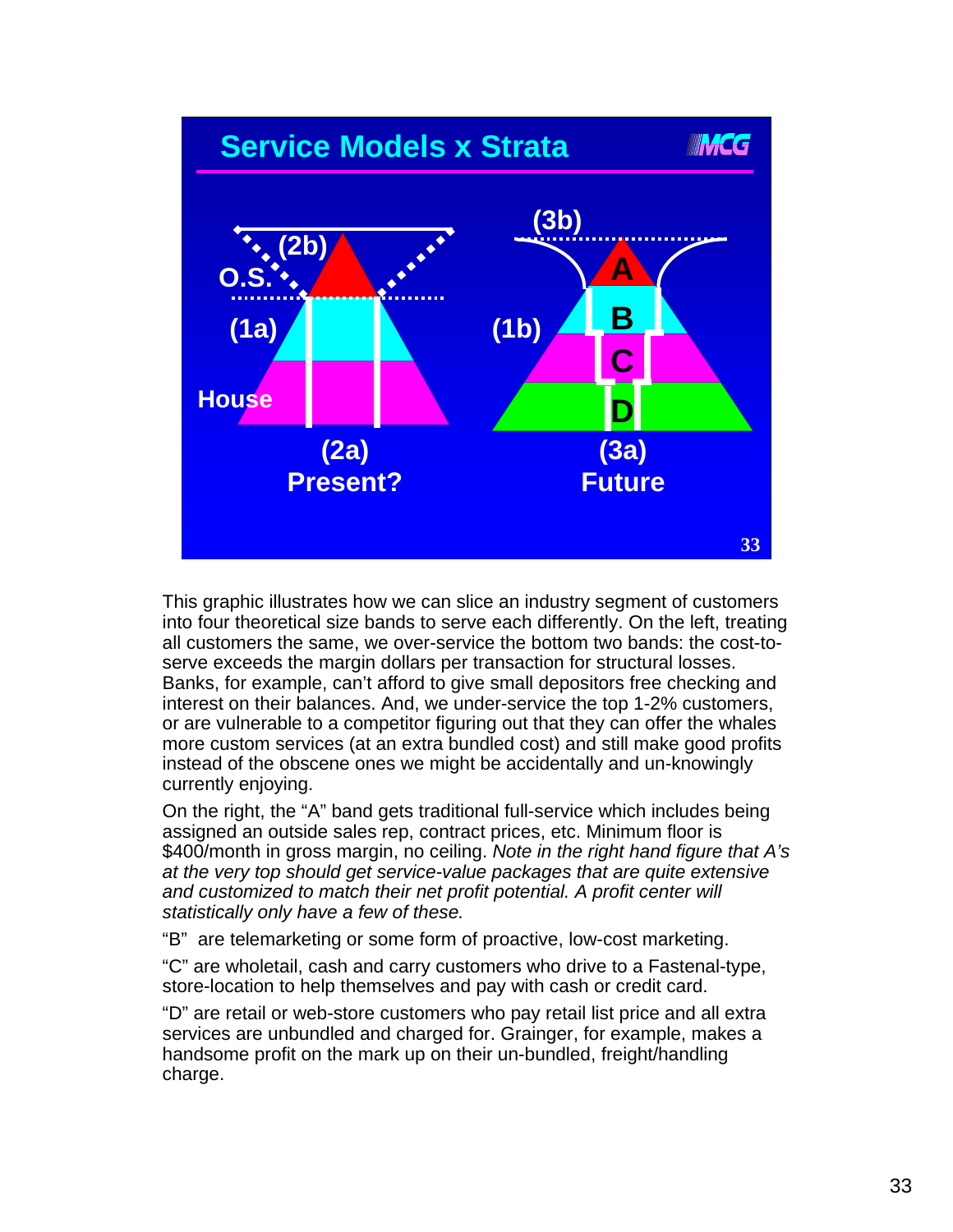## Service Models x Strata

(2b)

O.S.

(1a)

House

(2a)
Present?

(3b)

A

B

C

D

(1b)

(3a)
Future

This graphic illustrates how we can slice an industry segment of customers into four theoretical size bands to serve each differently. On the left, treating all customers the same, we over-service the bottom two bands: the cost-to-serve exceeds the margin dollars per transaction for structural losses. Banks, for example, can't afford to give small depositors free checking and interest on their balances. And, we under-service the top 1-2% customers, or are vulnerable to a competitor figuring out that they can offer the whales more custom services (at an extra bundled cost) and still make good profits instead of the obscene ones we might be accidentally and un-knowingly currently enjoying.

On the right, the "A" band gets traditional full-service which includes being assigned an outside sales rep, contract prices, etc. Minimum floor is $400/month in gross margin, no ceiling. *Note in the right hand figure that A's at the very top should get service-value packages that are quite extensive and customized to match their net profit potential. A profit center will statistically only have a few of these.*

"B" are telemarketing or some form of proactive, low-cost marketing.

"C" are wholetail, cash and carry customers who drive to a Fastenal-type, store-location to help themselves and pay with cash or credit card.

"D" are retail or web-store customers who pay retail list price and all extra services are unbundled and charged for. Grainger, for example, makes a handsome profit on the mark up on their un-bundled, freight/handling charge.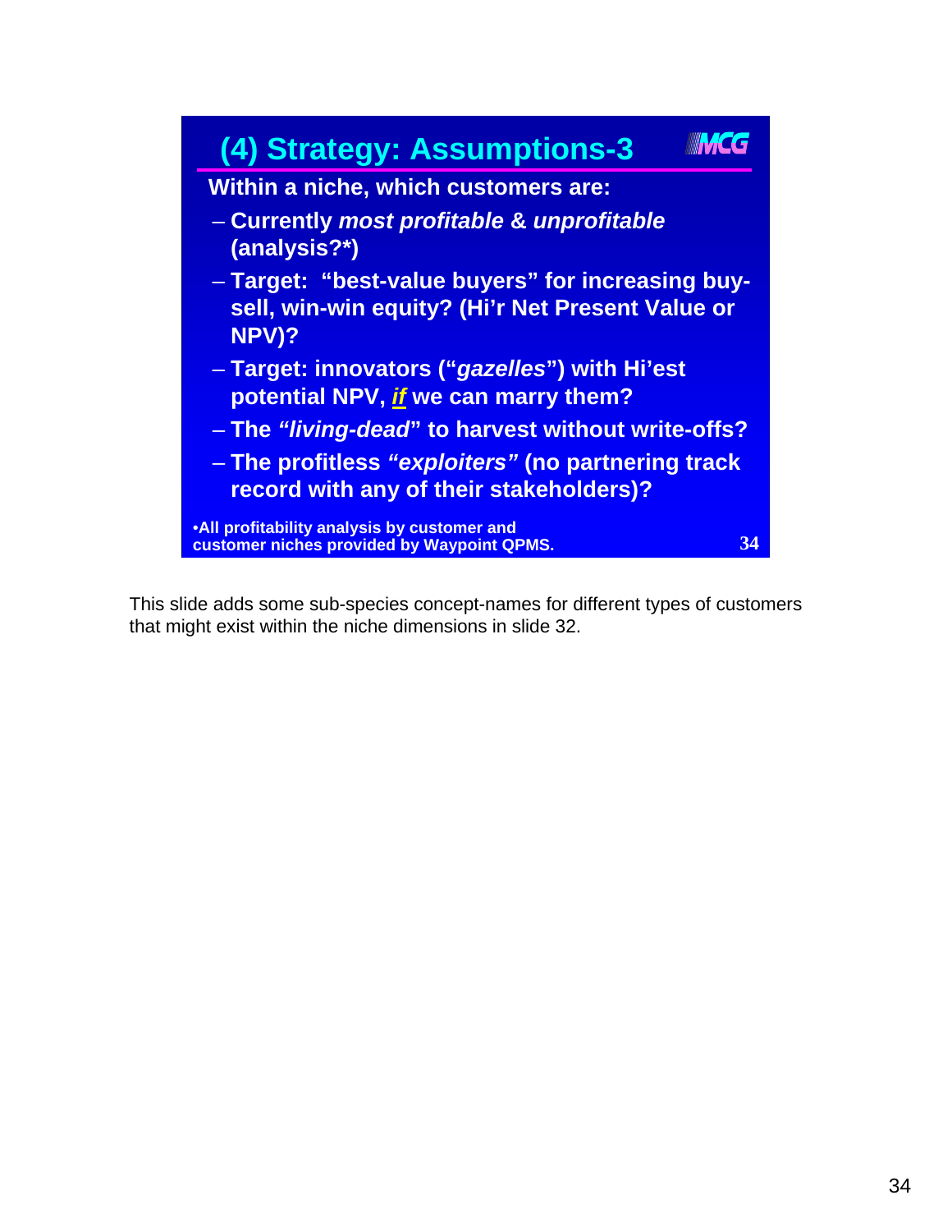## (4) Strategy: Assumptions-3

**Within a niche, which customers are:**

- **Currently *most profitable* & *unprofitable* (analysis?*)**
- **Target: "best-value buyers" for increasing buy-sell, win-win equity? (Hi'r Net Present Value or NPV)?**
- **Target: innovators ("*gazelles*") with Hi'est potential NPV, *if* we can marry them?**
- **The *"living-dead"* to harvest without write-offs?**
- **The profitless *"exploiters"* (no partnering track record with any of their stakeholders)?**

**•All profitability analysis by customer and customer niches provided by Waypoint QPMS.**

This slide adds some sub-species concept-names for different types of customers that might exist within the niche dimensions in slide 32.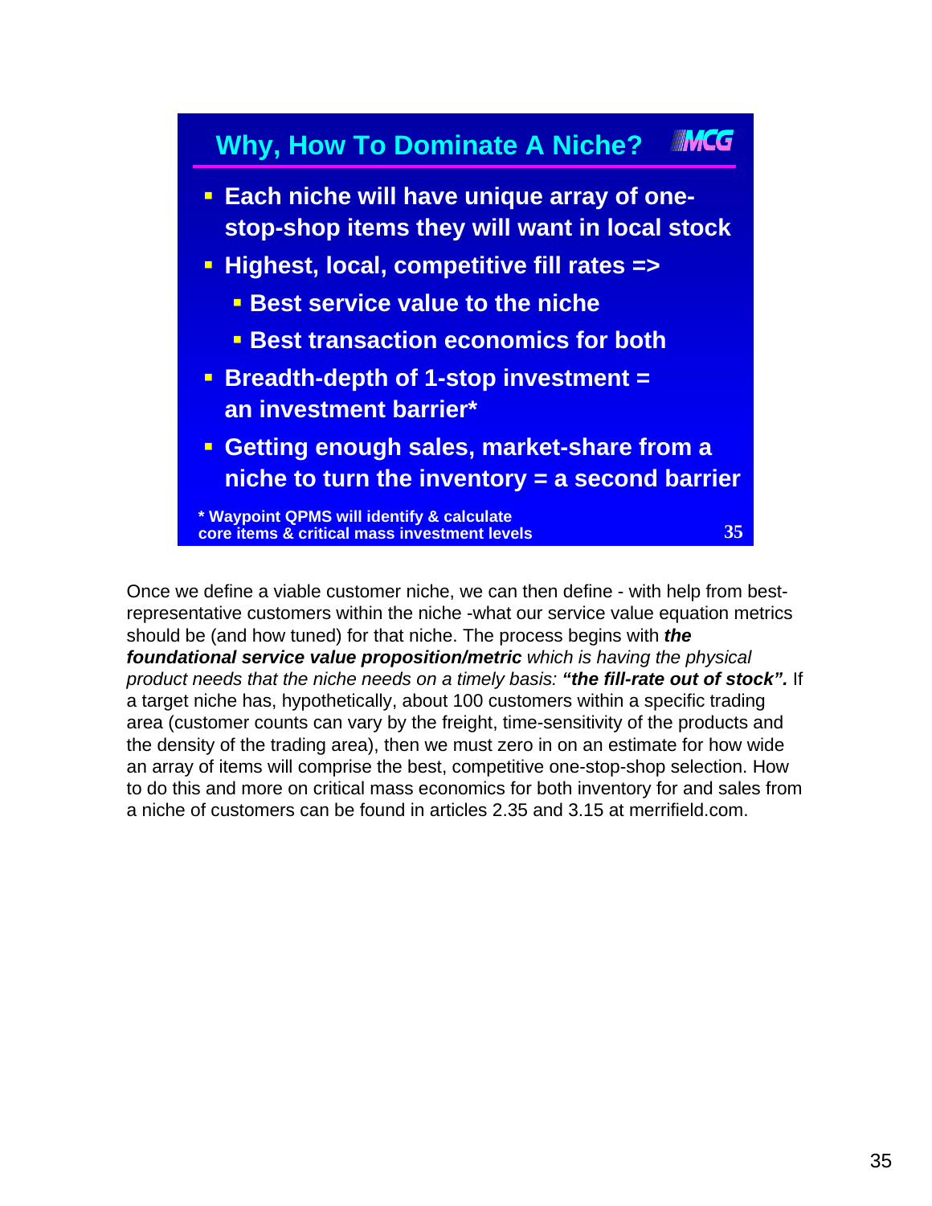## Why, How To Dominate A Niche?

- **Each niche will have unique array of one-stop-shop items they will want in local stock**
- **Highest, local, competitive fill rates =>**
  - **Best service value to the niche**
  - **Best transaction economics for both**
- **Breadth-depth of 1-stop investment = an investment barrier***
- **Getting enough sales, market-share from a niche to turn the inventory = a second barrier**

**\* Waypoint QPMS will identify & calculate core items & critical mass investment levels**

Once we define a viable customer niche, we can then define - with help from best-representative customers within the niche -what our service value equation metrics should be (and how tuned) for that niche. The process begins with ***the foundational service value proposition/metric*** *which is having the physical product needs that the niche needs on a timely basis:* ***"the fill-rate out of stock".*** If a target niche has, hypothetically, about 100 customers within a specific trading area (customer counts can vary by the freight, time-sensitivity of the products and the density of the trading area), then we must zero in on an estimate for how wide an array of items will comprise the best, competitive one-stop-shop selection. How to do this and more on critical mass economics for both inventory for and sales from a niche of customers can be found in articles 2.35 and 3.15 at merrifield.com.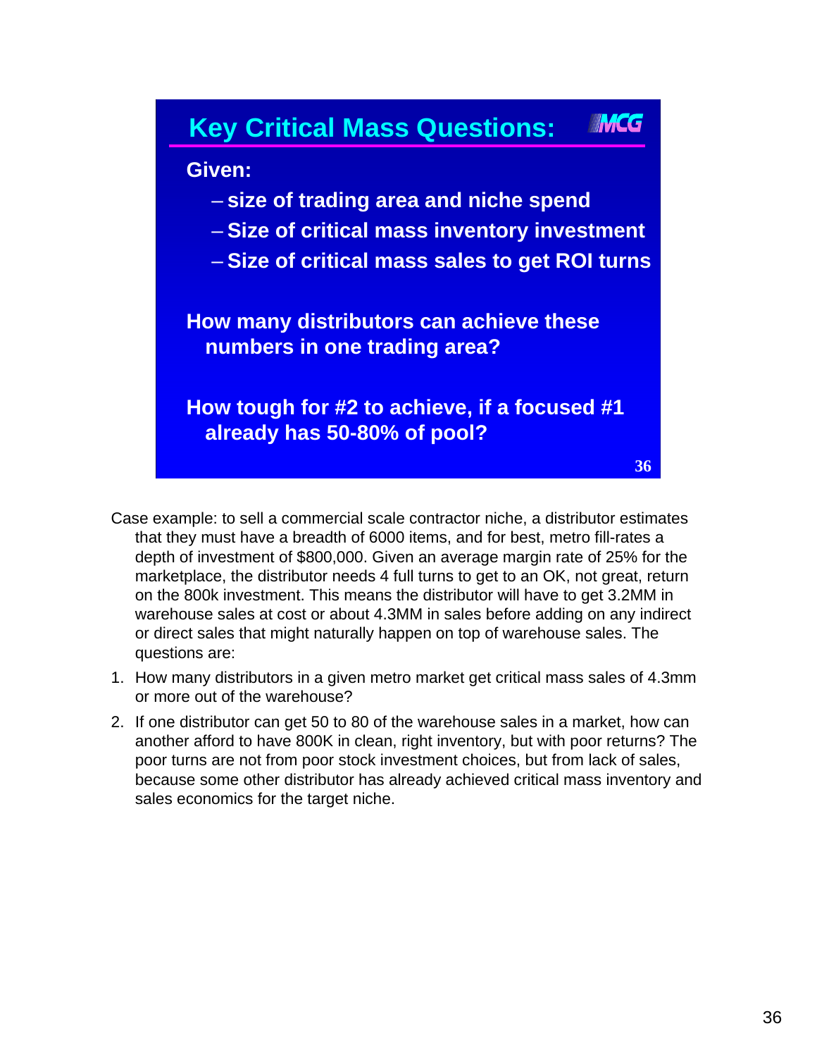## Key Critical Mass Questions:

**Given:**

- **size of trading area and niche spend**
- **Size of critical mass inventory investment**
- **Size of critical mass sales to get ROI turns**

**How many distributors can achieve these numbers in one trading area?**

**How tough for #2 to achieve, if a focused #1 already has 50-80% of pool?**

Case example: to sell a commercial scale contractor niche, a distributor estimates that they must have a breadth of 6000 items, and for best, metro fill-rates a depth of investment of $800,000. Given an average margin rate of 25% for the marketplace, the distributor needs 4 full turns to get to an OK, not great, return on the 800k investment. This means the distributor will have to get 3.2MM in warehouse sales at cost or about 4.3MM in sales before adding on any indirect or direct sales that might naturally happen on top of warehouse sales. The questions are:

1. How many distributors in a given metro market get critical mass sales of 4.3mm or more out of the warehouse?
2. If one distributor can get 50 to 80 of the warehouse sales in a market, how can another afford to have 800K in clean, right inventory, but with poor returns? The poor turns are not from poor stock investment choices, but from lack of sales, because some other distributor has already achieved critical mass inventory and sales economics for the target niche.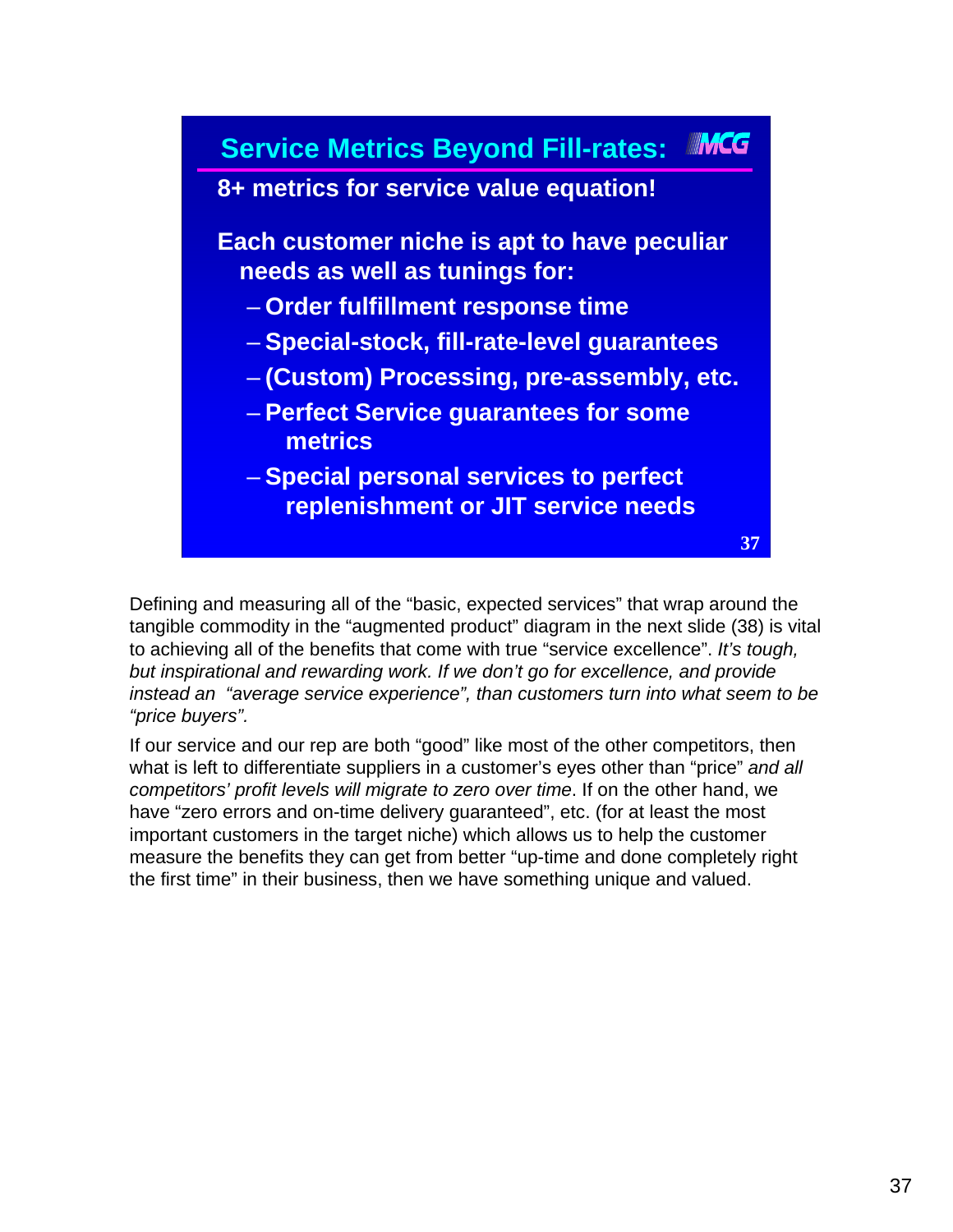## Service Metrics Beyond Fill-rates:

**8+ metrics for service value equation!**

**Each customer niche is apt to have peculiar needs as well as tunings for:**

- **Order fulfillment response time**
- **Special-stock, fill-rate-level guarantees**
- **(Custom) Processing, pre-assembly, etc.**
- **Perfect Service guarantees for some metrics**
- **Special personal services to perfect replenishment or JIT service needs**

Defining and measuring all of the "basic, expected services" that wrap around the tangible commodity in the "augmented product" diagram in the next slide (38) is vital to achieving all of the benefits that come with true "service excellence". *It's tough, but inspirational and rewarding work. If we don't go for excellence, and provide instead an "average service experience", than customers turn into what seem to be "price buyers".*

If our service and our rep are both "good" like most of the other competitors, then what is left to differentiate suppliers in a customer's eyes other than "price" *and all competitors' profit levels will migrate to zero over time*. If on the other hand, we have "zero errors and on-time delivery guaranteed", etc. (for at least the most important customers in the target niche) which allows us to help the customer measure the benefits they can get from better "up-time and done completely right the first time" in their business, then we have something unique and valued.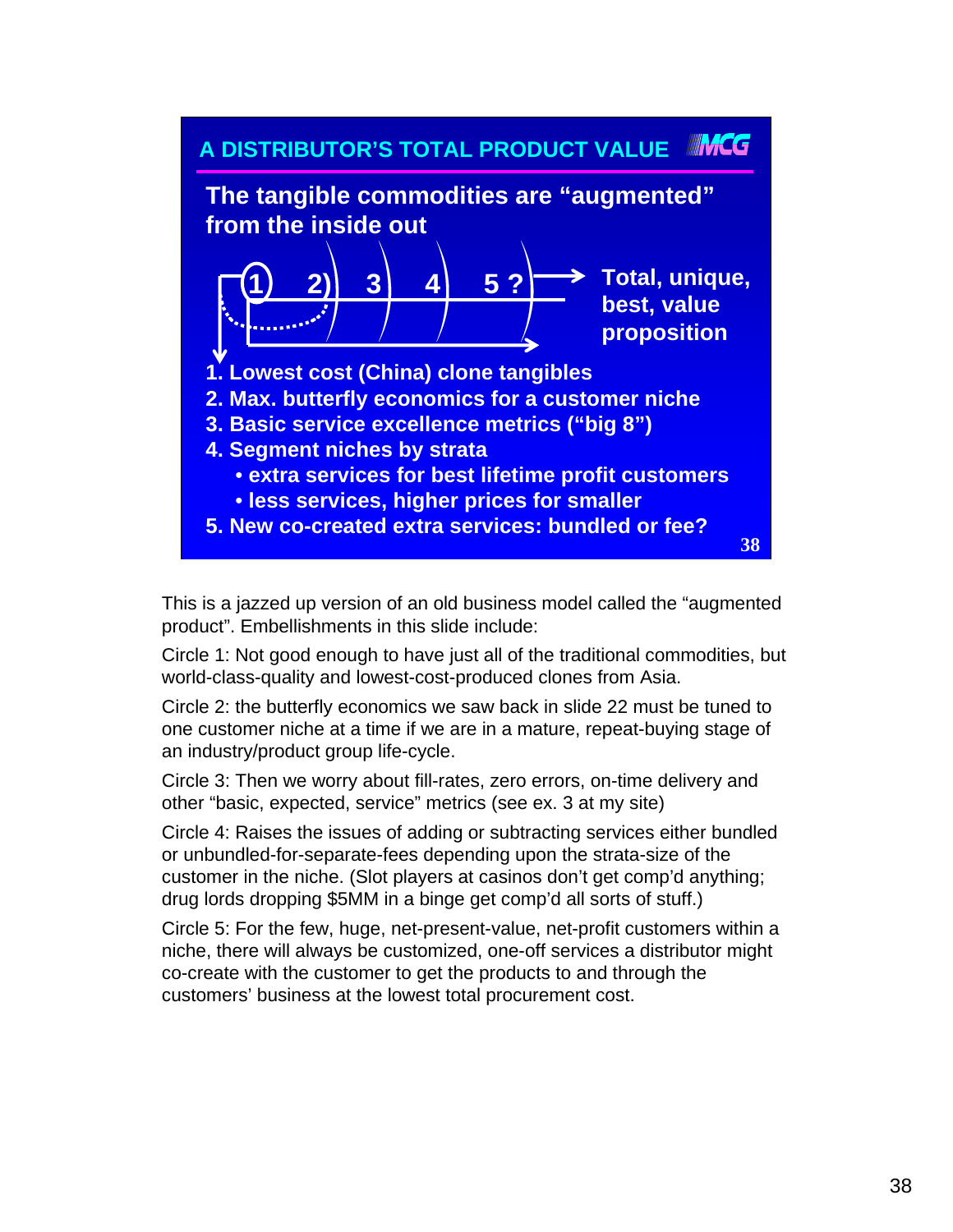## A DISTRIBUTOR'S TOTAL PRODUCT VALUE

**The tangible commodities are "augmented" from the inside out**

1 2) 3 4 5 ? → **Total, unique, best, value proposition**

1. Lowest cost (China) clone tangibles
2. Max. butterfly economics for a customer niche
3. Basic service excellence metrics ("big 8")
4. Segment niches by strata
   - extra services for best lifetime profit customers
   - less services, higher prices for smaller
5. New co-created extra services: bundled or fee?

This is a jazzed up version of an old business model called the "augmented product". Embellishments in this slide include:

Circle 1: Not good enough to have just all of the traditional commodities, but world-class-quality and lowest-cost-produced clones from Asia.

Circle 2: the butterfly economics we saw back in slide 22 must be tuned to one customer niche at a time if we are in a mature, repeat-buying stage of an industry/product group life-cycle.

Circle 3: Then we worry about fill-rates, zero errors, on-time delivery and other "basic, expected, service" metrics (see ex. 3 at my site)

Circle 4: Raises the issues of adding or subtracting services either bundled or unbundled-for-separate-fees depending upon the strata-size of the customer in the niche. (Slot players at casinos don't get comp'd anything; drug lords dropping $5MM in a binge get comp'd all sorts of stuff.)

Circle 5: For the few, huge, net-present-value, net-profit customers within a niche, there will always be customized, one-off services a distributor might co-create with the customer to get the products to and through the customers' business at the lowest total procurement cost.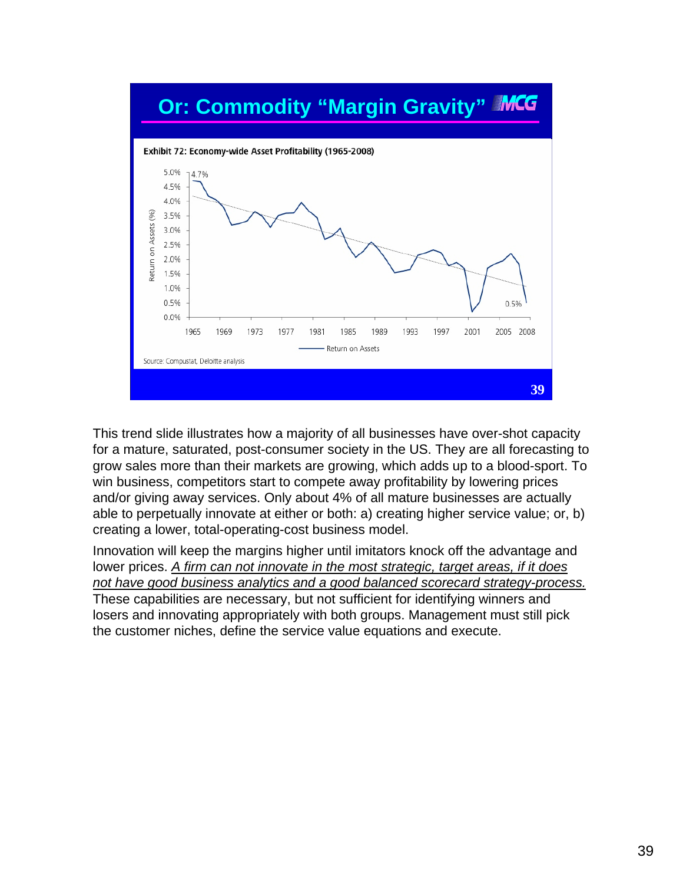## Or: Commodity "Margin Gravity"

**Exhibit 72: Economy-wide Asset Profitability (1965-2008)**

Source: Compustat, Deloitte analysis

This trend slide illustrates how a majority of all businesses have over-shot capacity for a mature, saturated, post-consumer society in the US. They are all forecasting to grow sales more than their markets are growing, which adds up to a blood-sport. To win business, competitors start to compete away profitability by lowering prices and/or giving away services. Only about 4% of all mature businesses are actually able to perpetually innovate at either or both: a) creating higher service value; or, b) creating a lower, total-operating-cost business model.

Innovation will keep the margins higher until imitators knock off the advantage and lower prices. *A firm can not innovate in the most strategic, target areas, if it does not have good business analytics and a good balanced scorecard strategy-process.* These capabilities are necessary, but not sufficient for identifying winners and losers and innovating appropriately with both groups. Management must still pick the customer niches, define the service value equations and execute.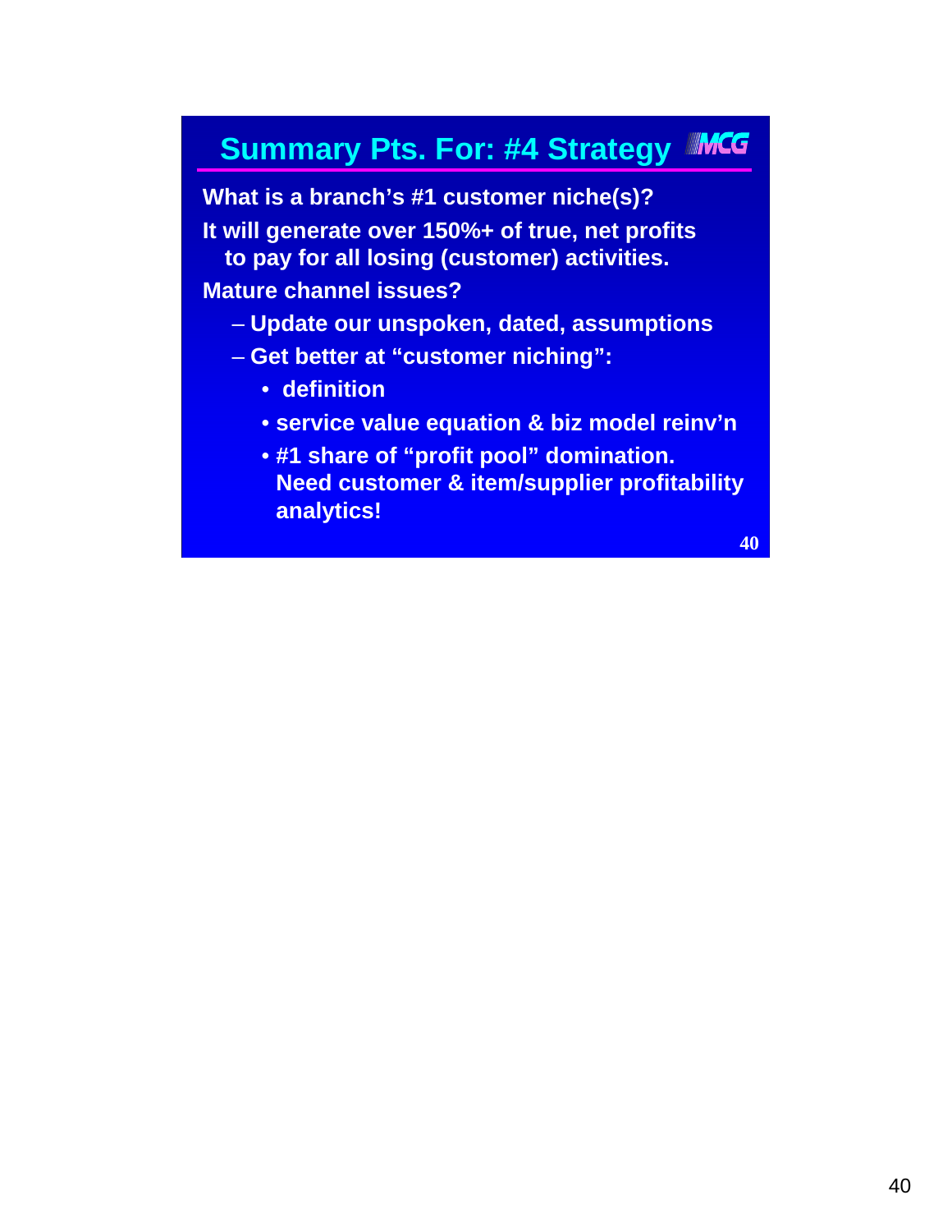## Summary Pts. For: #4 Strategy

What is a branch's #1 customer niche(s)?

It will generate over 150%+ of true, net profits to pay for all losing (customer) activities.

Mature channel issues?

- Update our unspoken, dated, assumptions
- Get better at "customer niching":
  - definition
  - service value equation & biz model reinv'n
  - #1 share of "profit pool" domination. Need customer & item/supplier profitability analytics!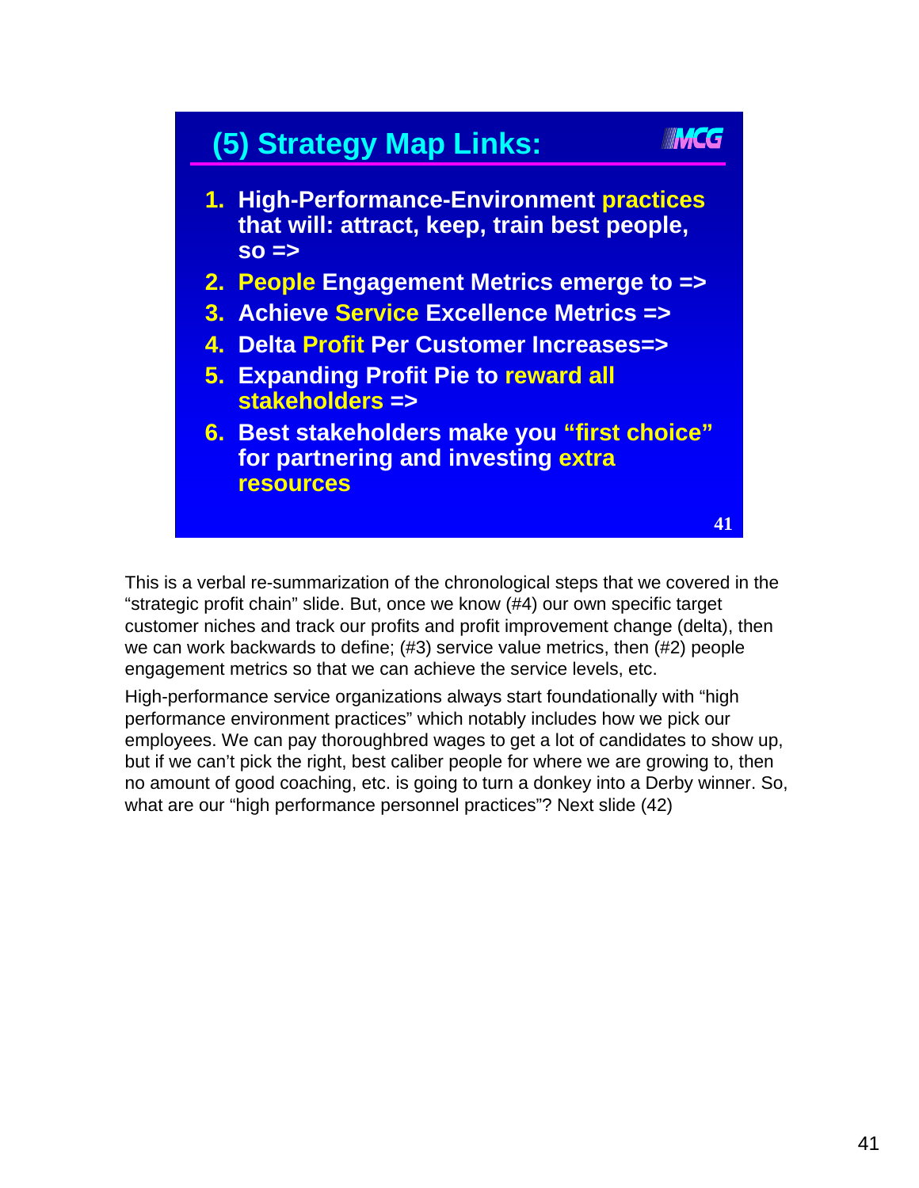## (5) Strategy Map Links:

MCG

1. High-Performance-Environment practices that will: attract, keep, train best people, so =>
2. People Engagement Metrics emerge to =>
3. Achieve Service Excellence Metrics =>
4. Delta Profit Per Customer Increases=>
5. Expanding Profit Pie to reward all stakeholders =>
6. Best stakeholders make you "first choice" for partnering and investing extra resources

This is a verbal re-summarization of the chronological steps that we covered in the "strategic profit chain" slide. But, once we know (#4) our own specific target customer niches and track our profits and profit improvement change (delta), then we can work backwards to define; (#3) service value metrics, then (#2) people engagement metrics so that we can achieve the service levels, etc.

High-performance service organizations always start foundationally with "high performance environment practices" which notably includes how we pick our employees. We can pay thoroughbred wages to get a lot of candidates to show up, but if we can't pick the right, best caliber people for where we are growing to, then no amount of good coaching, etc. is going to turn a donkey into a Derby winner. So, what are our "high performance personnel practices"? Next slide (42)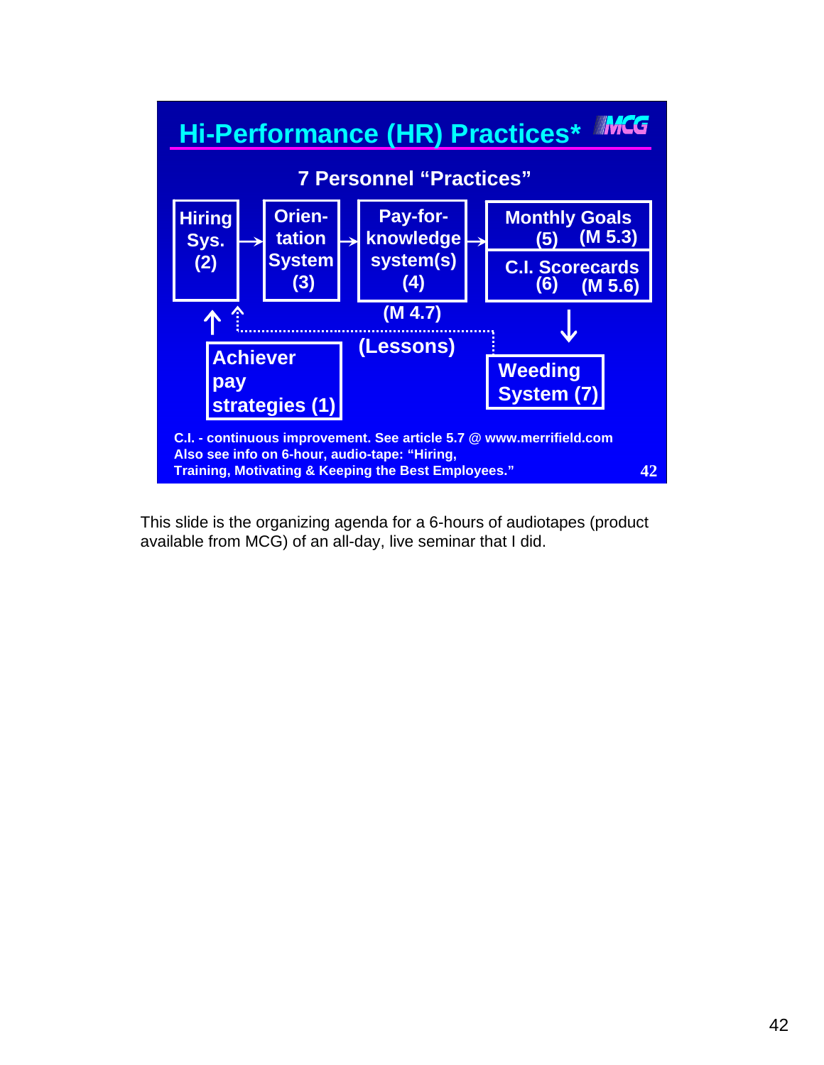## Hi-Performance (HR) Practices* MCG

### 7 Personnel "Practices"

- Hiring Sys. (2) → Orien-tation System (3) → Pay-for-knowledge system(s) (4) (M 4.7) → Monthly Goals (5) (M 5.3) / C.I. Scorecards (6) (M 5.6)
- Monthly Goals / C.I. Scorecards ↓ Weeding System (7)
- Achiever pay strategies (1) ↑ Hiring Sys. (2)
- Weeding System (7) ⇢ (Lessons) ⇢ Hiring Sys. (2)

C.I. - continuous improvement. See article 5.7 @ www.merrifield.com
Also see info on 6-hour, audio-tape: "Hiring, Training, Motivating & Keeping the Best Employees."

This slide is the organizing agenda for a 6-hours of audiotapes (product available from MCG) of an all-day, live seminar that I did.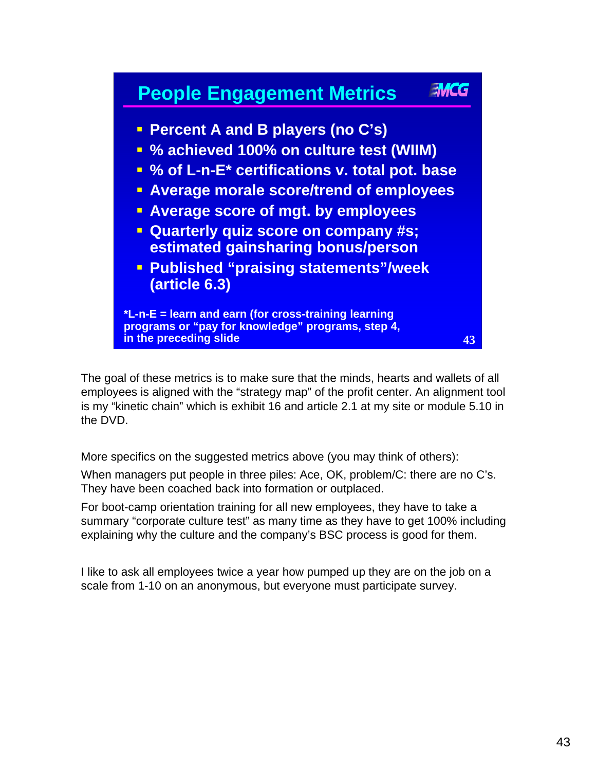## People Engagement Metrics

MCG

- **Percent A and B players (no C's)**
- **% achieved 100% on culture test (WIIM)**
- **% of L-n-E* certifications v. total pot. base**
- **Average morale score/trend of employees**
- **Average score of mgt. by employees**
- **Quarterly quiz score on company #s; estimated gainsharing bonus/person**
- **Published "praising statements"/week (article 6.3)**

***L-n-E = learn and earn (for cross-training learning programs or "pay for knowledge" programs, step 4, in the preceding slide**

The goal of these metrics is to make sure that the minds, hearts and wallets of all employees is aligned with the "strategy map" of the profit center. An alignment tool is my "kinetic chain" which is exhibit 16 and article 2.1 at my site or module 5.10 in the DVD.

More specifics on the suggested metrics above (you may think of others):

When managers put people in three piles: Ace, OK, problem/C: there are no C's. They have been coached back into formation or outplaced.

For boot-camp orientation training for all new employees, they have to take a summary "corporate culture test" as many time as they have to get 100% including explaining why the culture and the company's BSC process is good for them.

I like to ask all employees twice a year how pumped up they are on the job on a scale from 1-10 on an anonymous, but everyone must participate survey.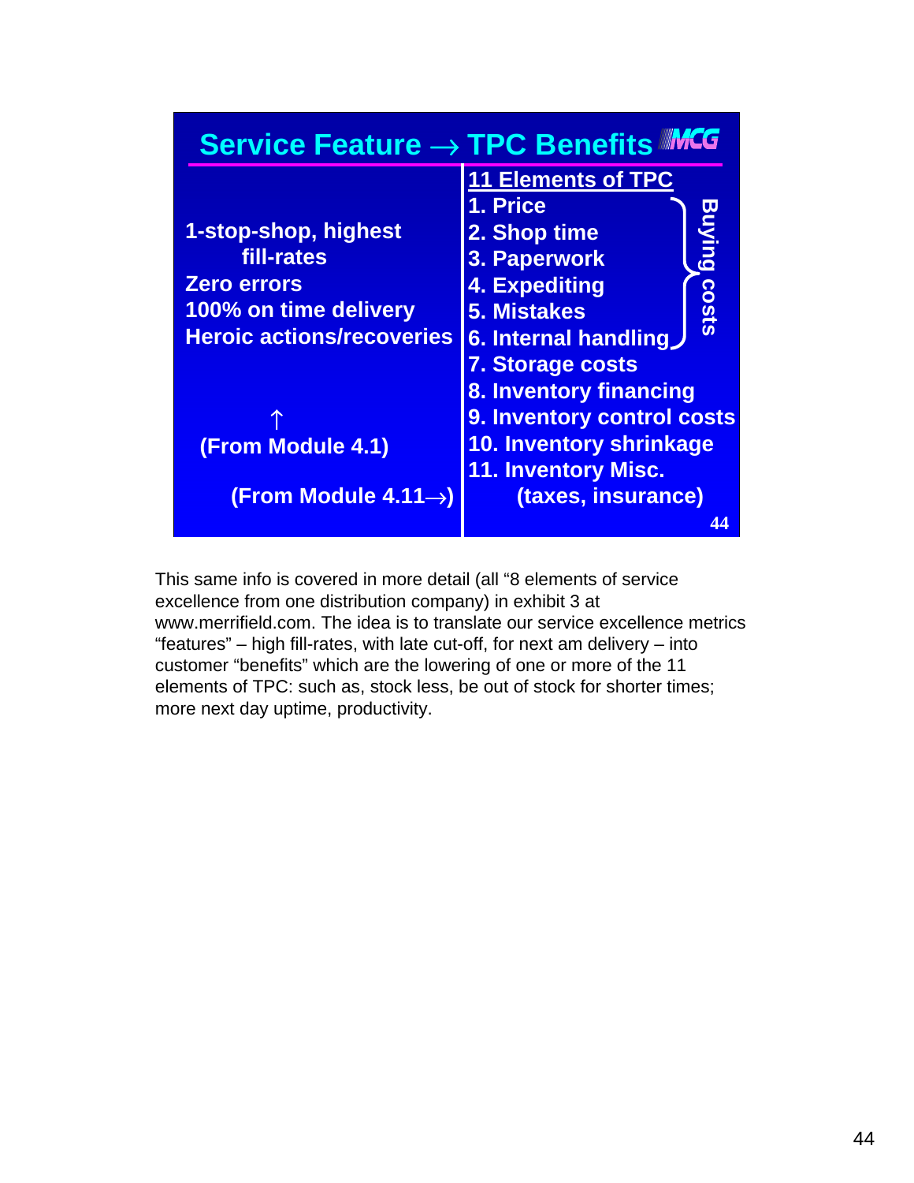## Service Feature → TPC Benefits

| | 11 Elements of TPC |
|---|---|
| 1-stop-shop, highest fill-rates | 1. Price |
| Zero errors | 2. Shop time |
| 100% on time delivery | 3. Paperwork |
| Heroic actions/recoveries | 4. Expediting |
| | 5. Mistakes |
| | 6. Internal handling |
| | 7. Storage costs |
| | 8. Inventory financing |
| ↑ | 9. Inventory control costs |
| (From Module 4.1) | 10. Inventory shrinkage |
| | 11. Inventory Misc. |
| (From Module 4.11→) | (taxes, insurance) |

Items 1–6: Buying costs

This same info is covered in more detail (all "8 elements of service excellence from one distribution company) in exhibit 3 at www.merrifield.com. The idea is to translate our service excellence metrics "features" – high fill-rates, with late cut-off, for next am delivery – into customer "benefits" which are the lowering of one or more of the 11 elements of TPC: such as, stock less, be out of stock for shorter times; more next day uptime, productivity.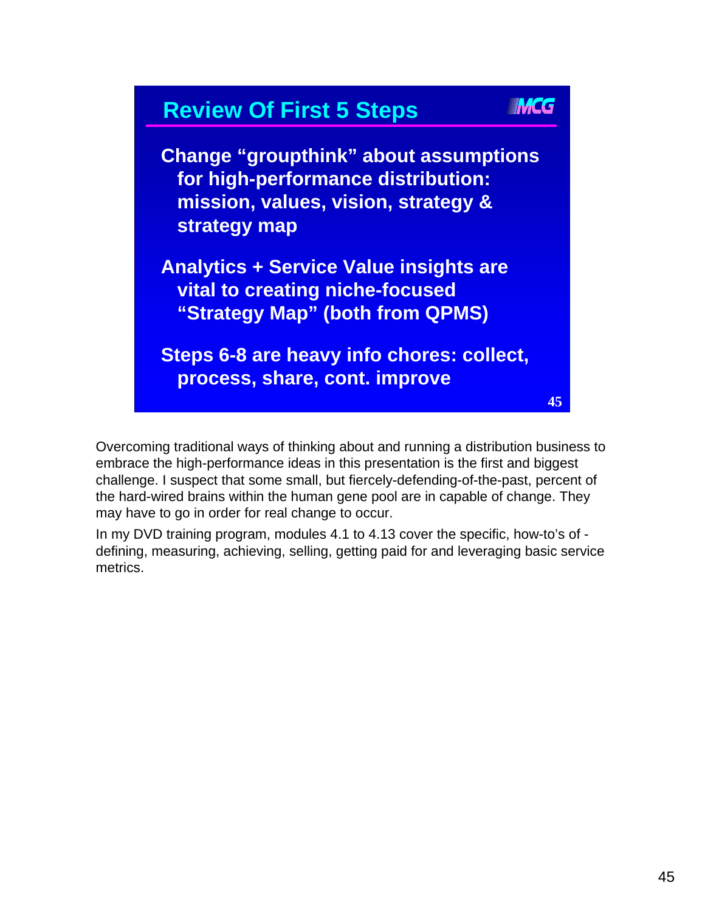## Review Of First 5 Steps

MCG

**Change "groupthink" about assumptions for high-performance distribution: mission, values, vision, strategy & strategy map**

**Analytics + Service Value insights are vital to creating niche-focused "Strategy Map" (both from QPMS)**

**Steps 6-8 are heavy info chores: collect, process, share, cont. improve**

Overcoming traditional ways of thinking about and running a distribution business to embrace the high-performance ideas in this presentation is the first and biggest challenge. I suspect that some small, but fiercely-defending-of-the-past, percent of the hard-wired brains within the human gene pool are in capable of change. They may have to go in order for real change to occur.

In my DVD training program, modules 4.1 to 4.13 cover the specific, how-to's of - defining, measuring, achieving, selling, getting paid for and leveraging basic service metrics.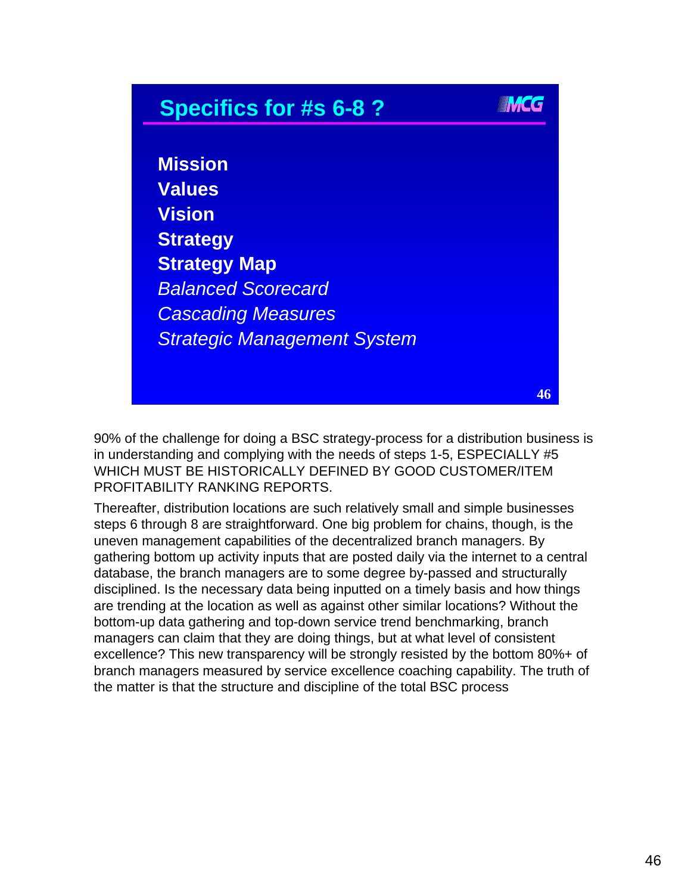## Specifics for #s 6-8 ?

MCG

**Mission**
**Values**
**Vision**
**Strategy**
**Strategy Map**
*Balanced Scorecard*
*Cascading Measures*
*Strategic Management System*

46

90% of the challenge for doing a BSC strategy-process for a distribution business is in understanding and complying with the needs of steps 1-5, ESPECIALLY #5 WHICH MUST BE HISTORICALLY DEFINED BY GOOD CUSTOMER/ITEM PROFITABILITY RANKING REPORTS.

Thereafter, distribution locations are such relatively small and simple businesses steps 6 through 8 are straightforward. One big problem for chains, though, is the uneven management capabilities of the decentralized branch managers. By gathering bottom up activity inputs that are posted daily via the internet to a central database, the branch managers are to some degree by-passed and structurally disciplined. Is the necessary data being inputted on a timely basis and how things are trending at the location as well as against other similar locations? Without the bottom-up data gathering and top-down service trend benchmarking, branch managers can claim that they are doing things, but at what level of consistent excellence? This new transparency will be strongly resisted by the bottom 80%+ of branch managers measured by service excellence coaching capability. The truth of the matter is that the structure and discipline of the total BSC process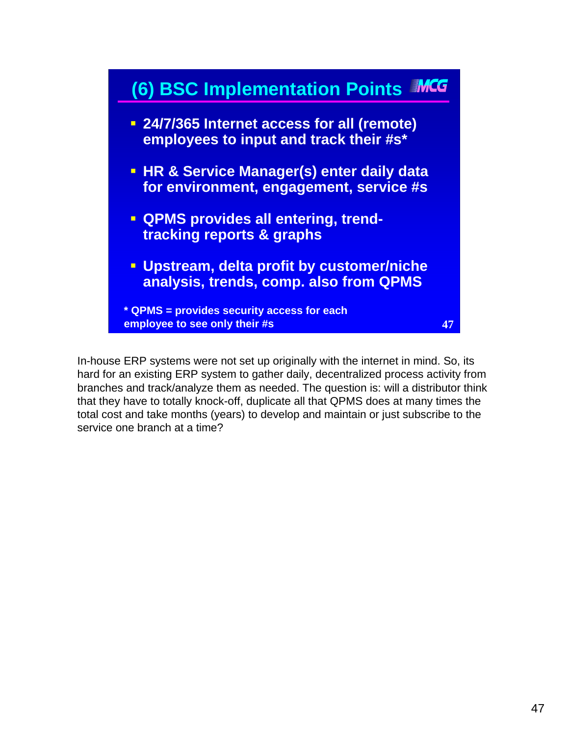## (6) BSC Implementation Points

- 24/7/365 Internet access for all (remote) employees to input and track their #s*
- HR & Service Manager(s) enter daily data for environment, engagement, service #s
- QPMS provides all entering, trend-tracking reports & graphs
- Upstream, delta profit by customer/niche analysis, trends, comp. also from QPMS

\* QPMS = provides security access for each employee to see only their #s

In-house ERP systems were not set up originally with the internet in mind. So, its hard for an existing ERP system to gather daily, decentralized process activity from branches and track/analyze them as needed. The question is: will a distributor think that they have to totally knock-off, duplicate all that QPMS does at many times the total cost and take months (years) to develop and maintain or just subscribe to the service one branch at a time?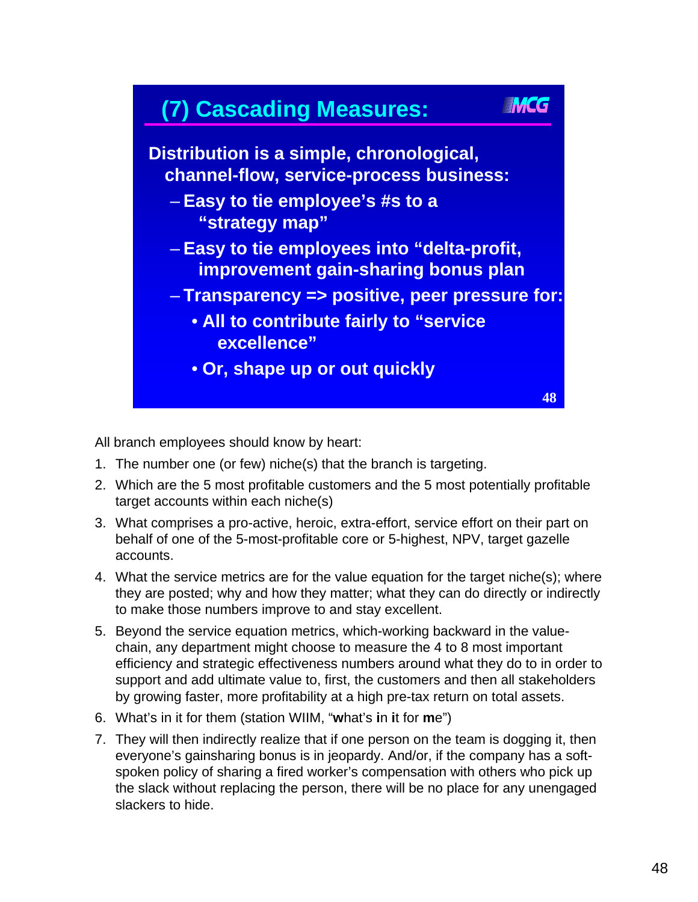## (7) Cascading Measures:

**Distribution is a simple, chronological, channel-flow, service-process business:**

- **Easy to tie employee's #s to a "strategy map"**
- **Easy to tie employees into "delta-profit, improvement gain-sharing bonus plan**
- **Transparency => positive, peer pressure for:**
  - **All to contribute fairly to "service excellence"**
  - **Or, shape up or out quickly**

All branch employees should know by heart:

1. The number one (or few) niche(s) that the branch is targeting.
2. Which are the 5 most profitable customers and the 5 most potentially profitable target accounts within each niche(s)
3. What comprises a pro-active, heroic, extra-effort, service effort on their part on behalf of one of the 5-most-profitable core or 5-highest, NPV, target gazelle accounts.
4. What the service metrics are for the value equation for the target niche(s); where they are posted; why and how they matter; what they can do directly or indirectly to make those numbers improve to and stay excellent.
5. Beyond the service equation metrics, which-working backward in the value-chain, any department might choose to measure the 4 to 8 most important efficiency and strategic effectiveness numbers around what they do to in order to support and add ultimate value to, first, the customers and then all stakeholders by growing faster, more profitability at a high pre-tax return on total assets.
6. What's in it for them (station WIIM, "**w**hat's **i**n **i**t for **m**e")
7. They will then indirectly realize that if one person on the team is dogging it, then everyone's gainsharing bonus is in jeopardy. And/or, if the company has a soft-spoken policy of sharing a fired worker's compensation with others who pick up the slack without replacing the person, there will be no place for any unengaged slackers to hide.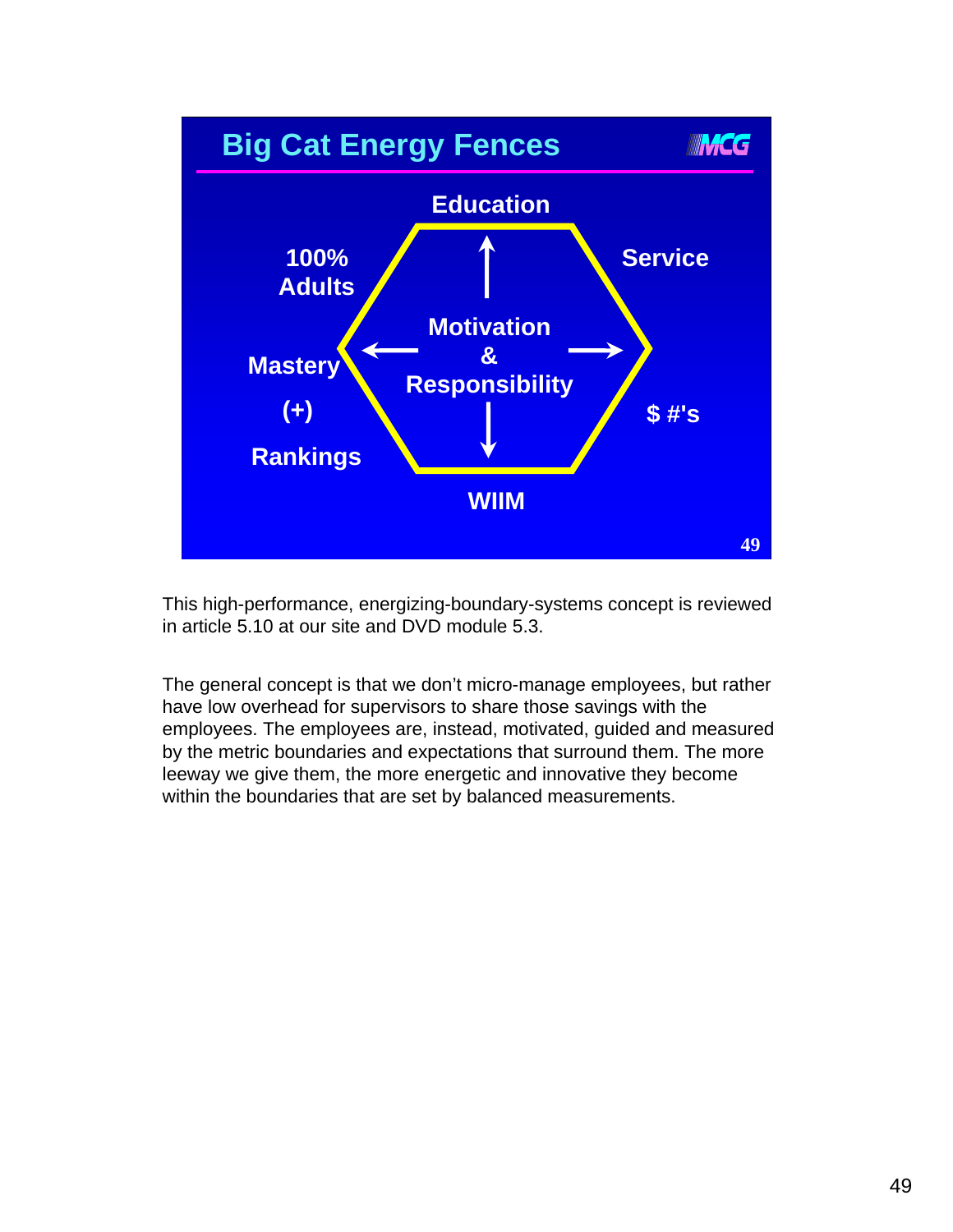## Big Cat Energy Fences

MCG

Education

100% Adults

Service

Motivation & Responsibility

Mastery

(+)

Rankings

$ #'s

WIIM

This high-performance, energizing-boundary-systems concept is reviewed in article 5.10 at our site and DVD module 5.3.

The general concept is that we don't micro-manage employees, but rather have low overhead for supervisors to share those savings with the employees. The employees are, instead, motivated, guided and measured by the metric boundaries and expectations that surround them. The more leeway we give them, the more energetic and innovative they become within the boundaries that are set by balanced measurements.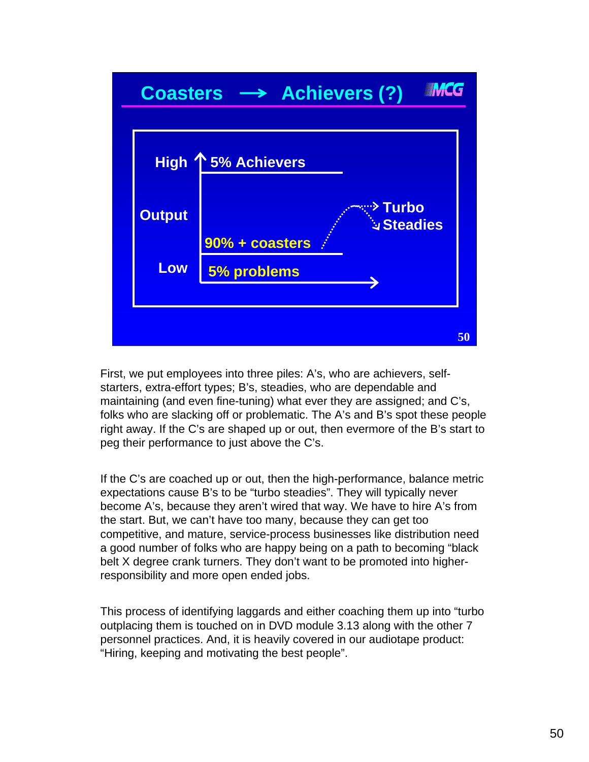## Coasters → Achievers (?)

| | |
|---|---|
| High | 5% Achievers |
| Output | 90% + coasters → Turbo Steadies |
| Low | 5% problems |

First, we put employees into three piles: A's, who are achievers, self-starters, extra-effort types; B's, steadies, who are dependable and maintaining (and even fine-tuning) what ever they are assigned; and C's, folks who are slacking off or problematic. The A's and B's spot these people right away. If the C's are shaped up or out, then evermore of the B's start to peg their performance to just above the C's.

If the C's are coached up or out, then the high-performance, balance metric expectations cause B's to be "turbo steadies". They will typically never become A's, because they aren't wired that way. We have to hire A's from the start. But, we can't have too many, because they can get too competitive, and mature, service-process businesses like distribution need a good number of folks who are happy being on a path to becoming "black belt X degree crank turners. They don't want to be promoted into higher-responsibility and more open ended jobs.

This process of identifying laggards and either coaching them up into "turbo outplacing them is touched on in DVD module 3.13 along with the other 7 personnel practices. And, it is heavily covered in our audiotape product: "Hiring, keeping and motivating the best people".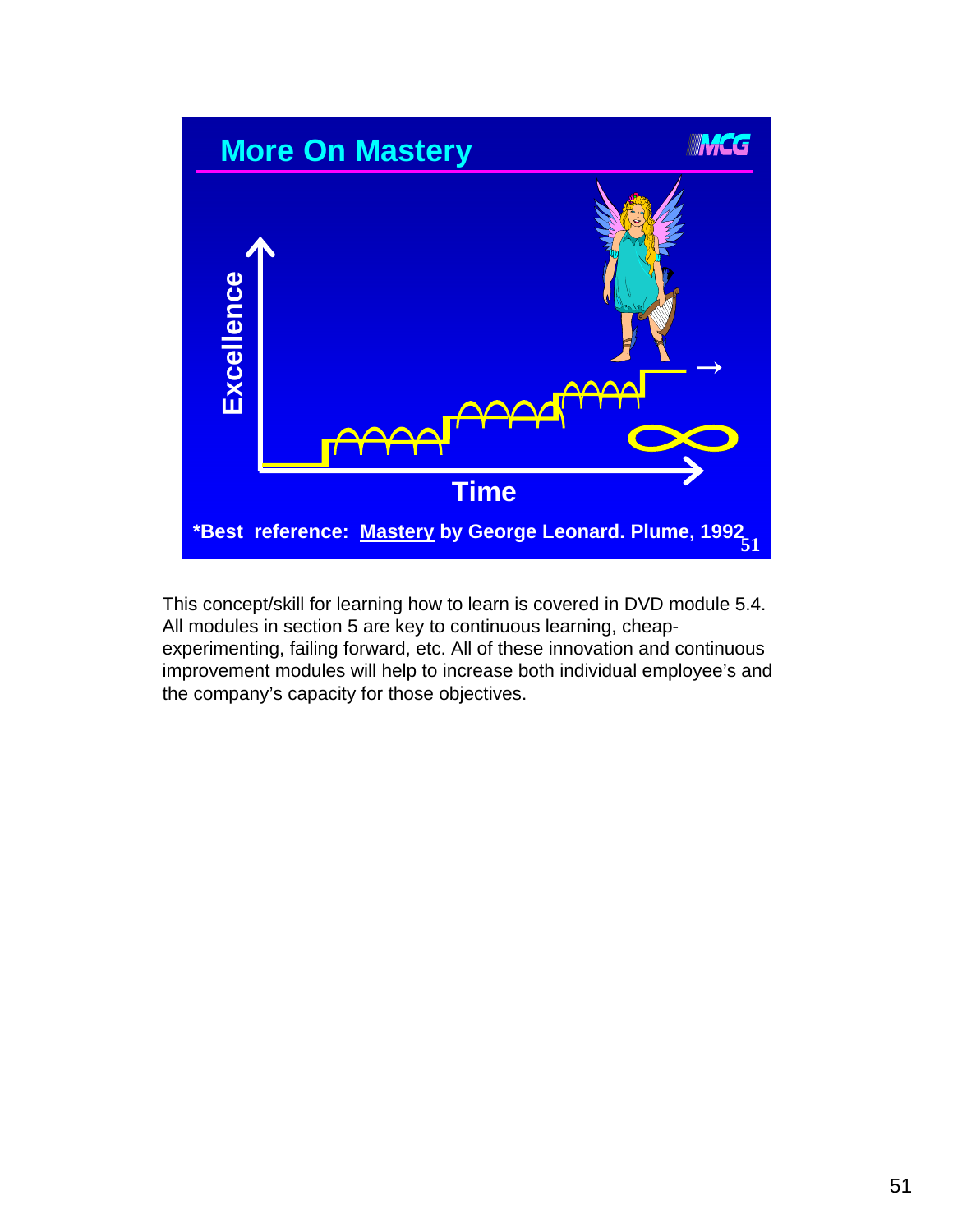## More On Mastery

Excellence

Time

*Best reference: Mastery by George Leonard. Plume, 1992

This concept/skill for learning how to learn is covered in DVD module 5.4. All modules in section 5 are key to continuous learning, cheap-experimenting, failing forward, etc. All of these innovation and continuous improvement modules will help to increase both individual employee's and the company's capacity for those objectives.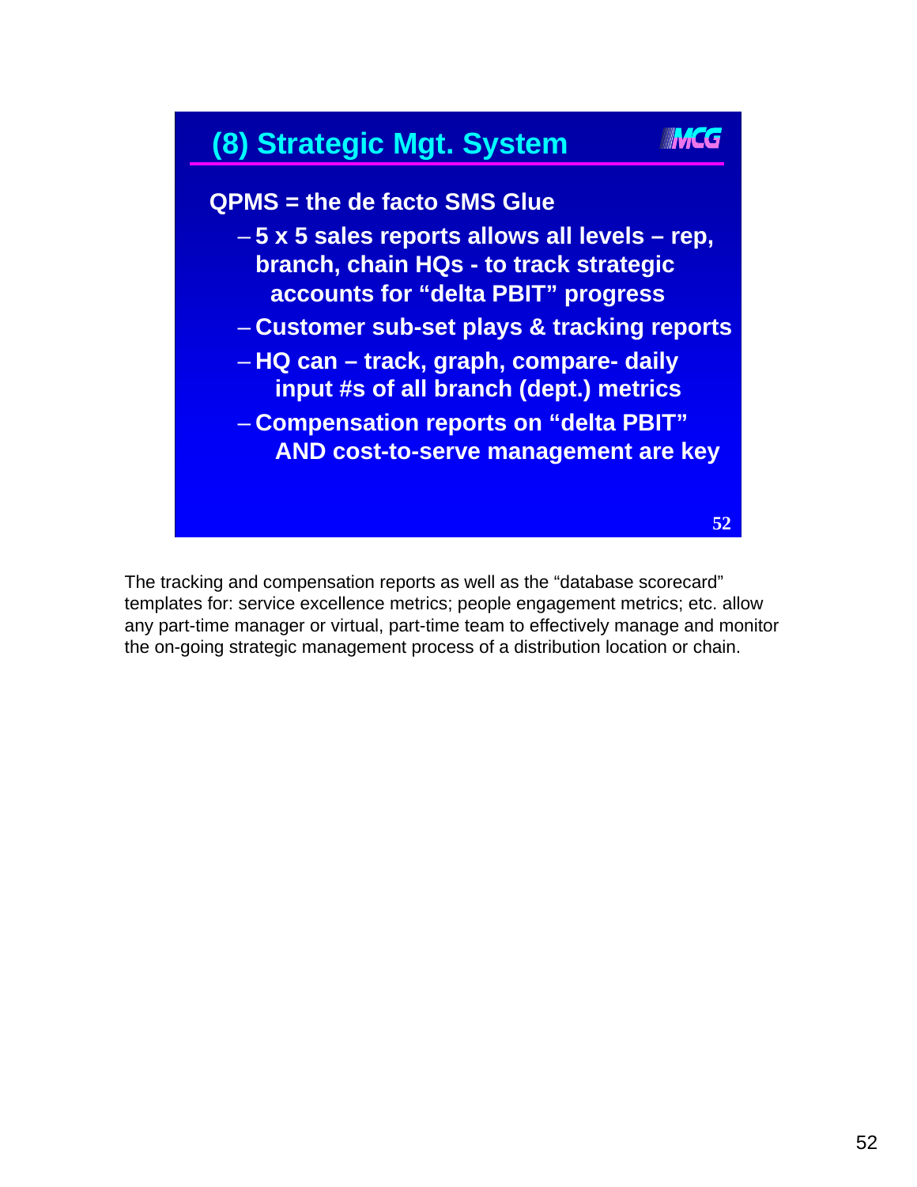## (8) Strategic Mgt. System

MCG

**QPMS = the de facto SMS Glue**

- **5 x 5 sales reports allows all levels – rep, branch, chain HQs - to track strategic accounts for “delta PBIT” progress**
- **Customer sub-set plays & tracking reports**
- **HQ can – track, graph, compare- daily input #s of all branch (dept.) metrics**
- **Compensation reports on “delta PBIT” AND cost-to-serve management are key**

The tracking and compensation reports as well as the “database scorecard” templates for: service excellence metrics; people engagement metrics; etc. allow any part-time manager or virtual, part-time team to effectively manage and monitor the on-going strategic management process of a distribution location or chain.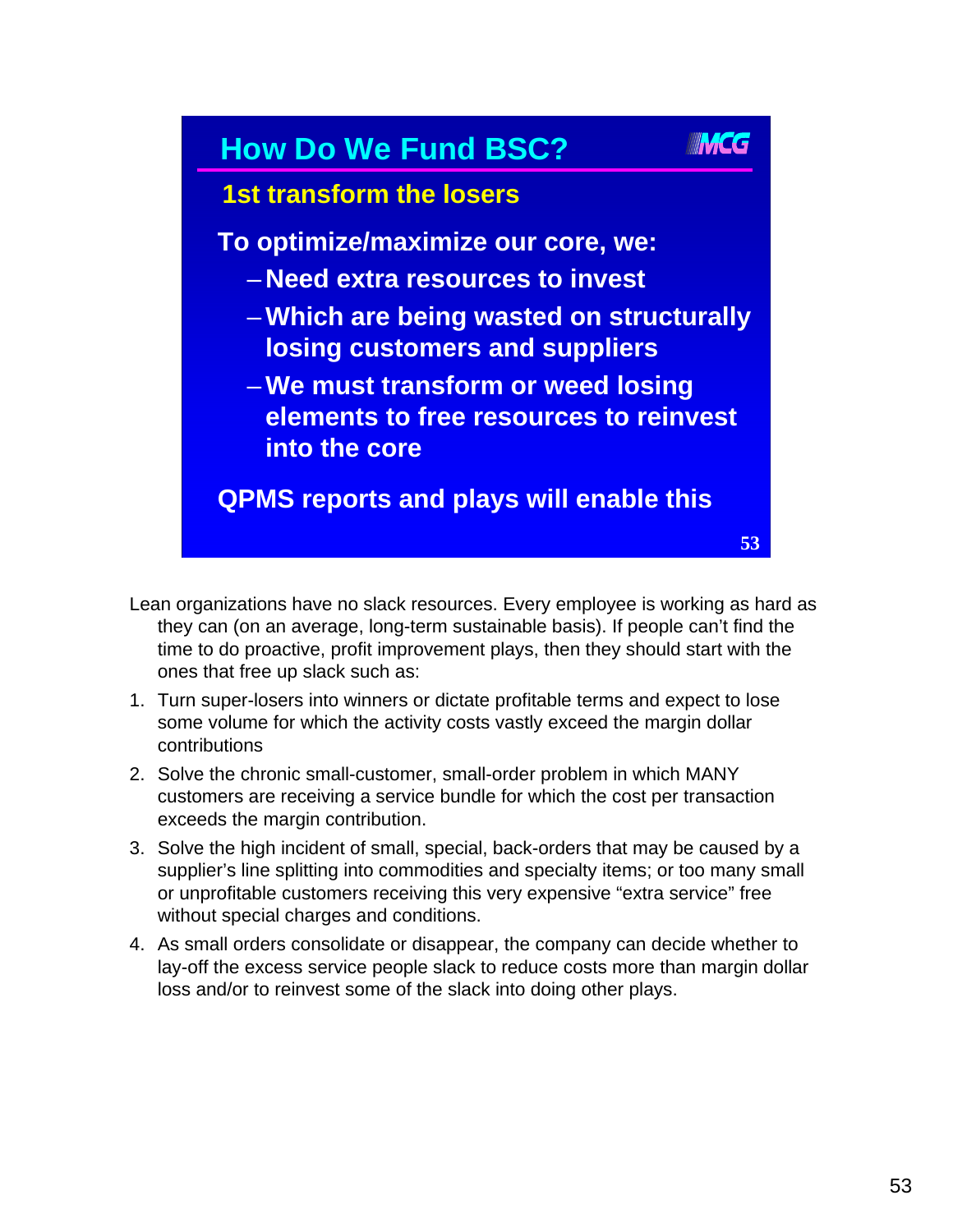## How Do We Fund BSC?

### 1st transform the losers

**To optimize/maximize our core, we:**

- **Need extra resources to invest**
- **Which are being wasted on structurally losing customers and suppliers**
- **We must transform or weed losing elements to free resources to reinvest into the core**

**QPMS reports and plays will enable this**

Lean organizations have no slack resources. Every employee is working as hard as they can (on an average, long-term sustainable basis). If people can't find the time to do proactive, profit improvement plays, then they should start with the ones that free up slack such as:

1. Turn super-losers into winners or dictate profitable terms and expect to lose some volume for which the activity costs vastly exceed the margin dollar contributions
2. Solve the chronic small-customer, small-order problem in which MANY customers are receiving a service bundle for which the cost per transaction exceeds the margin contribution.
3. Solve the high incident of small, special, back-orders that may be caused by a supplier's line splitting into commodities and specialty items; or too many small or unprofitable customers receiving this very expensive "extra service" free without special charges and conditions.
4. As small orders consolidate or disappear, the company can decide whether to lay-off the excess service people slack to reduce costs more than margin dollar loss and/or to reinvest some of the slack into doing other plays.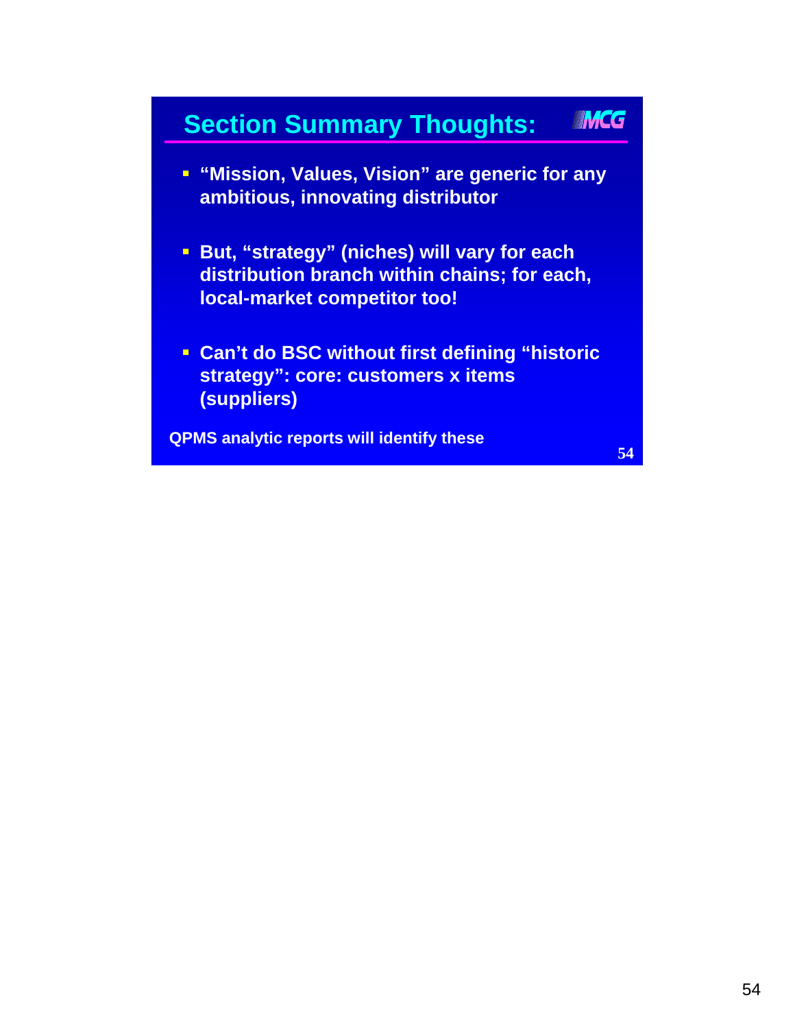## Section Summary Thoughts:

- "Mission, Values, Vision" are generic for any ambitious, innovating distributor
- But, "strategy" (niches) will vary for each distribution branch within chains; for each, local-market competitor too!
- Can't do BSC without first defining "historic strategy": core: customers x items (suppliers)

QPMS analytic reports will identify these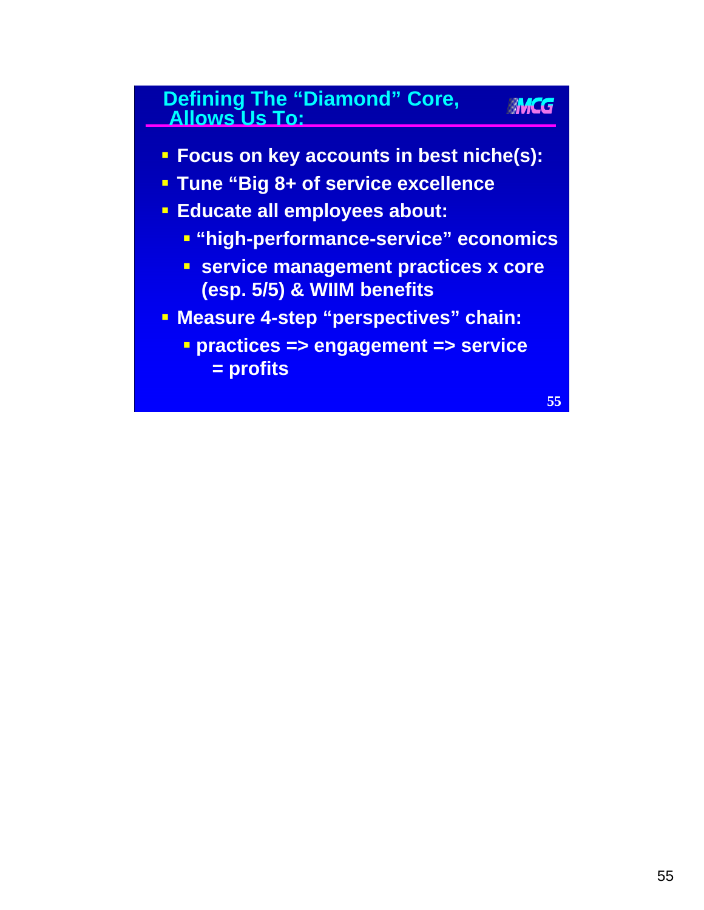## Defining The “Diamond” Core, Allows Us To:

- Focus on key accounts in best niche(s):
- Tune “Big 8+ of service excellence
- Educate all employees about:
  - “high-performance-service” economics
  - service management practices x core (esp. 5/5) & WIIM benefits
- Measure 4-step “perspectives” chain:
  - practices => engagement => service = profits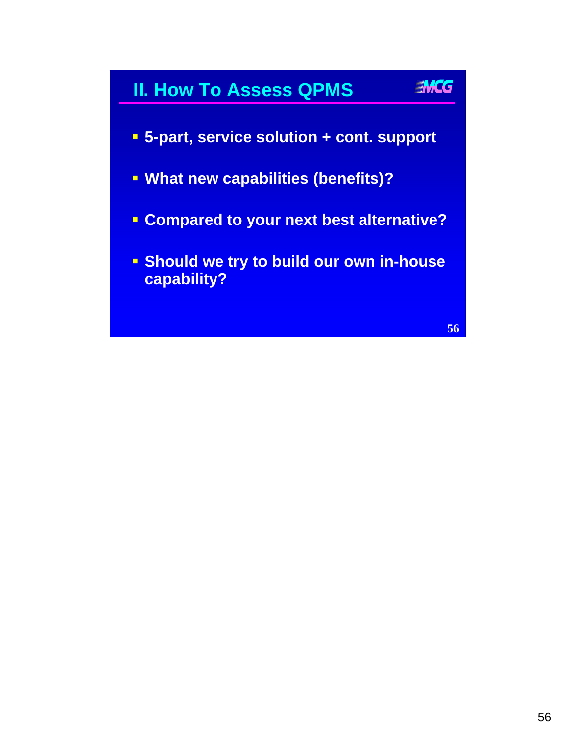## II. How To Assess QPMS

- 5-part, service solution + cont. support
- What new capabilities (benefits)?
- Compared to your next best alternative?
- Should we try to build our own in-house capability?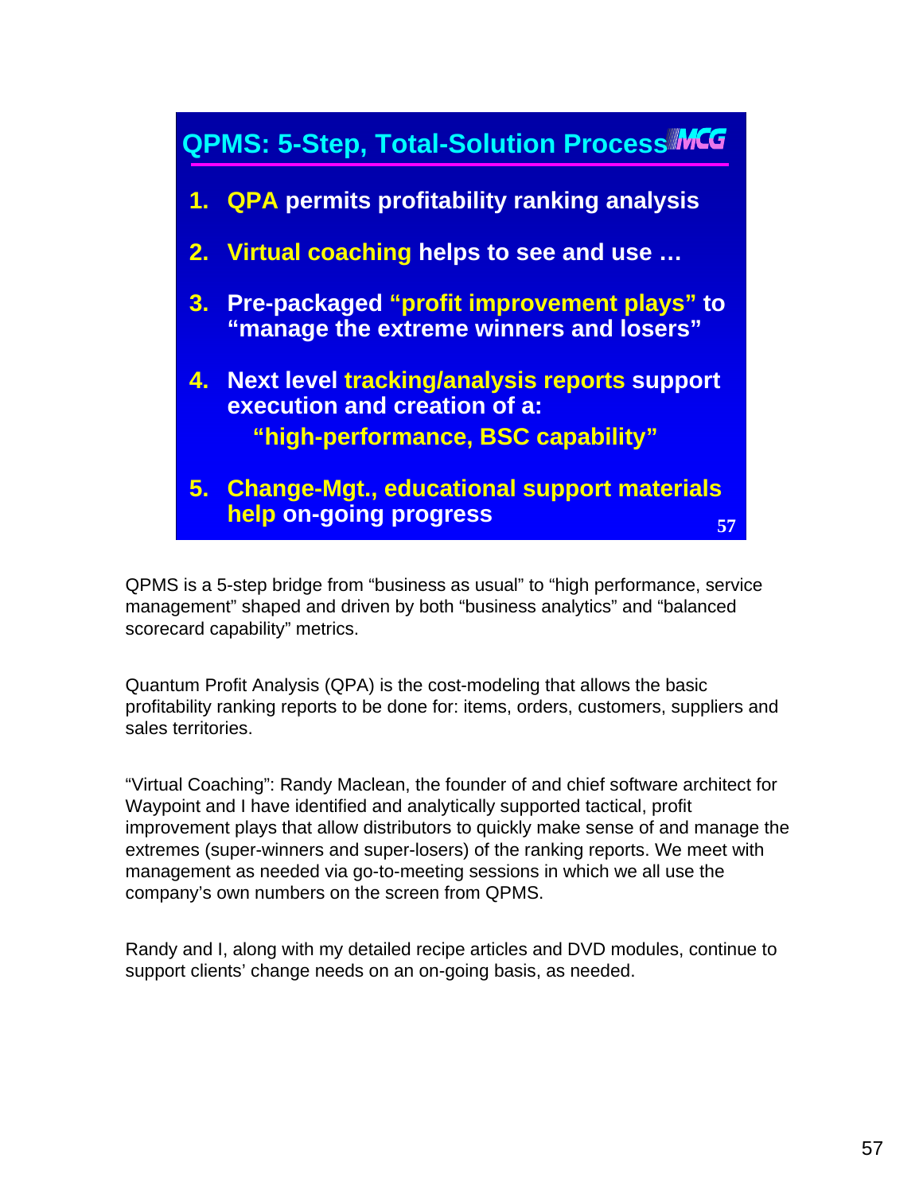## QPMS: 5-Step, Total-Solution Process

1. **QPA permits profitability ranking analysis**
2. **Virtual coaching helps to see and use …**
3. **Pre-packaged "profit improvement plays" to "manage the extreme winners and losers"**
4. **Next level tracking/analysis reports support execution and creation of a:**

   **"high-performance, BSC capability"**
5. **Change-Mgt., educational support materials help on-going progress**

QPMS is a 5-step bridge from "business as usual" to "high performance, service management" shaped and driven by both "business analytics" and "balanced scorecard capability" metrics.

Quantum Profit Analysis (QPA) is the cost-modeling that allows the basic profitability ranking reports to be done for: items, orders, customers, suppliers and sales territories.

"Virtual Coaching": Randy Maclean, the founder of and chief software architect for Waypoint and I have identified and analytically supported tactical, profit improvement plays that allow distributors to quickly make sense of and manage the extremes (super-winners and super-losers) of the ranking reports. We meet with management as needed via go-to-meeting sessions in which we all use the company's own numbers on the screen from QPMS.

Randy and I, along with my detailed recipe articles and DVD modules, continue to support clients' change needs on an on-going basis, as needed.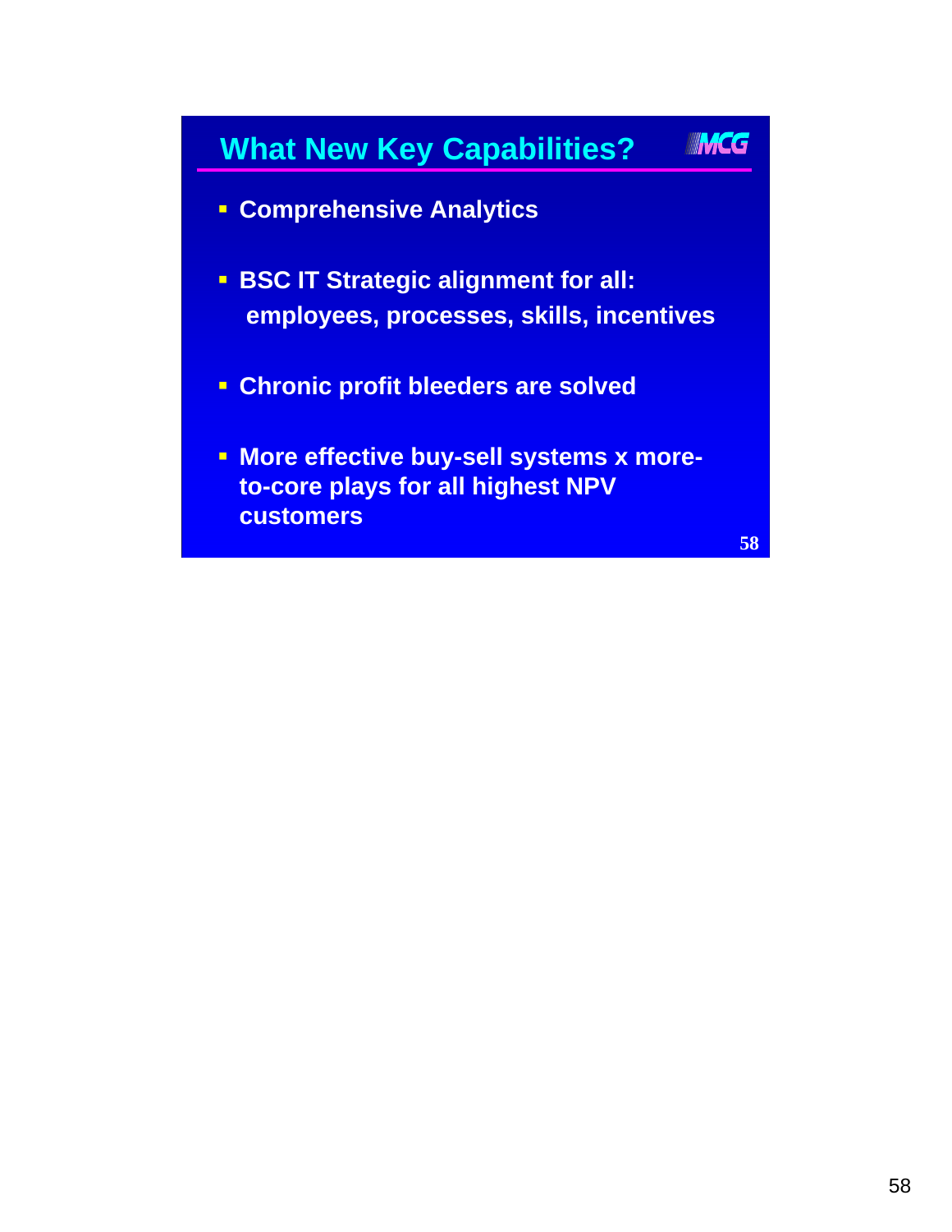## What New Key Capabilities?

- **Comprehensive Analytics**
- **BSC IT Strategic alignment for all: employees, processes, skills, incentives**
- **Chronic profit bleeders are solved**
- **More effective buy-sell systems x more-to-core plays for all highest NPV customers**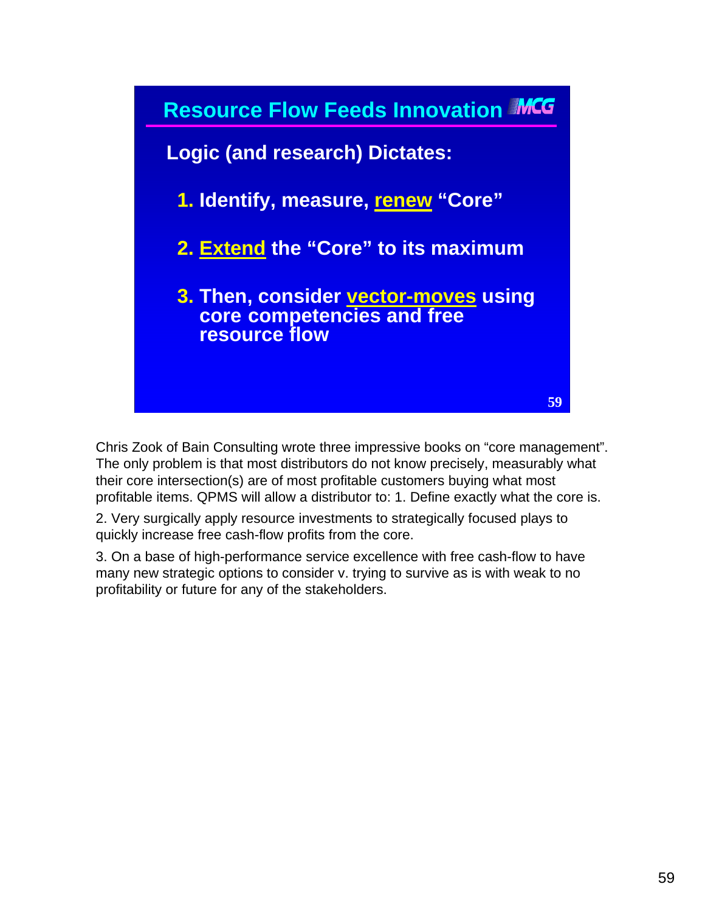## Resource Flow Feeds Innovation

**Logic (and research) Dictates:**

1. **Identify, measure, renew "Core"**
2. **Extend the "Core" to its maximum**
3. **Then, consider vector-moves using core competencies and free resource flow**

Chris Zook of Bain Consulting wrote three impressive books on "core management". The only problem is that most distributors do not know precisely, measurably what their core intersection(s) are of most profitable customers buying what most profitable items. QPMS will allow a distributor to: 1. Define exactly what the core is.

2. Very surgically apply resource investments to strategically focused plays to quickly increase free cash-flow profits from the core.

3. On a base of high-performance service excellence with free cash-flow to have many new strategic options to consider v. trying to survive as is with weak to no profitability or future for any of the stakeholders.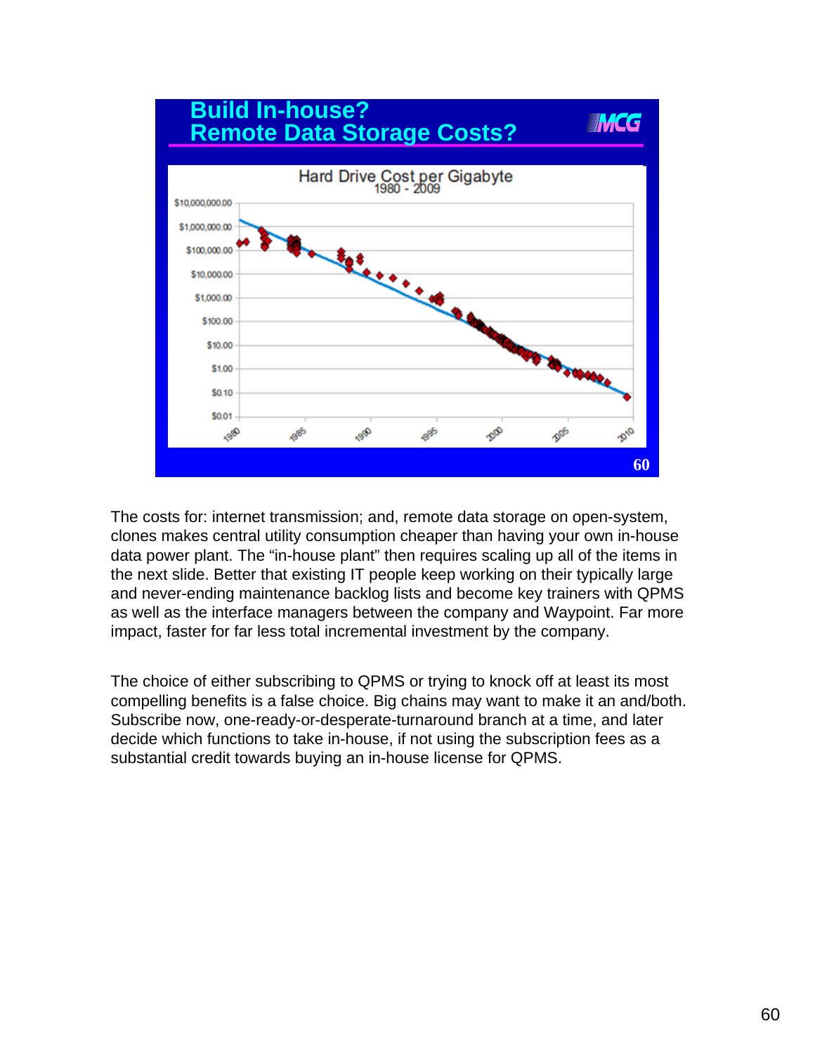## Build In-house?
## Remote Data Storage Costs?

MCG

Hard Drive Cost per Gigabyte
1980 - 2009

The costs for: internet transmission; and, remote data storage on open-system, clones makes central utility consumption cheaper than having your own in-house data power plant. The "in-house plant" then requires scaling up all of the items in the next slide. Better that existing IT people keep working on their typically large and never-ending maintenance backlog lists and become key trainers with QPMS as well as the interface managers between the company and Waypoint. Far more impact, faster for far less total incremental investment by the company.

The choice of either subscribing to QPMS or trying to knock off at least its most compelling benefits is a false choice. Big chains may want to make it an and/both. Subscribe now, one-ready-or-desperate-turnaround branch at a time, and later decide which functions to take in-house, if not using the subscription fees as a substantial credit towards buying an in-house license for QPMS.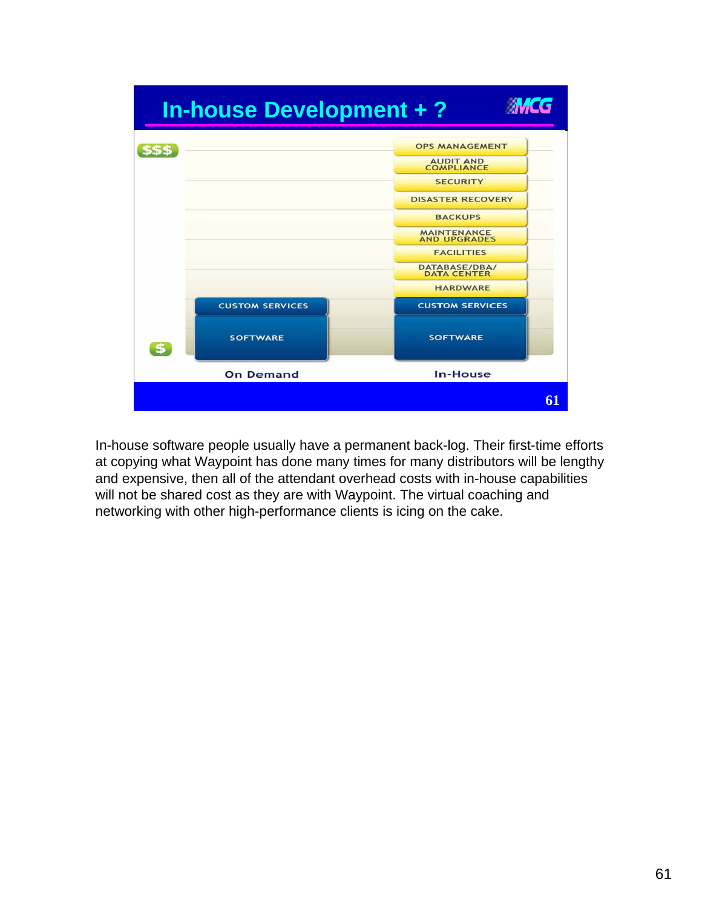# In-house Development + ?

| | On Demand | In-House |
|---|---|---|
| $$$ | | OPS MANAGEMENT |
| | | AUDIT AND COMPLIANCE |
| | | SECURITY |
| | | DISASTER RECOVERY |
| | | BACKUPS |
| | | MAINTENANCE AND UPGRADES |
| | | FACILITIES |
| | | DATABASE/DBA/ DATA CENTER |
| | | HARDWARE |
| | CUSTOM SERVICES | CUSTOM SERVICES |
| $ | SOFTWARE | SOFTWARE |

In-house software people usually have a permanent back-log. Their first-time efforts at copying what Waypoint has done many times for many distributors will be lengthy and expensive, then all of the attendant overhead costs with in-house capabilities will not be shared cost as they are with Waypoint. The virtual coaching and networking with other high-performance clients is icing on the cake.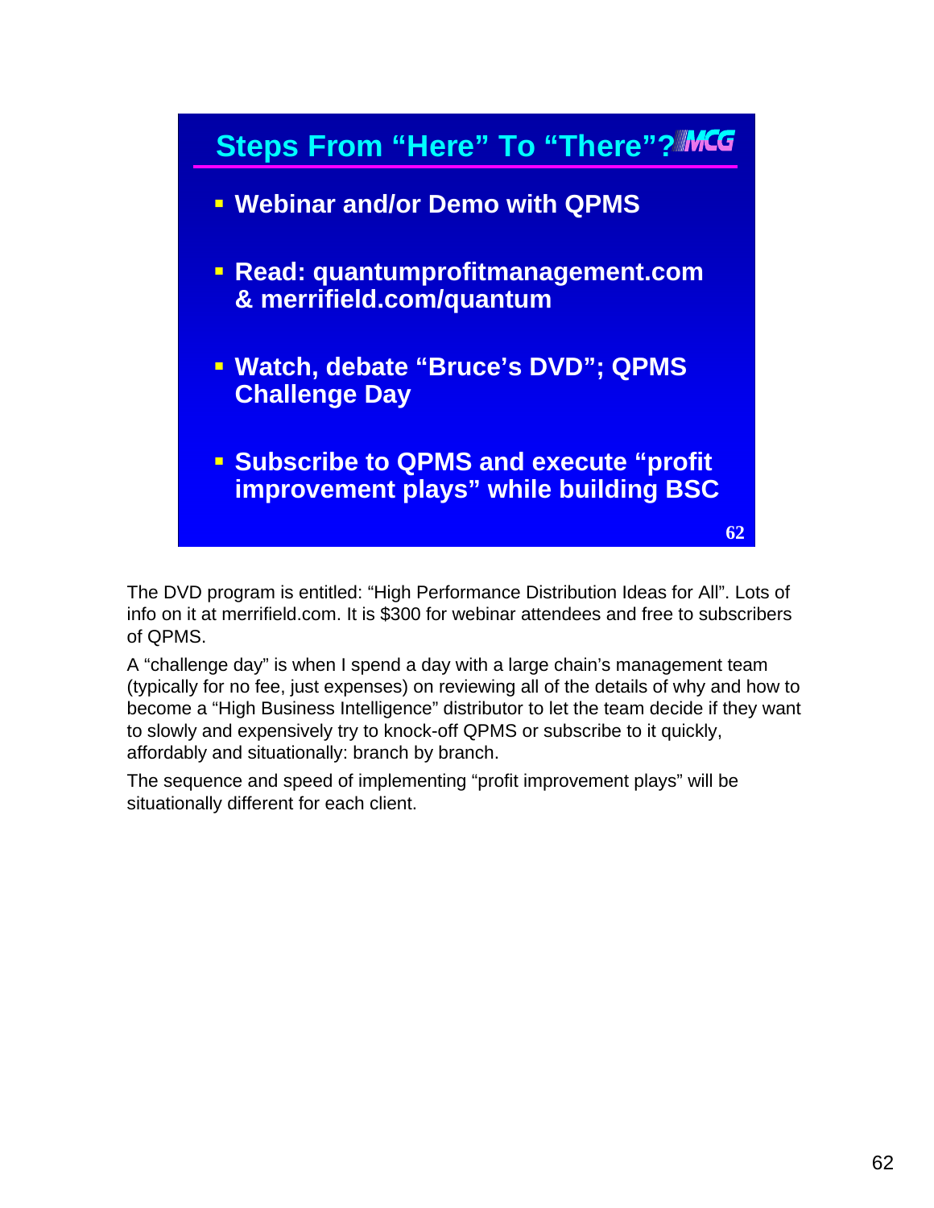## Steps From "Here" To "There"?

- **Webinar and/or Demo with QPMS**
- **Read: quantumprofitmanagement.com & merrifield.com/quantum**
- **Watch, debate "Bruce's DVD"; QPMS Challenge Day**
- **Subscribe to QPMS and execute "profit improvement plays" while building BSC**

The DVD program is entitled: "High Performance Distribution Ideas for All". Lots of info on it at merrifield.com. It is $300 for webinar attendees and free to subscribers of QPMS.

A "challenge day" is when I spend a day with a large chain's management team (typically for no fee, just expenses) on reviewing all of the details of why and how to become a "High Business Intelligence" distributor to let the team decide if they want to slowly and expensively try to knock-off QPMS or subscribe to it quickly, affordably and situationally: branch by branch.

The sequence and speed of implementing "profit improvement plays" will be situationally different for each client.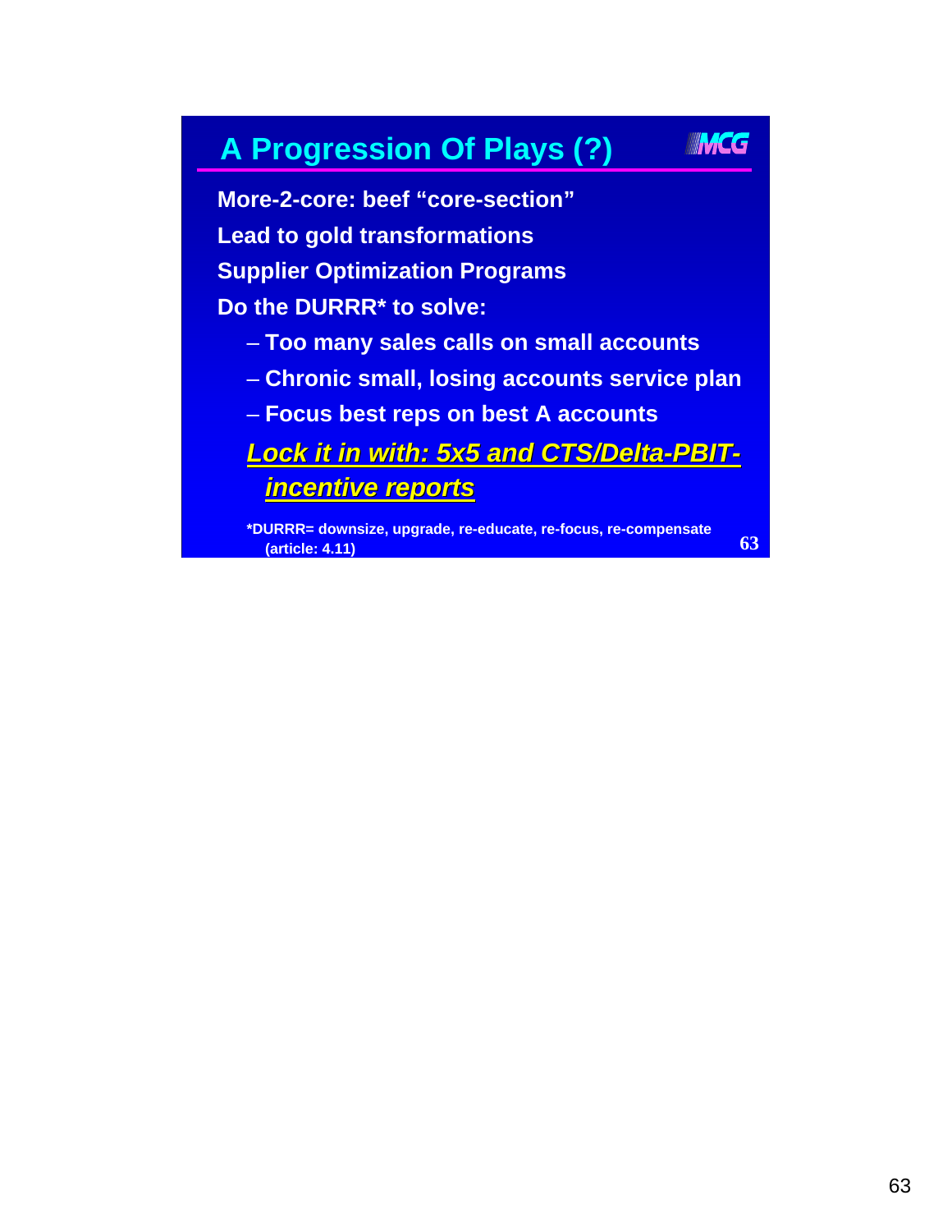## A Progression Of Plays (?)

**More-2-core: beef "core-section"**

**Lead to gold transformations**

**Supplier Optimization Programs**

**Do the DURRR* to solve:**

- **Too many sales calls on small accounts**
- **Chronic small, losing accounts service plan**
- **Focus best reps on best A accounts**

***Lock it in with: 5x5 and CTS/Delta-PBIT-incentive reports***

**\*DURRR= downsize, upgrade, re-educate, re-focus, re-compensate (article: 4.11)**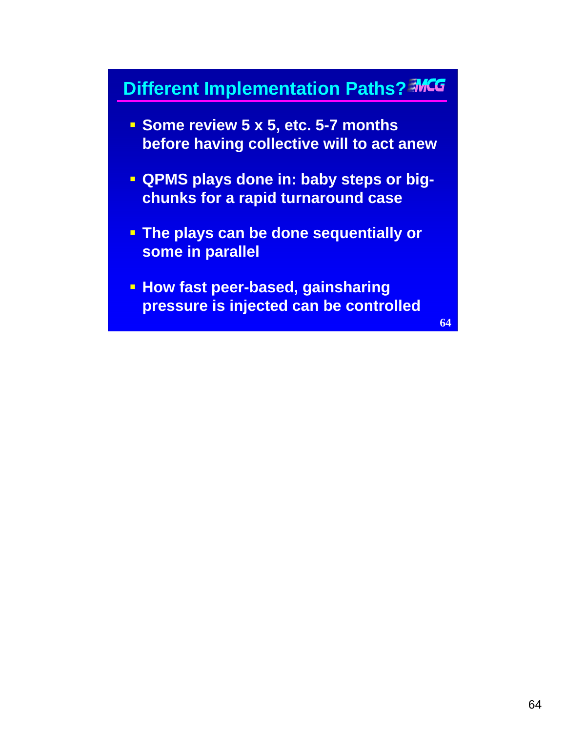## Different Implementation Paths?

- Some review 5 x 5, etc. 5-7 months before having collective will to act anew
- QPMS plays done in: baby steps or big-chunks for a rapid turnaround case
- The plays can be done sequentially or some in parallel
- How fast peer-based, gainsharing pressure is injected can be controlled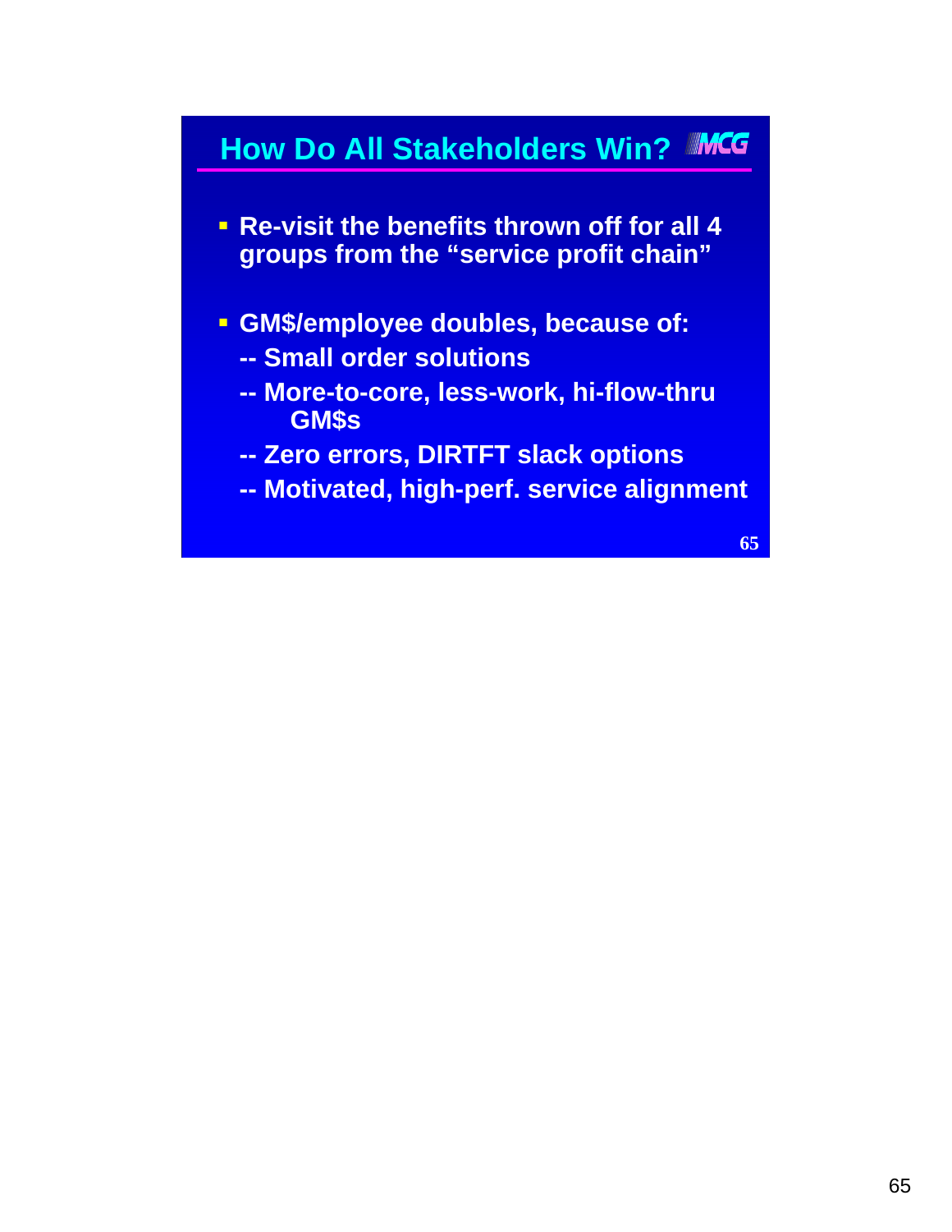## How Do All Stakeholders Win?

- Re-visit the benefits thrown off for all 4 groups from the "service profit chain"

- GM$/employee doubles, because of:
  - -- Small order solutions
  - -- More-to-core, less-work, hi-flow-thru GM$s
  - -- Zero errors, DIRTFT slack options
  - -- Motivated, high-perf. service alignment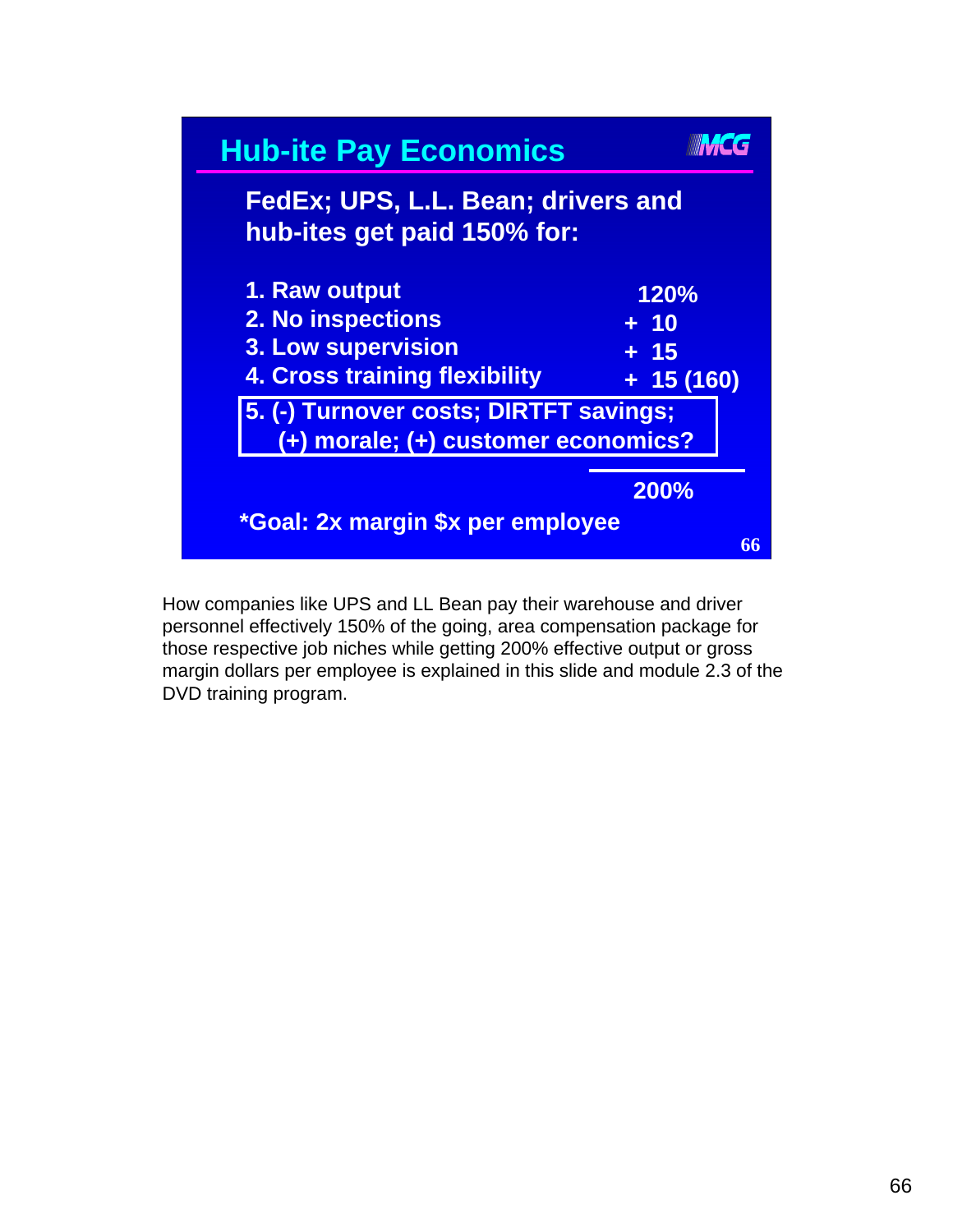## Hub-ite Pay Economics

**FedEx; UPS, L.L. Bean; drivers and hub-ites get paid 150% for:**

| | |
|---|---|
| 1. Raw output | 120% |
| 2. No inspections | + 10 |
| 3. Low supervision | + 15 |
| 4. Cross training flexibility | + 15 (160) |
| 5. (-) Turnover costs; DIRTFT savings; (+) morale; (+) customer economics? | |
| | 200% |

**\*Goal: 2x margin $x per employee**

How companies like UPS and LL Bean pay their warehouse and driver personnel effectively 150% of the going, area compensation package for those respective job niches while getting 200% effective output or gross margin dollars per employee is explained in this slide and module 2.3 of the DVD training program.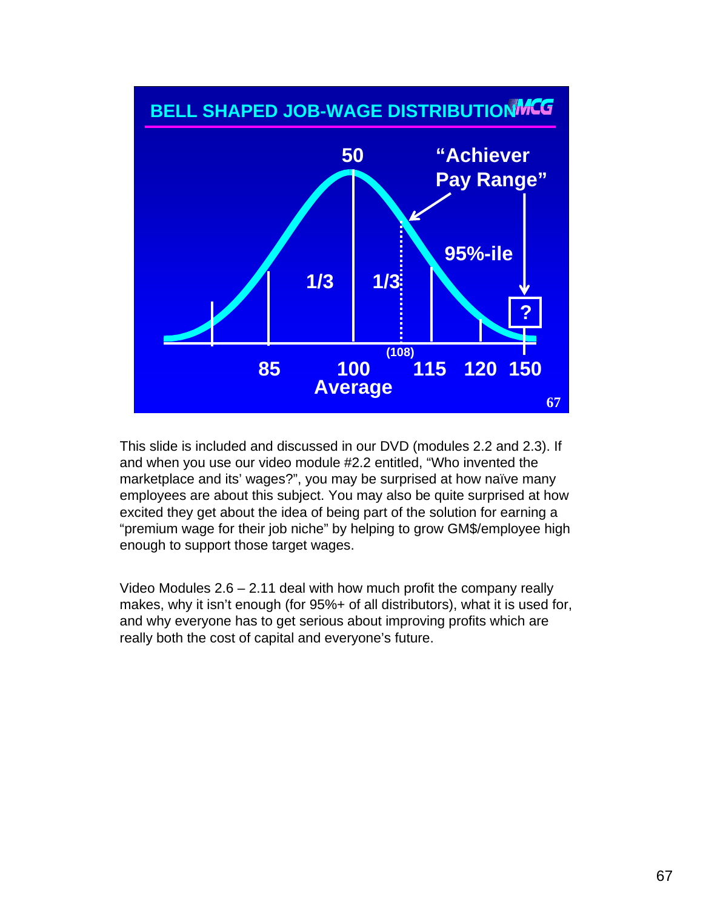## BELL SHAPED JOB-WAGE DISTRIBUTION

50

"Achiever Pay Range"

95%-ile

1/3 1/3

?

(108)

85 100 115 120 150

Average

This slide is included and discussed in our DVD (modules 2.2 and 2.3). If and when you use our video module #2.2 entitled, "Who invented the marketplace and its' wages?", you may be surprised at how naïve many employees are about this subject. You may also be quite surprised at how excited they get about the idea of being part of the solution for earning a "premium wage for their job niche" by helping to grow GM$/employee high enough to support those target wages.

Video Modules 2.6 – 2.11 deal with how much profit the company really makes, why it isn't enough (for 95%+ of all distributors), what it is used for, and why everyone has to get serious about improving profits which are really both the cost of capital and everyone's future.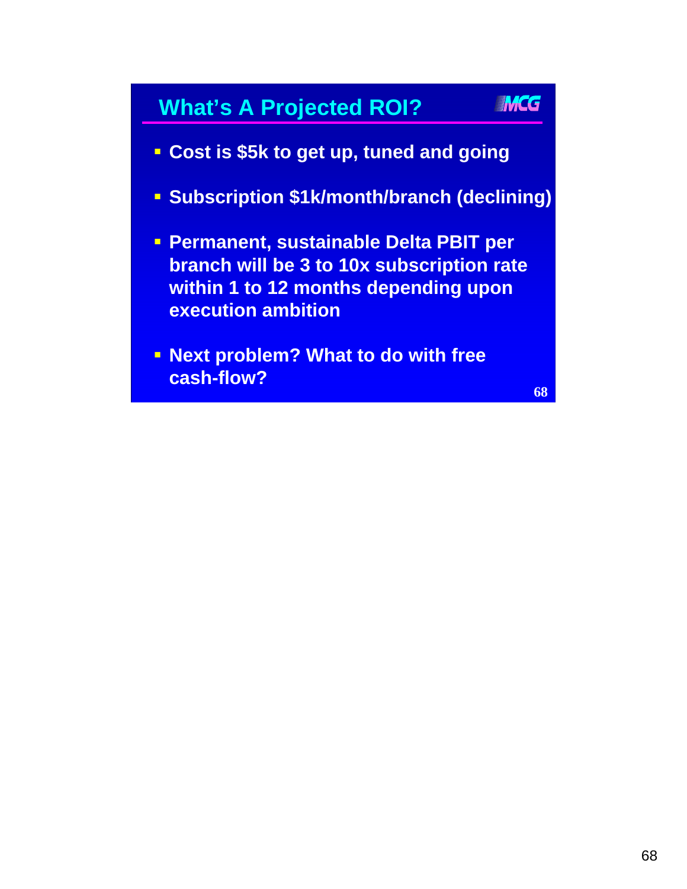## What's A Projected ROI?

- **Cost is $5k to get up, tuned and going**
- **Subscription $1k/month/branch (declining)**
- **Permanent, sustainable Delta PBIT per branch will be 3 to 10x subscription rate within 1 to 12 months depending upon execution ambition**
- **Next problem? What to do with free cash-flow?**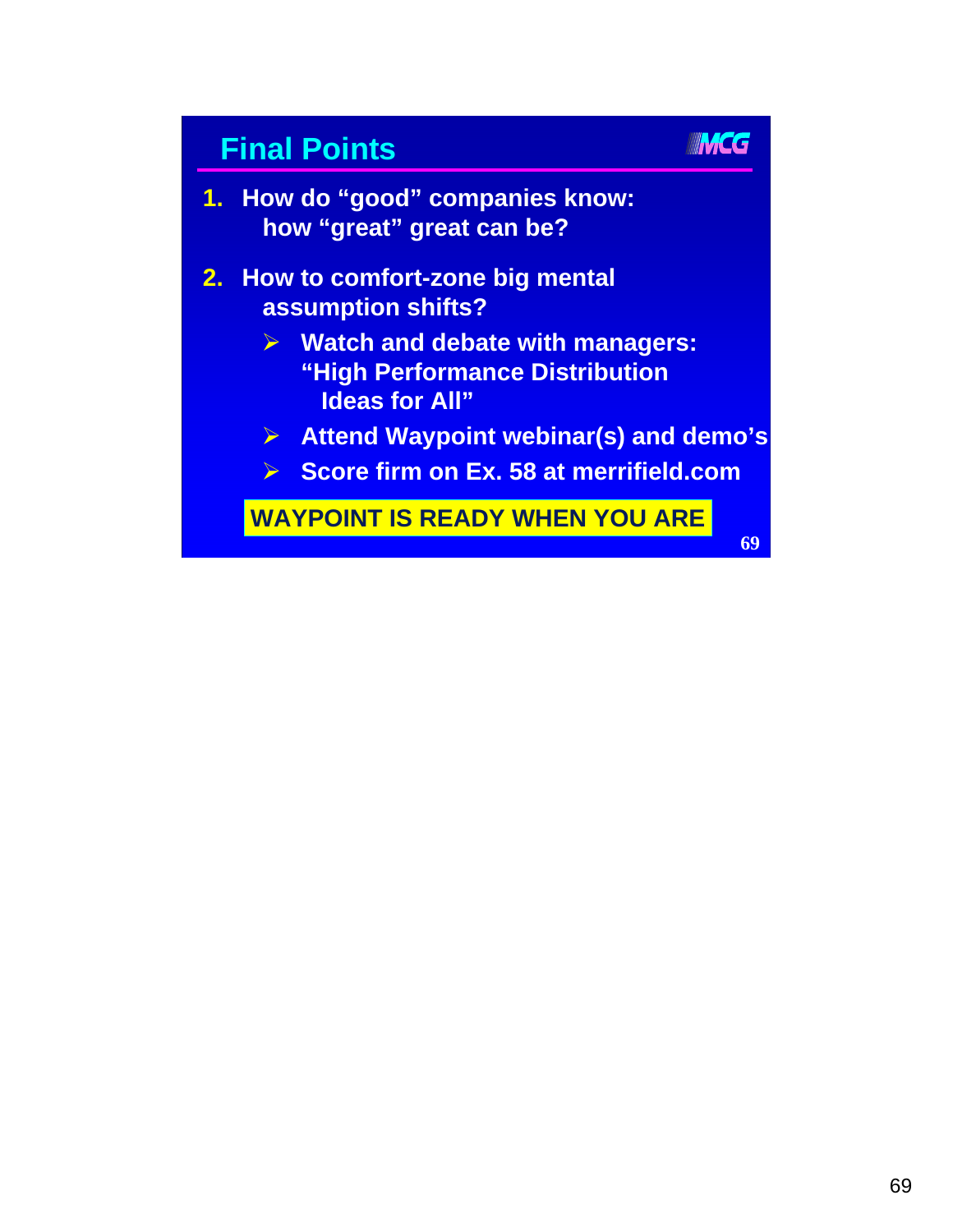## Final Points

MCG

1. How do "good" companies know: how "great" great can be?

2. How to comfort-zone big mental assumption shifts?
   - Watch and debate with managers: "High Performance Distribution Ideas for All"
   - Attend Waypoint webinar(s) and demo's
   - Score firm on Ex. 58 at merrifield.com

**WAYPOINT IS READY WHEN YOU ARE**